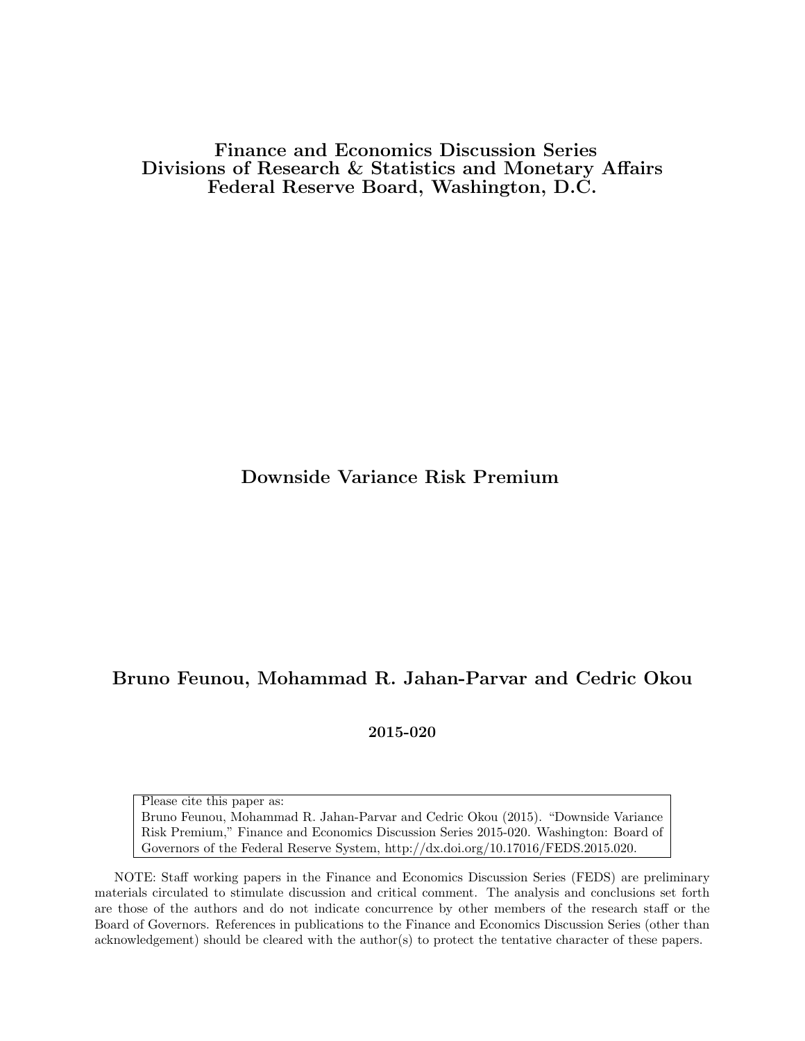**Finance and Economics Discussion Series**
**Divisions of Research & Statistics and Monetary Affairs**
**Federal Reserve Board, Washington, D.C.**

# Downside Variance Risk Premium

**Bruno Feunou, Mohammad R. Jahan-Parvar and Cedric Okou**

**2015-020**

Please cite this paper as:
Bruno Feunou, Mohammad R. Jahan-Parvar and Cedric Okou (2015). "Downside Variance Risk Premium," Finance and Economics Discussion Series 2015-020. Washington: Board of Governors of the Federal Reserve System, http://dx.doi.org/10.17016/FEDS.2015.020.

NOTE: Staff working papers in the Finance and Economics Discussion Series (FEDS) are preliminary materials circulated to stimulate discussion and critical comment. The analysis and conclusions set forth are those of the authors and do not indicate concurrence by other members of the research staff or the Board of Governors. References in publications to the Finance and Economics Discussion Series (other than acknowledgement) should be cleared with the author(s) to protect the tentative character of these papers.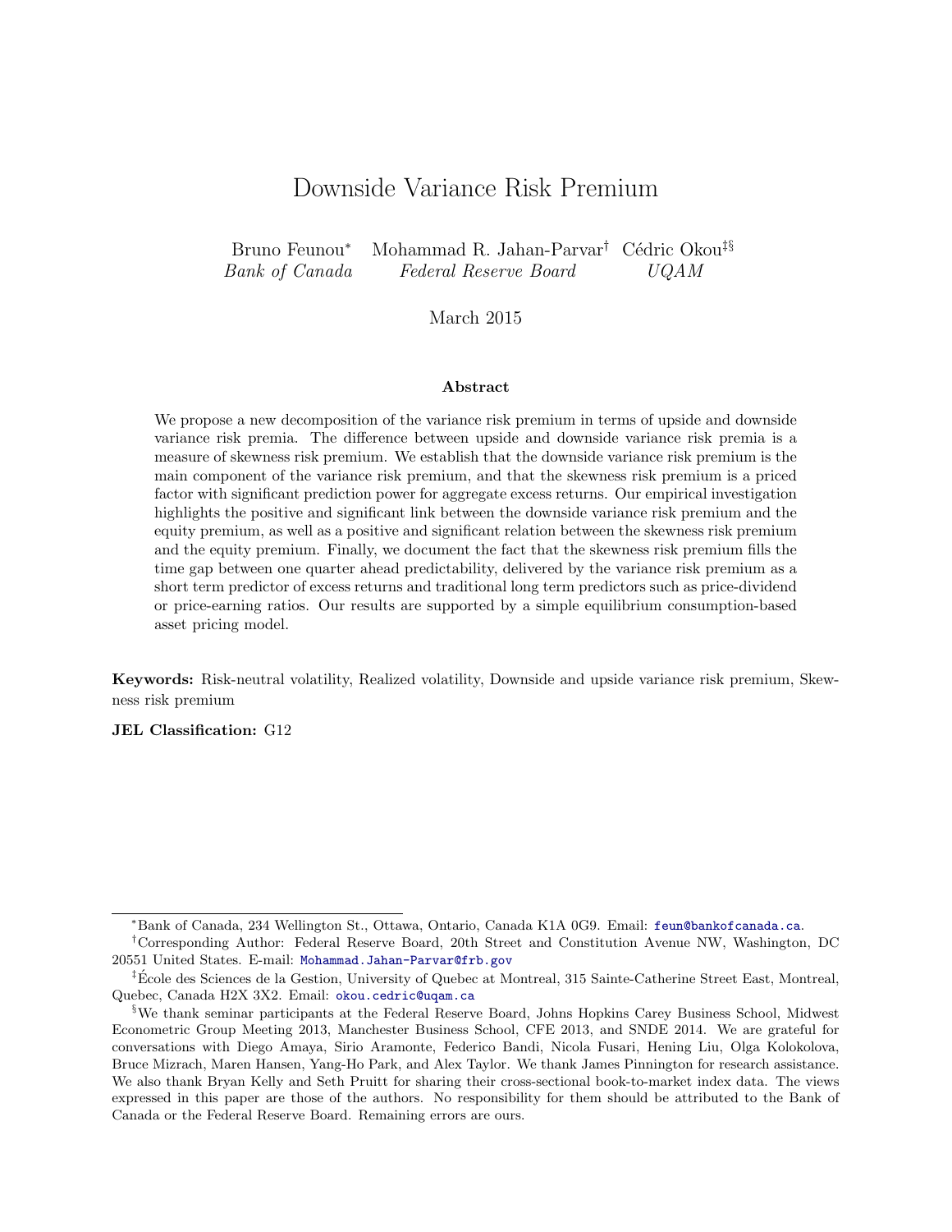# Downside Variance Risk Premium

Bruno Feunou[*] Mohammad R. Jahan-Parvar[†] Cédric Okou[‡§]

*Bank of Canada* *Federal Reserve Board* *UQAM*

March 2015

### Abstract

We propose a new decomposition of the variance risk premium in terms of upside and downside variance risk premia. The difference between upside and downside variance risk premia is a measure of skewness risk premium. We establish that the downside variance risk premium is the main component of the variance risk premium, and that the skewness risk premium is a priced factor with significant prediction power for aggregate excess returns. Our empirical investigation highlights the positive and significant link between the downside variance risk premium and the equity premium, as well as a positive and significant relation between the skewness risk premium and the equity premium. Finally, we document the fact that the skewness risk premium fills the time gap between one quarter ahead predictability, delivered by the variance risk premium as a short term predictor of excess returns and traditional long term predictors such as price-dividend or price-earning ratios. Our results are supported by a simple equilibrium consumption-based asset pricing model.

**Keywords:** Risk-neutral volatility, Realized volatility, Downside and upside variance risk premium, Skewness risk premium

**JEL Classification:** G12

---

[*] Bank of Canada, 234 Wellington St., Ottawa, Ontario, Canada K1A 0G9. Email: feun@bankofcanada.ca.

[†] Corresponding Author: Federal Reserve Board, 20th Street and Constitution Avenue NW, Washington, DC 20551 United States. E-mail: Mohammad.Jahan-Parvar@frb.gov

[‡] École des Sciences de la Gestion, University of Quebec at Montreal, 315 Sainte-Catherine Street East, Montreal, Quebec, Canada H2X 3X2. Email: okou.cedric@uqam.ca

[§] We thank seminar participants at the Federal Reserve Board, Johns Hopkins Carey Business School, Midwest Econometric Group Meeting 2013, Manchester Business School, CFE 2013, and SNDE 2014. We are grateful for conversations with Diego Amaya, Sirio Aramonte, Federico Bandi, Nicola Fusari, Hening Liu, Olga Kolokolova, Bruce Mizrach, Maren Hansen, Yang-Ho Park, and Alex Taylor. We thank James Pinnington for research assistance. We also thank Bryan Kelly and Seth Pruitt for sharing their cross-sectional book-to-market index data. The views expressed in this paper are those of the authors. No responsibility for them should be attributed to the Bank of Canada or the Federal Reserve Board. Remaining errors are ours.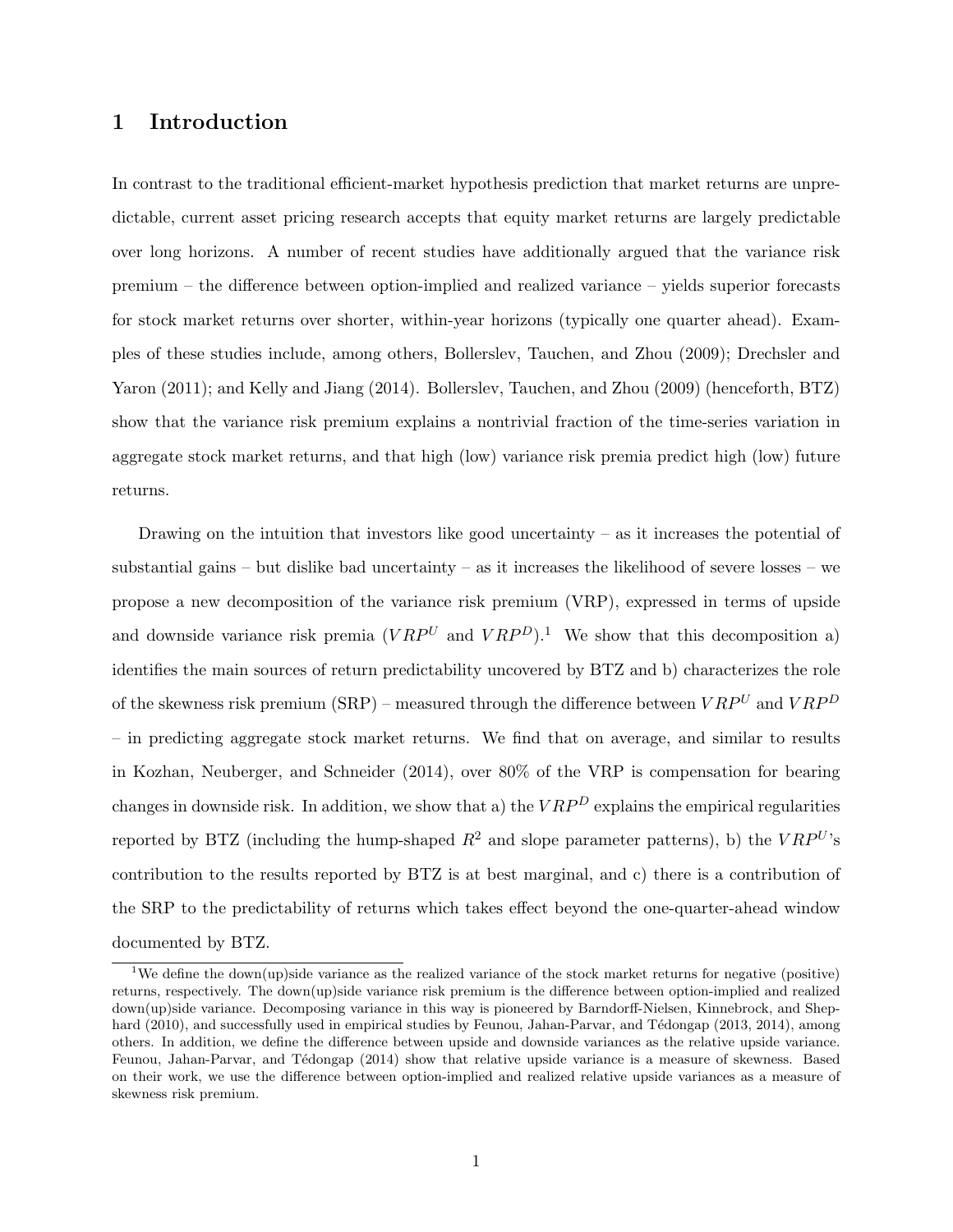# 1 Introduction

In contrast to the traditional efficient-market hypothesis prediction that market returns are unpredictable, current asset pricing research accepts that equity market returns are largely predictable over long horizons. A number of recent studies have additionally argued that the variance risk premium – the difference between option-implied and realized variance – yields superior forecasts for stock market returns over shorter, within-year horizons (typically one quarter ahead). Examples of these studies include, among others, Bollerslev, Tauchen, and Zhou (2009); Drechsler and Yaron (2011); and Kelly and Jiang (2014). Bollerslev, Tauchen, and Zhou (2009) (henceforth, BTZ) show that the variance risk premium explains a nontrivial fraction of the time-series variation in aggregate stock market returns, and that high (low) variance risk premia predict high (low) future returns.

Drawing on the intuition that investors like good uncertainty – as it increases the potential of substantial gains – but dislike bad uncertainty – as it increases the likelihood of severe losses – we propose a new decomposition of the variance risk premium (VRP), expressed in terms of upside and downside variance risk premia ($VRP^U$ and $VRP^D$).[1] We show that this decomposition a) identifies the main sources of return predictability uncovered by BTZ and b) characterizes the role of the skewness risk premium (SRP) – measured through the difference between $VRP^U$ and $VRP^D$ – in predicting aggregate stock market returns. We find that on average, and similar to results in Kozhan, Neuberger, and Schneider (2014), over 80% of the VRP is compensation for bearing changes in downside risk. In addition, we show that a) the $VRP^D$ explains the empirical regularities reported by BTZ (including the hump-shaped $R^2$ and slope parameter patterns), b) the $VRP^U$'s contribution to the results reported by BTZ is at best marginal, and c) there is a contribution of the SRP to the predictability of returns which takes effect beyond the one-quarter-ahead window documented by BTZ.

[1] We define the down(up)side variance as the realized variance of the stock market returns for negative (positive) returns, respectively. The down(up)side variance risk premium is the difference between option-implied and realized down(up)side variance. Decomposing variance in this way is pioneered by Barndorff-Nielsen, Kinnebrock, and Shephard (2010), and successfully used in empirical studies by Feunou, Jahan-Parvar, and Tédongap (2013, 2014), among others. In addition, we define the difference between upside and downside variances as the relative upside variance. Feunou, Jahan-Parvar, and Tédongap (2014) show that relative upside variance is a measure of skewness. Based on their work, we use the difference between option-implied and realized relative upside variances as a measure of skewness risk premium.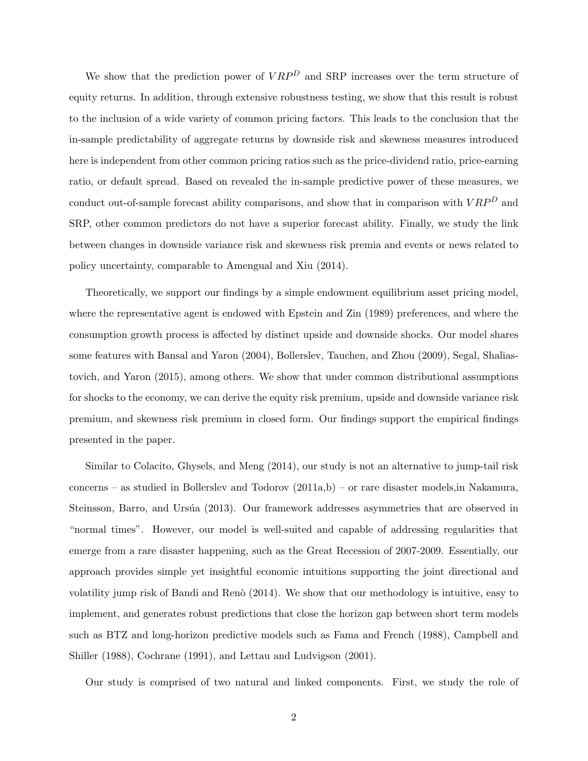We show that the prediction power of $VRP^D$ and SRP increases over the term structure of equity returns. In addition, through extensive robustness testing, we show that this result is robust to the inclusion of a wide variety of common pricing factors. This leads to the conclusion that the in-sample predictability of aggregate returns by downside risk and skewness measures introduced here is independent from other common pricing ratios such as the price-dividend ratio, price-earning ratio, or default spread. Based on revealed the in-sample predictive power of these measures, we conduct out-of-sample forecast ability comparisons, and show that in comparison with $VRP^D$ and SRP, other common predictors do not have a superior forecast ability. Finally, we study the link between changes in downside variance risk and skewness risk premia and events or news related to policy uncertainty, comparable to Amengual and Xiu (2014).

Theoretically, we support our findings by a simple endowment equilibrium asset pricing model, where the representative agent is endowed with Epstein and Zin (1989) preferences, and where the consumption growth process is affected by distinct upside and downside shocks. Our model shares some features with Bansal and Yaron (2004), Bollerslev, Tauchen, and Zhou (2009), Segal, Shaliastovich, and Yaron (2015), among others. We show that under common distributional assumptions for shocks to the economy, we can derive the equity risk premium, upside and downside variance risk premium, and skewness risk premium in closed form. Our findings support the empirical findings presented in the paper.

Similar to Colacito, Ghysels, and Meng (2014), our study is not an alternative to jump-tail risk concerns – as studied in Bollerslev and Todorov (2011a,b) – or rare disaster models,in Nakamura, Steinsson, Barro, and Ursúa (2013). Our framework addresses asymmetries that are observed in "normal times". However, our model is well-suited and capable of addressing regularities that emerge from a rare disaster happening, such as the Great Recession of 2007-2009. Essentially, our approach provides simple yet insightful economic intuitions supporting the joint directional and volatility jump risk of Bandi and Renò (2014). We show that our methodology is intuitive, easy to implement, and generates robust predictions that close the horizon gap between short term models such as BTZ and long-horizon predictive models such as Fama and French (1988), Campbell and Shiller (1988), Cochrane (1991), and Lettau and Ludvigson (2001).

Our study is comprised of two natural and linked components. First, we study the role of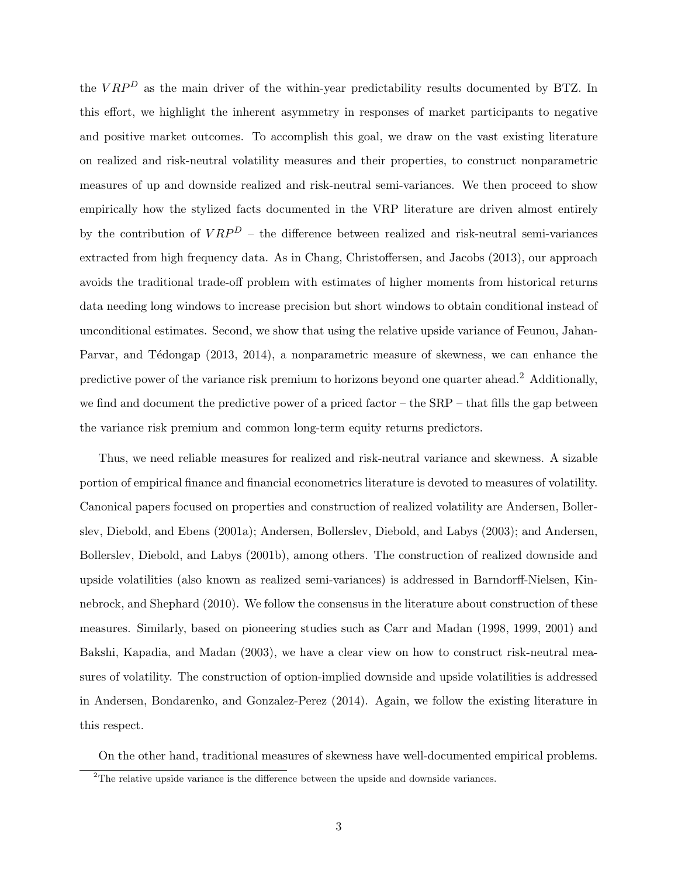the $VRP^D$ as the main driver of the within-year predictability results documented by BTZ. In this effort, we highlight the inherent asymmetry in responses of market participants to negative and positive market outcomes. To accomplish this goal, we draw on the vast existing literature on realized and risk-neutral volatility measures and their properties, to construct nonparametric measures of up and downside realized and risk-neutral semi-variances. We then proceed to show empirically how the stylized facts documented in the VRP literature are driven almost entirely by the contribution of $VRP^D$ – the difference between realized and risk-neutral semi-variances extracted from high frequency data. As in Chang, Christoffersen, and Jacobs (2013), our approach avoids the traditional trade-off problem with estimates of higher moments from historical returns data needing long windows to increase precision but short windows to obtain conditional instead of unconditional estimates. Second, we show that using the relative upside variance of Feunou, Jahan-Parvar, and Tédongap (2013, 2014), a nonparametric measure of skewness, we can enhance the predictive power of the variance risk premium to horizons beyond one quarter ahead.[2] Additionally, we find and document the predictive power of a priced factor – the SRP – that fills the gap between the variance risk premium and common long-term equity returns predictors.

Thus, we need reliable measures for realized and risk-neutral variance and skewness. A sizable portion of empirical finance and financial econometrics literature is devoted to measures of volatility. Canonical papers focused on properties and construction of realized volatility are Andersen, Bollerslev, Diebold, and Ebens (2001a); Andersen, Bollerslev, Diebold, and Labys (2003); and Andersen, Bollerslev, Diebold, and Labys (2001b), among others. The construction of realized downside and upside volatilities (also known as realized semi-variances) is addressed in Barndorff-Nielsen, Kinnebrock, and Shephard (2010). We follow the consensus in the literature about construction of these measures. Similarly, based on pioneering studies such as Carr and Madan (1998, 1999, 2001) and Bakshi, Kapadia, and Madan (2003), we have a clear view on how to construct risk-neutral measures of volatility. The construction of option-implied downside and upside volatilities is addressed in Andersen, Bondarenko, and Gonzalez-Perez (2014). Again, we follow the existing literature in this respect.

On the other hand, traditional measures of skewness have well-documented empirical problems.

[2] The relative upside variance is the difference between the upside and downside variances.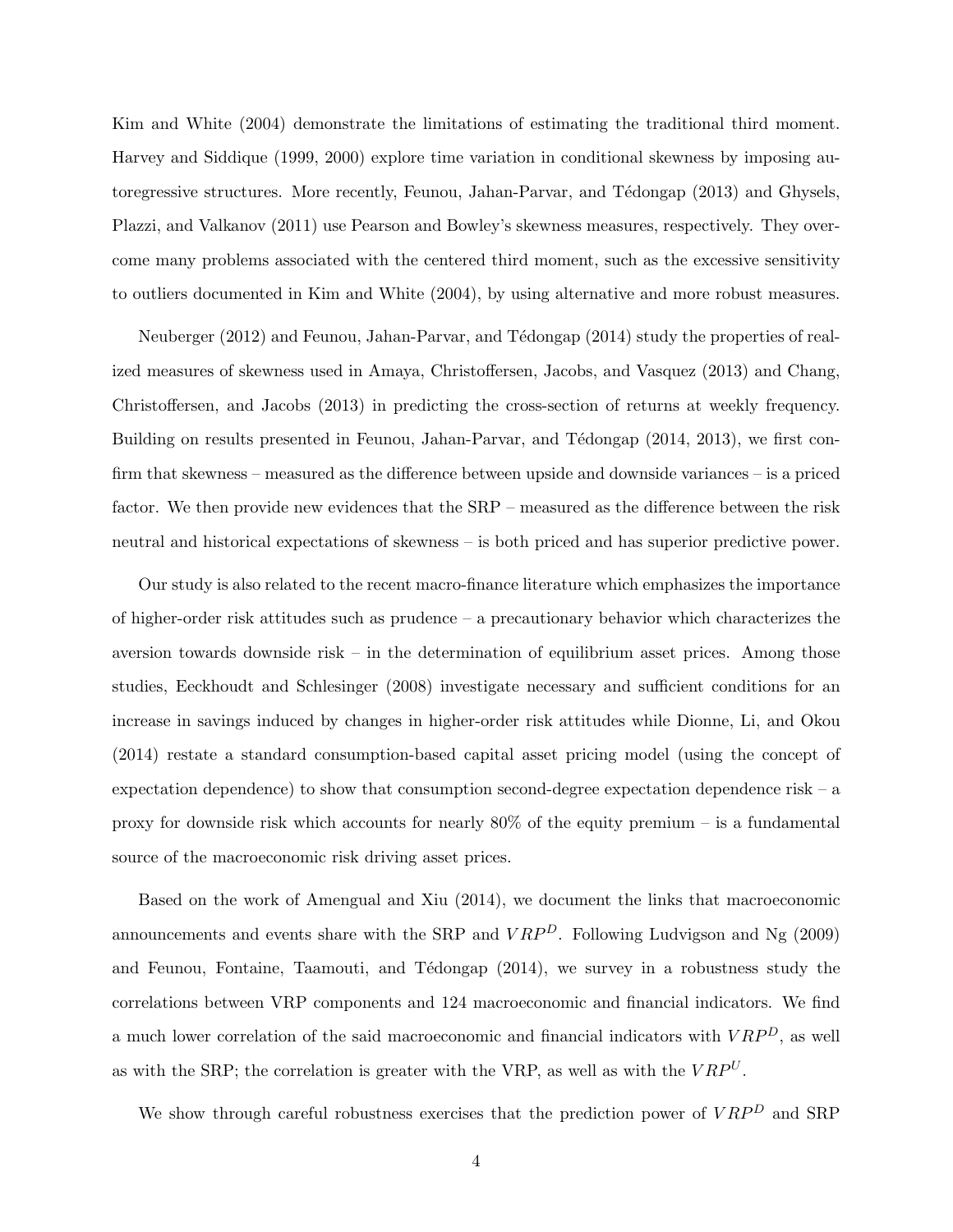Kim and White (2004) demonstrate the limitations of estimating the traditional third moment. Harvey and Siddique (1999, 2000) explore time variation in conditional skewness by imposing autoregressive structures. More recently, Feunou, Jahan-Parvar, and Tédongap (2013) and Ghysels, Plazzi, and Valkanov (2011) use Pearson and Bowley's skewness measures, respectively. They overcome many problems associated with the centered third moment, such as the excessive sensitivity to outliers documented in Kim and White (2004), by using alternative and more robust measures.

Neuberger (2012) and Feunou, Jahan-Parvar, and Tédongap (2014) study the properties of realized measures of skewness used in Amaya, Christoffersen, Jacobs, and Vasquez (2013) and Chang, Christoffersen, and Jacobs (2013) in predicting the cross-section of returns at weekly frequency. Building on results presented in Feunou, Jahan-Parvar, and Tédongap (2014, 2013), we first confirm that skewness – measured as the difference between upside and downside variances – is a priced factor. We then provide new evidences that the SRP – measured as the difference between the risk neutral and historical expectations of skewness – is both priced and has superior predictive power.

Our study is also related to the recent macro-finance literature which emphasizes the importance of higher-order risk attitudes such as prudence – a precautionary behavior which characterizes the aversion towards downside risk – in the determination of equilibrium asset prices. Among those studies, Eeckhoudt and Schlesinger (2008) investigate necessary and sufficient conditions for an increase in savings induced by changes in higher-order risk attitudes while Dionne, Li, and Okou (2014) restate a standard consumption-based capital asset pricing model (using the concept of expectation dependence) to show that consumption second-degree expectation dependence risk – a proxy for downside risk which accounts for nearly 80% of the equity premium – is a fundamental source of the macroeconomic risk driving asset prices.

Based on the work of Amengual and Xiu (2014), we document the links that macroeconomic announcements and events share with the SRP and $VRP^D$. Following Ludvigson and Ng (2009) and Feunou, Fontaine, Taamouti, and Tédongap (2014), we survey in a robustness study the correlations between VRP components and 124 macroeconomic and financial indicators. We find a much lower correlation of the said macroeconomic and financial indicators with $VRP^D$, as well as with the SRP; the correlation is greater with the VRP, as well as with the $VRP^U$.

We show through careful robustness exercises that the prediction power of $VRP^D$ and SRP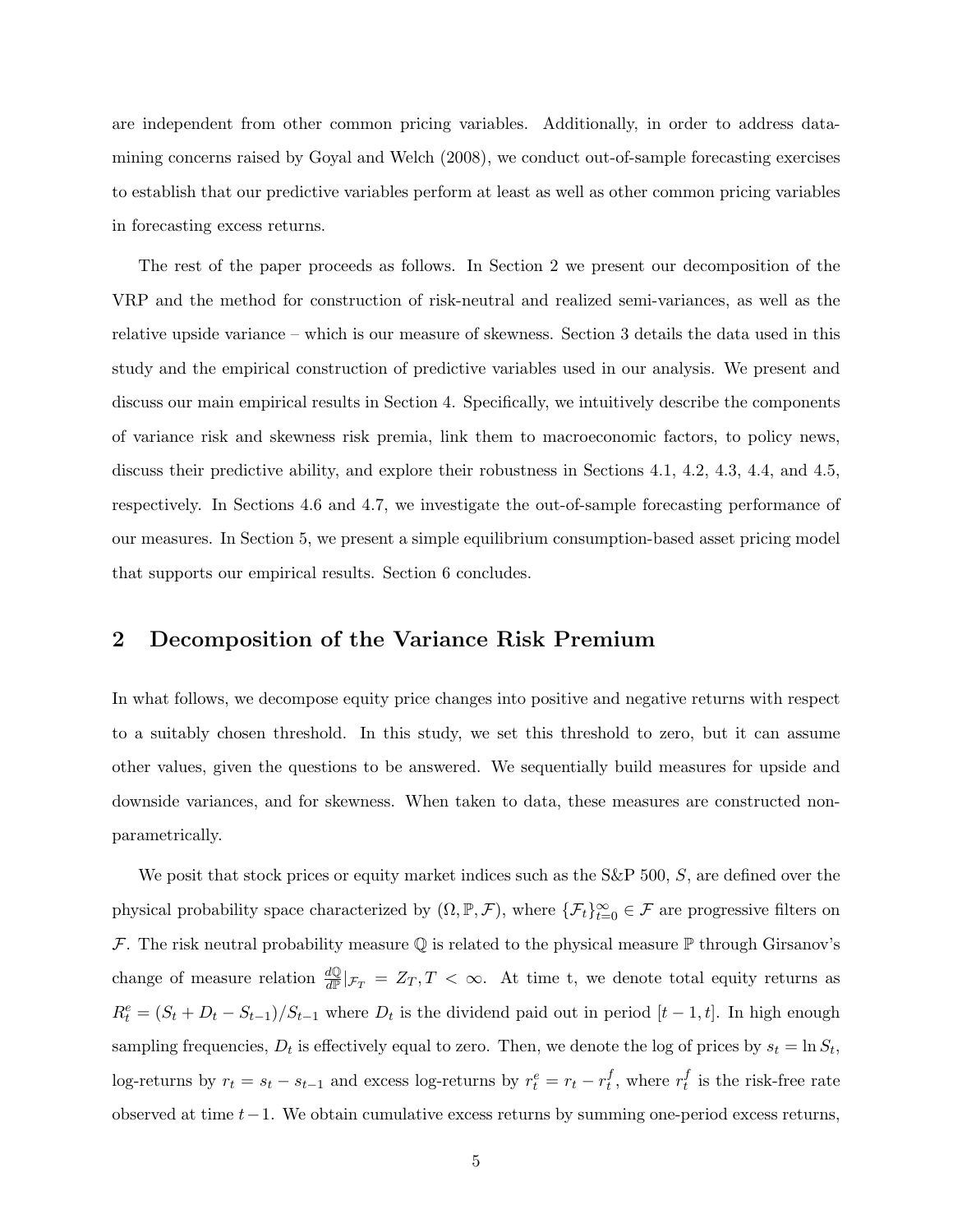are independent from other common pricing variables. Additionally, in order to address data-mining concerns raised by Goyal and Welch (2008), we conduct out-of-sample forecasting exercises to establish that our predictive variables perform at least as well as other common pricing variables in forecasting excess returns.

The rest of the paper proceeds as follows. In Section 2 we present our decomposition of the VRP and the method for construction of risk-neutral and realized semi-variances, as well as the relative upside variance – which is our measure of skewness. Section 3 details the data used in this study and the empirical construction of predictive variables used in our analysis. We present and discuss our main empirical results in Section 4. Specifically, we intuitively describe the components of variance risk and skewness risk premia, link them to macroeconomic factors, to policy news, discuss their predictive ability, and explore their robustness in Sections 4.1, 4.2, 4.3, 4.4, and 4.5, respectively. In Sections 4.6 and 4.7, we investigate the out-of-sample forecasting performance of our measures. In Section 5, we present a simple equilibrium consumption-based asset pricing model that supports our empirical results. Section 6 concludes.

## 2 Decomposition of the Variance Risk Premium

In what follows, we decompose equity price changes into positive and negative returns with respect to a suitably chosen threshold. In this study, we set this threshold to zero, but it can assume other values, given the questions to be answered. We sequentially build measures for upside and downside variances, and for skewness. When taken to data, these measures are constructed non-parametrically.

We posit that stock prices or equity market indices such as the S&P 500, $S$, are defined over the physical probability space characterized by $(\Omega, \mathbb{P}, \mathcal{F})$, where $\{\mathcal{F}_t\}_{t=0}^{\infty} \in \mathcal{F}$ are progressive filters on $\mathcal{F}$. The risk neutral probability measure $\mathbb{Q}$ is related to the physical measure $\mathbb{P}$ through Girsanov's change of measure relation $\frac{d\mathbb{Q}}{d\mathbb{P}}|_{\mathcal{F}_T} = Z_T, T < \infty$. At time t, we denote total equity returns as $R_t^e = (S_t + D_t - S_{t-1})/S_{t-1}$ where $D_t$ is the dividend paid out in period $[t-1, t]$. In high enough sampling frequencies, $D_t$ is effectively equal to zero. Then, we denote the log of prices by $s_t = \ln S_t$, log-returns by $r_t = s_t - s_{t-1}$ and excess log-returns by $r_t^e = r_t - r_t^f$, where $r_t^f$ is the risk-free rate observed at time $t-1$. We obtain cumulative excess returns by summing one-period excess returns,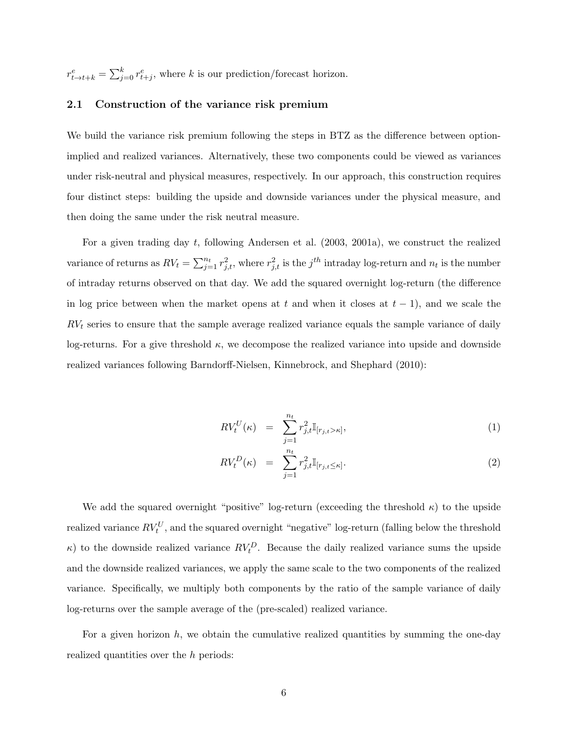$r^e_{t \to t+k} = \sum_{j=0}^{k} r^e_{t+j}$, where $k$ is our prediction/forecast horizon.

### 2.1 Construction of the variance risk premium

We build the variance risk premium following the steps in BTZ as the difference between option-implied and realized variances. Alternatively, these two components could be viewed as variances under risk-neutral and physical measures, respectively. In our approach, this construction requires four distinct steps: building the upside and downside variances under the physical measure, and then doing the same under the risk neutral measure.

For a given trading day $t$, following Andersen et al. (2003, 2001a), we construct the realized variance of returns as $RV_t = \sum_{j=1}^{n_t} r^2_{j,t}$, where $r^2_{j,t}$ is the $j^{th}$ intraday log-return and $n_t$ is the number of intraday returns observed on that day. We add the squared overnight log-return (the difference in log price between when the market opens at $t$ and when it closes at $t-1$), and we scale the $RV_t$ series to ensure that the sample average realized variance equals the sample variance of daily log-returns. For a give threshold $\kappa$, we decompose the realized variance into upside and downside realized variances following Barndorff-Nielsen, Kinnebrock, and Shephard (2010):

$$RV^U_t(\kappa) = \sum_{j=1}^{n_t} r^2_{j,t} \mathbb{I}_{[r_{j,t} > \kappa]}, \tag{1}$$

$$RV^D_t(\kappa) = \sum_{j=1}^{n_t} r^2_{j,t} \mathbb{I}_{[r_{j,t} \leq \kappa]}. \tag{2}$$

We add the squared overnight "positive" log-return (exceeding the threshold $\kappa$) to the upside realized variance $RV^U_t$, and the squared overnight "negative" log-return (falling below the threshold $\kappa$) to the downside realized variance $RV^D_t$. Because the daily realized variance sums the upside and the downside realized variances, we apply the same scale to the two components of the realized variance. Specifically, we multiply both components by the ratio of the sample variance of daily log-returns over the sample average of the (pre-scaled) realized variance.

For a given horizon $h$, we obtain the cumulative realized quantities by summing the one-day realized quantities over the $h$ periods: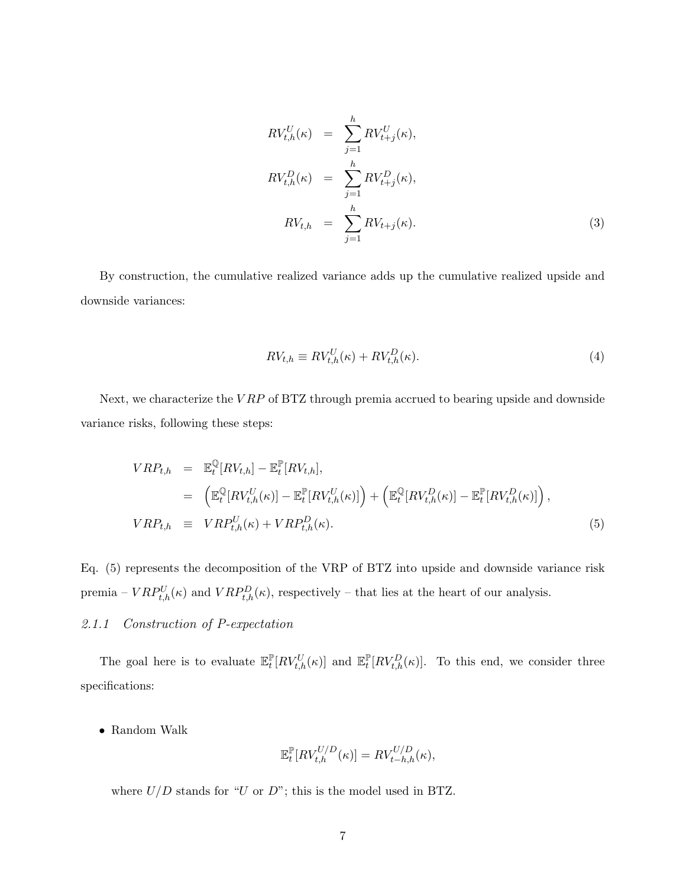$$
\begin{aligned}
RV^U_{t,h}(\kappa) &= \sum_{j=1}^{h} RV^U_{t+j}(\kappa), \\
RV^D_{t,h}(\kappa) &= \sum_{j=1}^{h} RV^D_{t+j}(\kappa), \\
RV_{t,h} &= \sum_{j=1}^{h} RV_{t+j}(\kappa).
\end{aligned} \tag{3}
$$

By construction, the cumulative realized variance adds up the cumulative realized upside and downside variances:

$$
RV_{t,h} \equiv RV^U_{t,h}(\kappa) + RV^D_{t,h}(\kappa). \tag{4}
$$

Next, we characterize the $VRP$ of BTZ through premia accrued to bearing upside and downside variance risks, following these steps:

$$
\begin{aligned}
VRP_{t,h} &= \mathbb{E}^{\mathbb{Q}}_t[RV_{t,h}] - \mathbb{E}^{\mathbb{P}}_t[RV_{t,h}], \\
&= \left(\mathbb{E}^{\mathbb{Q}}_t[RV^U_{t,h}(\kappa)] - \mathbb{E}^{\mathbb{P}}_t[RV^U_{t,h}(\kappa)]\right) + \left(\mathbb{E}^{\mathbb{Q}}_t[RV^D_{t,h}(\kappa)] - \mathbb{E}^{\mathbb{P}}_t[RV^D_{t,h}(\kappa)]\right), \\
VRP_{t,h} &\equiv VRP^U_{t,h}(\kappa) + VRP^D_{t,h}(\kappa).
\end{aligned} \tag{5}
$$

Eq. (5) represents the decomposition of the VRP of BTZ into upside and downside variance risk premia – $VRP^U_{t,h}(\kappa)$ and $VRP^D_{t,h}(\kappa)$, respectively – that lies at the heart of our analysis.

#### 2.1.1 *Construction of P-expectation*

The goal here is to evaluate $\mathbb{E}^{\mathbb{P}}_t[RV^U_{t,h}(\kappa)]$ and $\mathbb{E}^{\mathbb{P}}_t[RV^D_{t,h}(\kappa)]$. To this end, we consider three specifications:

- Random Walk

$$
\mathbb{E}^{\mathbb{P}}_t[RV^{U/D}_{t,h}(\kappa)] = RV^{U/D}_{t-h,h}(\kappa),
$$

  where $U/D$ stands for "$U$ or $D$"; this is the model used in BTZ.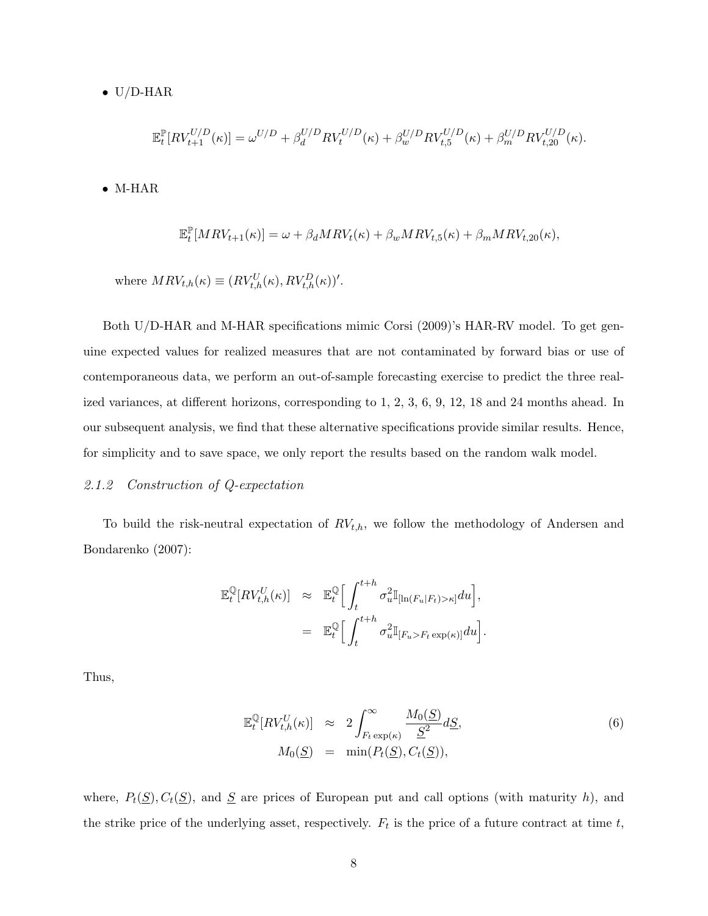- U/D-HAR

$$\mathbb{E}_t^{\mathbb{P}}[RV_{t+1}^{U/D}(\kappa)] = \omega^{U/D} + \beta_d^{U/D} RV_t^{U/D}(\kappa) + \beta_w^{U/D} RV_{t,5}^{U/D}(\kappa) + \beta_m^{U/D} RV_{t,20}^{U/D}(\kappa).$$

- M-HAR

$$\mathbb{E}_t^{\mathbb{P}}[MRV_{t+1}(\kappa)] = \omega + \beta_d MRV_t(\kappa) + \beta_w MRV_{t,5}(\kappa) + \beta_m MRV_{t,20}(\kappa),$$

where $MRV_{t,h}(\kappa) \equiv (RV_{t,h}^U(\kappa), RV_{t,h}^D(\kappa))'$.

Both U/D-HAR and M-HAR specifications mimic Corsi (2009)'s HAR-RV model. To get genuine expected values for realized measures that are not contaminated by forward bias or use of contemporaneous data, we perform an out-of-sample forecasting exercise to predict the three realized variances, at different horizons, corresponding to 1, 2, 3, 6, 9, 12, 18 and 24 months ahead. In our subsequent analysis, we find that these alternative specifications provide similar results. Hence, for simplicity and to save space, we only report the results based on the random walk model.

### 2.1.2 Construction of Q-expectation

To build the risk-neutral expectation of $RV_{t,h}$, we follow the methodology of Andersen and Bondarenko (2007):

$$\begin{aligned}
\mathbb{E}_t^{\mathbb{Q}}[RV_{t,h}^U(\kappa)] &\approx \mathbb{E}_t^{\mathbb{Q}}\Big[\int_t^{t+h} \sigma_u^2 \mathbb{I}_{[\ln(F_u|F_t)>\kappa]} du\Big], \\
&= \mathbb{E}_t^{\mathbb{Q}}\Big[\int_t^{t+h} \sigma_u^2 \mathbb{I}_{[F_u>F_t\exp(\kappa)]} du\Big].
\end{aligned}$$

Thus,

$$\begin{aligned}
\mathbb{E}_t^{\mathbb{Q}}[RV_{t,h}^U(\kappa)] &\approx 2\int_{F_t\exp(\kappa)}^{\infty} \frac{M_0(\underline{S})}{\underline{S}^2} d\underline{S}, \\
M_0(\underline{S}) &= \min(P_t(\underline{S}), C_t(\underline{S})),
\end{aligned} \tag{6}$$

where, $P_t(\underline{S}), C_t(\underline{S})$, and $\underline{S}$ are prices of European put and call options (with maturity $h$), and the strike price of the underlying asset, respectively. $F_t$ is the price of a future contract at time $t$,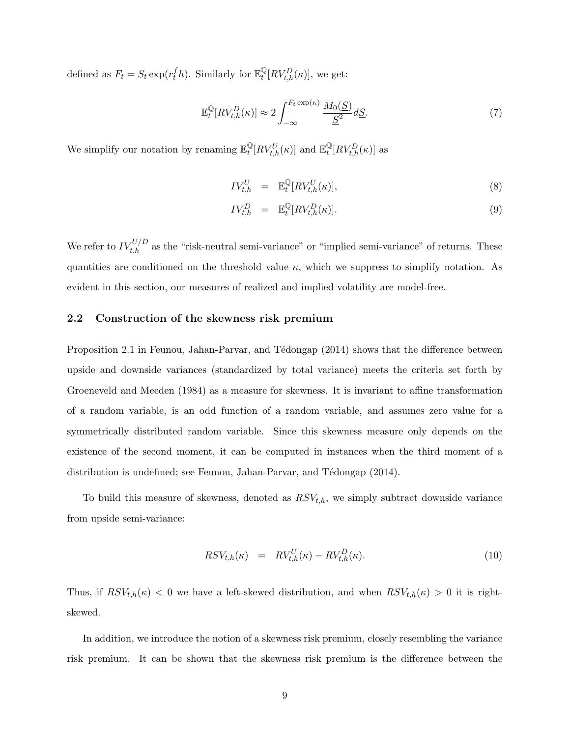defined as $F_t = S_t \exp(r_t^f h)$. Similarly for $\mathbb{E}_t^{\mathbb{Q}}[RV_{t,h}^D(\kappa)]$, we get:

$$\mathbb{E}_t^{\mathbb{Q}}[RV_{t,h}^D(\kappa)] \approx 2 \int_{-\infty}^{F_t \exp(\kappa)} \frac{M_0(\underline{S})}{\underline{S}^2} d\underline{S}. \tag{7}$$

We simplify our notation by renaming $\mathbb{E}_t^{\mathbb{Q}}[RV_{t,h}^U(\kappa)]$ and $\mathbb{E}_t^{\mathbb{Q}}[RV_{t,h}^D(\kappa)]$ as

$$IV_{t,h}^U = \mathbb{E}_t^{\mathbb{Q}}[RV_{t,h}^U(\kappa)], \tag{8}$$

$$IV_{t,h}^D = \mathbb{E}_t^{\mathbb{Q}}[RV_{t,h}^D(\kappa)]. \tag{9}$$

We refer to $IV_{t,h}^{U/D}$ as the "risk-neutral semi-variance" or "implied semi-variance" of returns. These quantities are conditioned on the threshold value $\kappa$, which we suppress to simplify notation. As evident in this section, our measures of realized and implied volatility are model-free.

## 2.2 Construction of the skewness risk premium

Proposition 2.1 in Feunou, Jahan-Parvar, and Tédongap (2014) shows that the difference between upside and downside variances (standardized by total variance) meets the criteria set forth by Groeneveld and Meeden (1984) as a measure for skewness. It is invariant to affine transformation of a random variable, is an odd function of a random variable, and assumes zero value for a symmetrically distributed random variable. Since this skewness measure only depends on the existence of the second moment, it can be computed in instances when the third moment of a distribution is undefined; see Feunou, Jahan-Parvar, and Tédongap (2014).

To build this measure of skewness, denoted as $RSV_{t,h}$, we simply subtract downside variance from upside semi-variance:

$$RSV_{t,h}(\kappa) = RV_{t,h}^U(\kappa) - RV_{t,h}^D(\kappa). \tag{10}$$

Thus, if $RSV_{t,h}(\kappa) < 0$ we have a left-skewed distribution, and when $RSV_{t,h}(\kappa) > 0$ it is right-skewed.

In addition, we introduce the notion of a skewness risk premium, closely resembling the variance risk premium. It can be shown that the skewness risk premium is the difference between the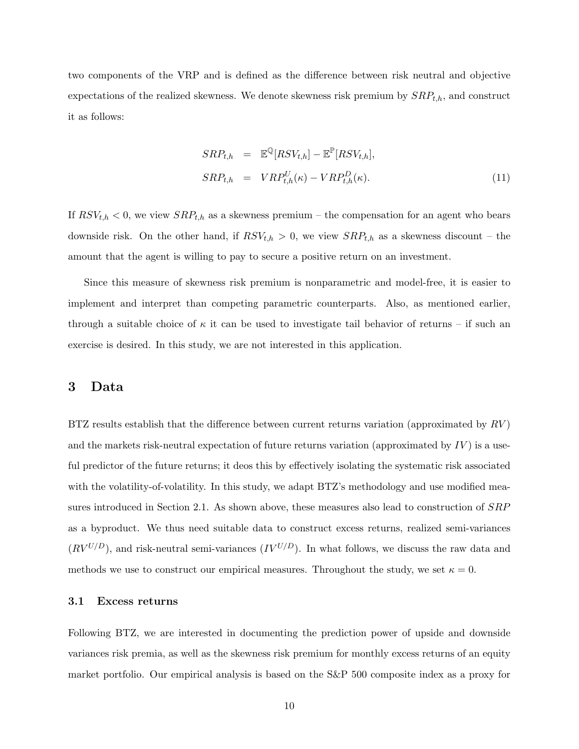two components of the VRP and is defined as the difference between risk neutral and objective expectations of the realized skewness. We denote skewness risk premium by $SRP_{t,h}$, and construct it as follows:

$$
\begin{aligned}
SRP_{t,h} &= \mathbb{E}^{\mathbb{Q}}[RSV_{t,h}] - \mathbb{E}^{\mathbb{P}}[RSV_{t,h}], \\
SRP_{t,h} &= VRP^{U}_{t,h}(\kappa) - VRP^{D}_{t,h}(\kappa).
\end{aligned}
\tag{11}
$$

If $RSV_{t,h} < 0$, we view $SRP_{t,h}$ as a skewness premium – the compensation for an agent who bears downside risk. On the other hand, if $RSV_{t,h} > 0$, we view $SRP_{t,h}$ as a skewness discount – the amount that the agent is willing to pay to secure a positive return on an investment.

Since this measure of skewness risk premium is nonparametric and model-free, it is easier to implement and interpret than competing parametric counterparts. Also, as mentioned earlier, through a suitable choice of $\kappa$ it can be used to investigate tail behavior of returns – if such an exercise is desired. In this study, we are not interested in this application.

## 3 Data

BTZ results establish that the difference between current returns variation (approximated by $RV$) and the markets risk-neutral expectation of future returns variation (approximated by $IV$) is a useful predictor of the future returns; it deos this by effectively isolating the systematic risk associated with the volatility-of-volatility. In this study, we adapt BTZ's methodology and use modified measures introduced in Section 2.1. As shown above, these measures also lead to construction of $SRP$ as a byproduct. We thus need suitable data to construct excess returns, realized semi-variances ($RV^{U/D}$), and risk-neutral semi-variances ($IV^{U/D}$). In what follows, we discuss the raw data and methods we use to construct our empirical measures. Throughout the study, we set $\kappa = 0$.

### 3.1 Excess returns

Following BTZ, we are interested in documenting the prediction power of upside and downside variances risk premia, as well as the skewness risk premium for monthly excess returns of an equity market portfolio. Our empirical analysis is based on the S&P 500 composite index as a proxy for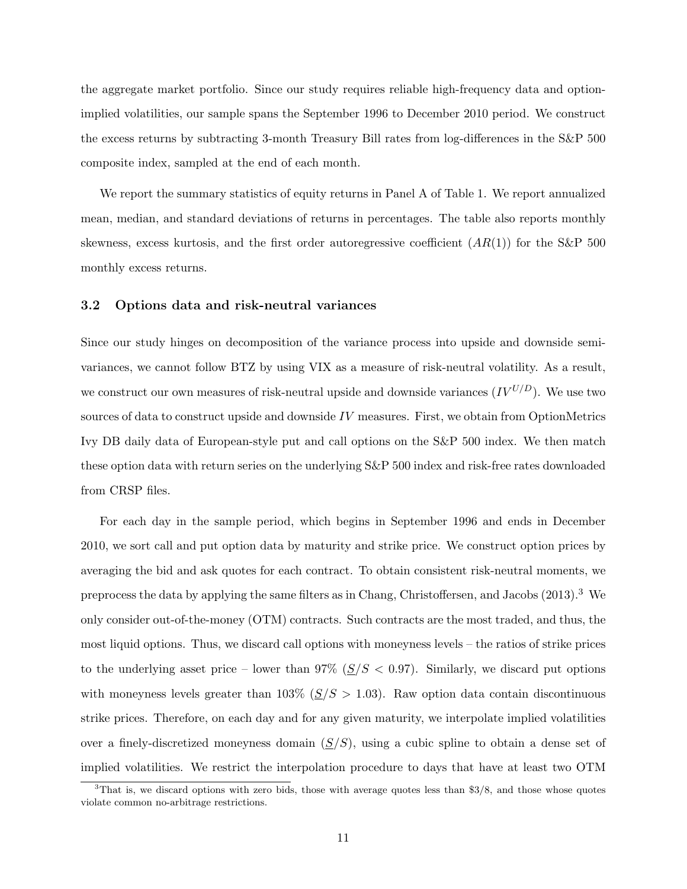the aggregate market portfolio. Since our study requires reliable high-frequency data and option-implied volatilities, our sample spans the September 1996 to December 2010 period. We construct the excess returns by subtracting 3-month Treasury Bill rates from log-differences in the S&P 500 composite index, sampled at the end of each month.

We report the summary statistics of equity returns in Panel A of Table 1. We report annualized mean, median, and standard deviations of returns in percentages. The table also reports monthly skewness, excess kurtosis, and the first order autoregressive coefficient ($AR(1)$) for the S&P 500 monthly excess returns.

### 3.2 Options data and risk-neutral variances

Since our study hinges on decomposition of the variance process into upside and downside semi-variances, we cannot follow BTZ by using VIX as a measure of risk-neutral volatility. As a result, we construct our own measures of risk-neutral upside and downside variances ($IV^{U/D}$). We use two sources of data to construct upside and downside $IV$ measures. First, we obtain from OptionMetrics Ivy DB daily data of European-style put and call options on the S&P 500 index. We then match these option data with return series on the underlying S&P 500 index and risk-free rates downloaded from CRSP files.

For each day in the sample period, which begins in September 1996 and ends in December 2010, we sort call and put option data by maturity and strike price. We construct option prices by averaging the bid and ask quotes for each contract. To obtain consistent risk-neutral moments, we preprocess the data by applying the same filters as in Chang, Christoffersen, and Jacobs (2013).[3] We only consider out-of-the-money (OTM) contracts. Such contracts are the most traded, and thus, the most liquid options. Thus, we discard call options with moneyness levels – the ratios of strike prices to the underlying asset price – lower than 97% ($\underline{S}/S < 0.97$). Similarly, we discard put options with moneyness levels greater than 103% ($\underline{S}/S > 1.03$). Raw option data contain discontinuous strike prices. Therefore, on each day and for any given maturity, we interpolate implied volatilities over a finely-discretized moneyness domain ($\underline{S}/S$), using a cubic spline to obtain a dense set of implied volatilities. We restrict the interpolation procedure to days that have at least two OTM

[3] That is, we discard options with zero bids, those with average quotes less than \$3/8, and those whose quotes violate common no-arbitrage restrictions.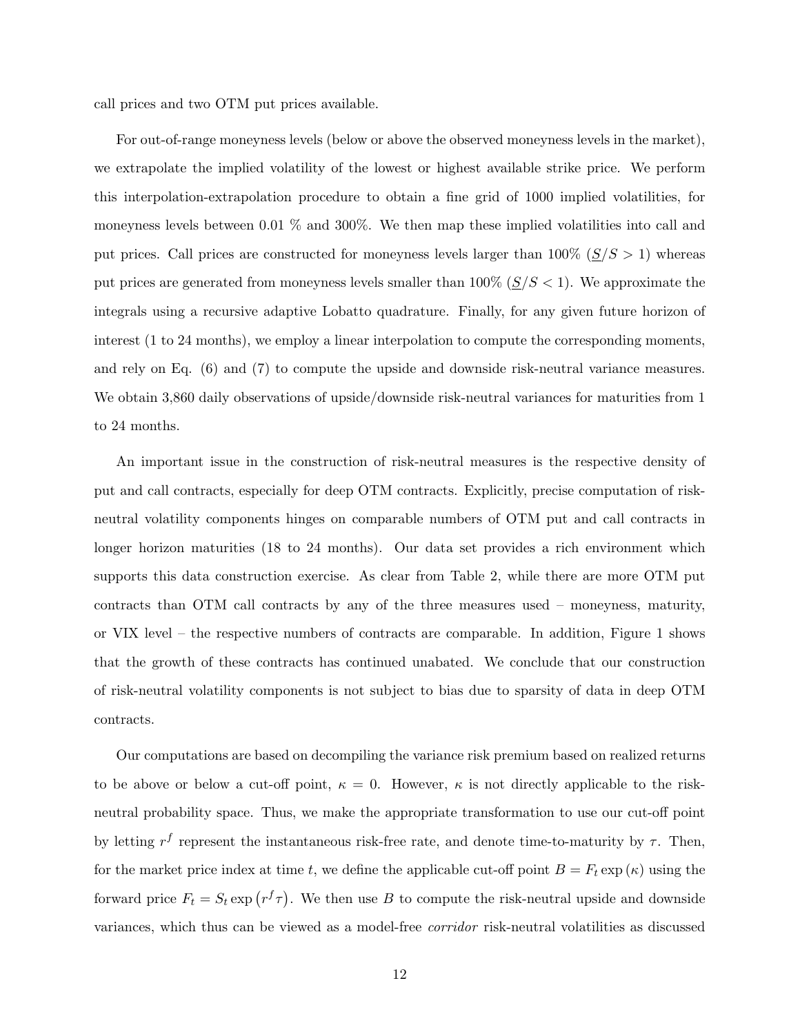call prices and two OTM put prices available.

For out-of-range moneyness levels (below or above the observed moneyness levels in the market), we extrapolate the implied volatility of the lowest or highest available strike price. We perform this interpolation-extrapolation procedure to obtain a fine grid of 1000 implied volatilities, for moneyness levels between 0.01 % and 300%. We then map these implied volatilities into call and put prices. Call prices are constructed for moneyness levels larger than 100% ($\underline{S}/S > 1$) whereas put prices are generated from moneyness levels smaller than 100% ($\underline{S}/S < 1$). We approximate the integrals using a recursive adaptive Lobatto quadrature. Finally, for any given future horizon of interest (1 to 24 months), we employ a linear interpolation to compute the corresponding moments, and rely on Eq. (6) and (7) to compute the upside and downside risk-neutral variance measures. We obtain 3,860 daily observations of upside/downside risk-neutral variances for maturities from 1 to 24 months.

An important issue in the construction of risk-neutral measures is the respective density of put and call contracts, especially for deep OTM contracts. Explicitly, precise computation of risk-neutral volatility components hinges on comparable numbers of OTM put and call contracts in longer horizon maturities (18 to 24 months). Our data set provides a rich environment which supports this data construction exercise. As clear from Table 2, while there are more OTM put contracts than OTM call contracts by any of the three measures used – moneyness, maturity, or VIX level – the respective numbers of contracts are comparable. In addition, Figure 1 shows that the growth of these contracts has continued unabated. We conclude that our construction of risk-neutral volatility components is not subject to bias due to sparsity of data in deep OTM contracts.

Our computations are based on decompiling the variance risk premium based on realized returns to be above or below a cut-off point, $\kappa = 0$. However, $\kappa$ is not directly applicable to the risk-neutral probability space. Thus, we make the appropriate transformation to use our cut-off point by letting $r^f$ represent the instantaneous risk-free rate, and denote time-to-maturity by $\tau$. Then, for the market price index at time $t$, we define the applicable cut-off point $B = F_t \exp(\kappa)$ using the forward price $F_t = S_t \exp(r^f \tau)$. We then use $B$ to compute the risk-neutral upside and downside variances, which thus can be viewed as a model-free *corridor* risk-neutral volatilities as discussed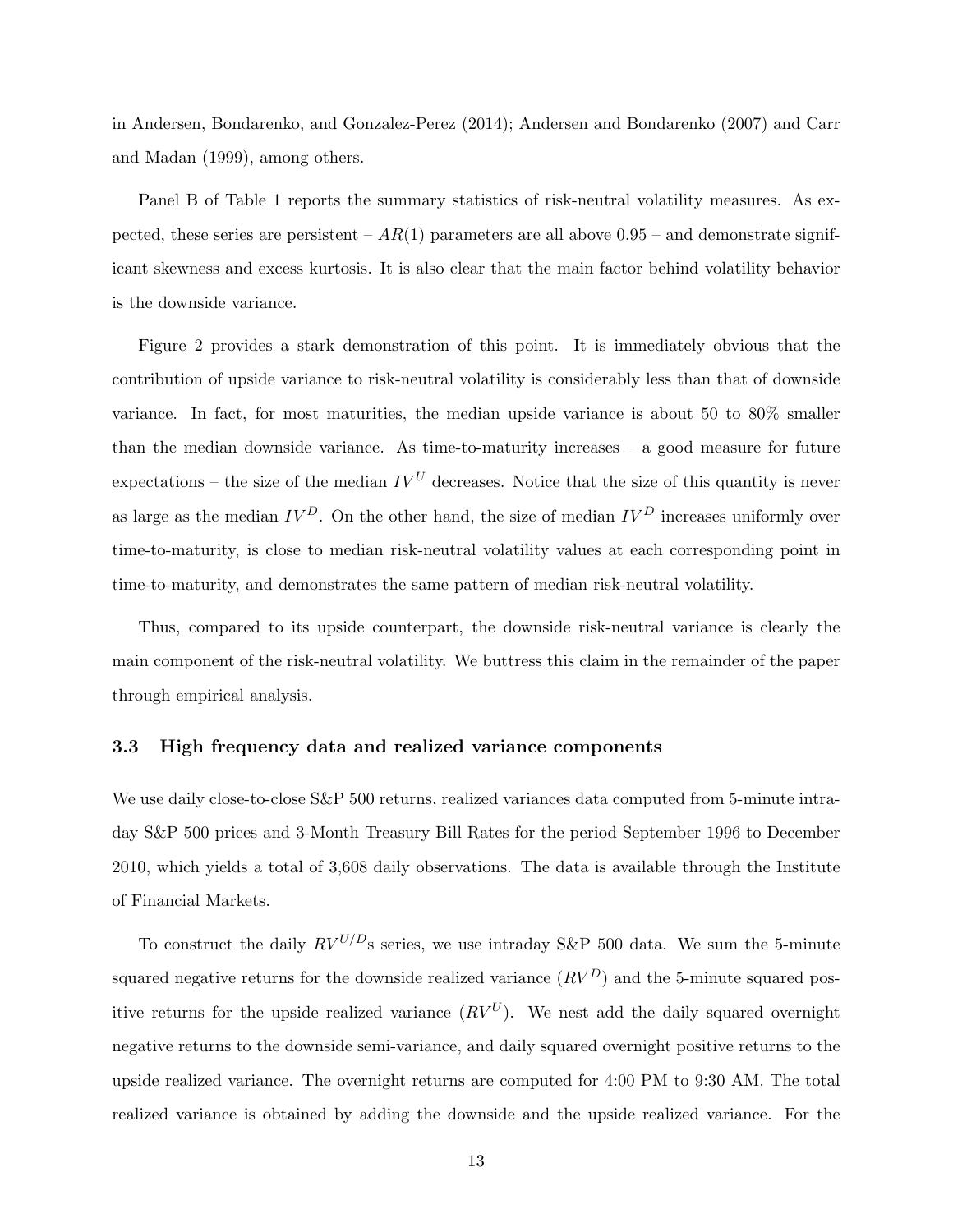in Andersen, Bondarenko, and Gonzalez-Perez (2014); Andersen and Bondarenko (2007) and Carr and Madan (1999), among others.

Panel B of Table 1 reports the summary statistics of risk-neutral volatility measures. As expected, these series are persistent – $AR(1)$ parameters are all above 0.95 – and demonstrate significant skewness and excess kurtosis. It is also clear that the main factor behind volatility behavior is the downside variance.

Figure 2 provides a stark demonstration of this point. It is immediately obvious that the contribution of upside variance to risk-neutral volatility is considerably less than that of downside variance. In fact, for most maturities, the median upside variance is about 50 to 80% smaller than the median downside variance. As time-to-maturity increases – a good measure for future expectations – the size of the median $IV^U$ decreases. Notice that the size of this quantity is never as large as the median $IV^D$. On the other hand, the size of median $IV^D$ increases uniformly over time-to-maturity, is close to median risk-neutral volatility values at each corresponding point in time-to-maturity, and demonstrates the same pattern of median risk-neutral volatility.

Thus, compared to its upside counterpart, the downside risk-neutral variance is clearly the main component of the risk-neutral volatility. We buttress this claim in the remainder of the paper through empirical analysis.

### 3.3 High frequency data and realized variance components

We use daily close-to-close S&P 500 returns, realized variances data computed from 5-minute intraday S&P 500 prices and 3-Month Treasury Bill Rates for the period September 1996 to December 2010, which yields a total of 3,608 daily observations. The data is available through the Institute of Financial Markets.

To construct the daily $RV^{U/D}$s series, we use intraday S&P 500 data. We sum the 5-minute squared negative returns for the downside realized variance ($RV^D$) and the 5-minute squared positive returns for the upside realized variance ($RV^U$). We nest add the daily squared overnight negative returns to the downside semi-variance, and daily squared overnight positive returns to the upside realized variance. The overnight returns are computed for 4:00 PM to 9:30 AM. The total realized variance is obtained by adding the downside and the upside realized variance. For the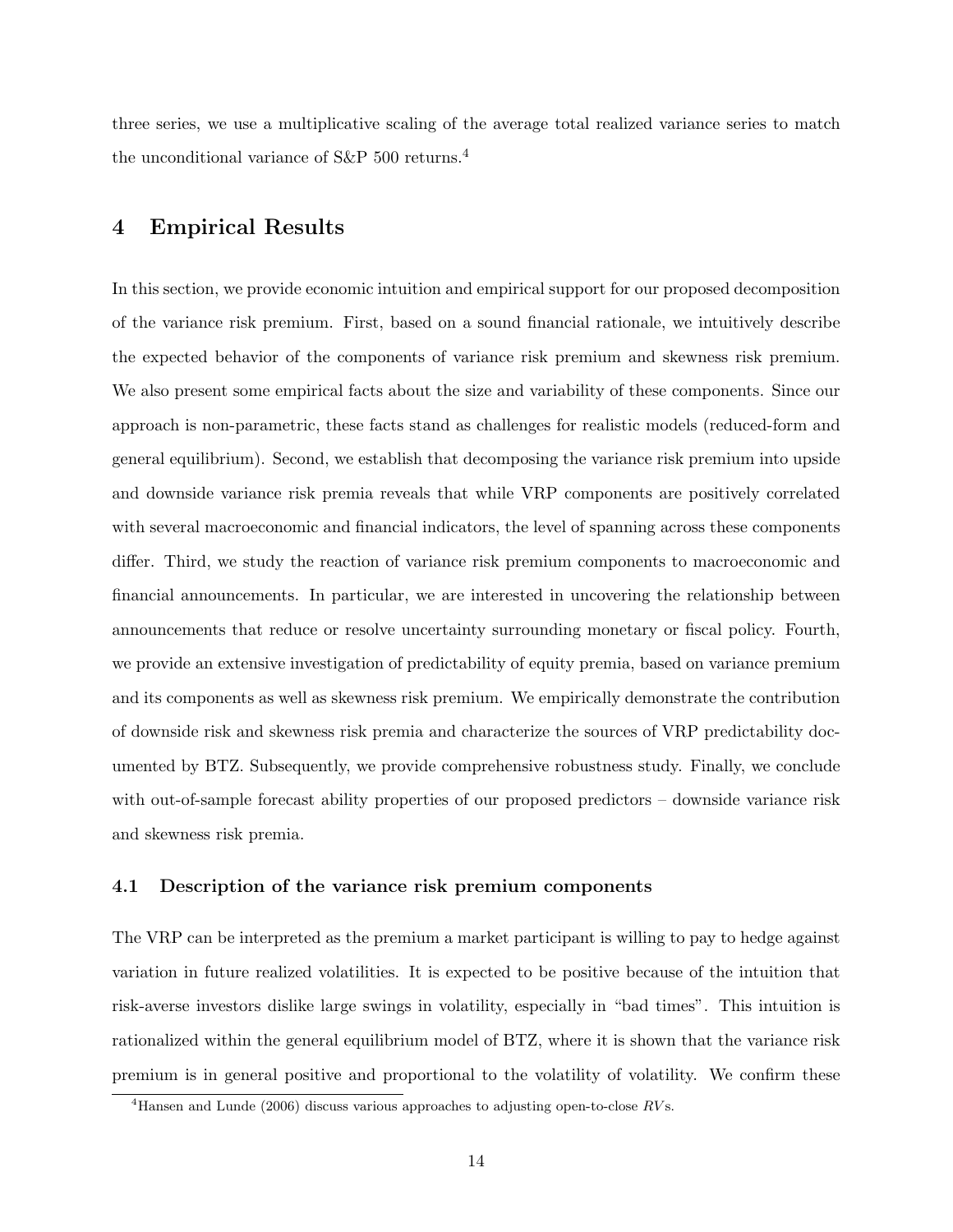three series, we use a multiplicative scaling of the average total realized variance series to match the unconditional variance of S&P 500 returns.[4]

# 4 Empirical Results

In this section, we provide economic intuition and empirical support for our proposed decomposition of the variance risk premium. First, based on a sound financial rationale, we intuitively describe the expected behavior of the components of variance risk premium and skewness risk premium. We also present some empirical facts about the size and variability of these components. Since our approach is non-parametric, these facts stand as challenges for realistic models (reduced-form and general equilibrium). Second, we establish that decomposing the variance risk premium into upside and downside variance risk premia reveals that while VRP components are positively correlated with several macroeconomic and financial indicators, the level of spanning across these components differ. Third, we study the reaction of variance risk premium components to macroeconomic and financial announcements. In particular, we are interested in uncovering the relationship between announcements that reduce or resolve uncertainty surrounding monetary or fiscal policy. Fourth, we provide an extensive investigation of predictability of equity premia, based on variance premium and its components as well as skewness risk premium. We empirically demonstrate the contribution of downside risk and skewness risk premia and characterize the sources of VRP predictability documented by BTZ. Subsequently, we provide comprehensive robustness study. Finally, we conclude with out-of-sample forecast ability properties of our proposed predictors – downside variance risk and skewness risk premia.

## 4.1 Description of the variance risk premium components

The VRP can be interpreted as the premium a market participant is willing to pay to hedge against variation in future realized volatilities. It is expected to be positive because of the intuition that risk-averse investors dislike large swings in volatility, especially in "bad times". This intuition is rationalized within the general equilibrium model of BTZ, where it is shown that the variance risk premium is in general positive and proportional to the volatility of volatility. We confirm these

[4] Hansen and Lunde (2006) discuss various approaches to adjusting open-to-close $RV$s.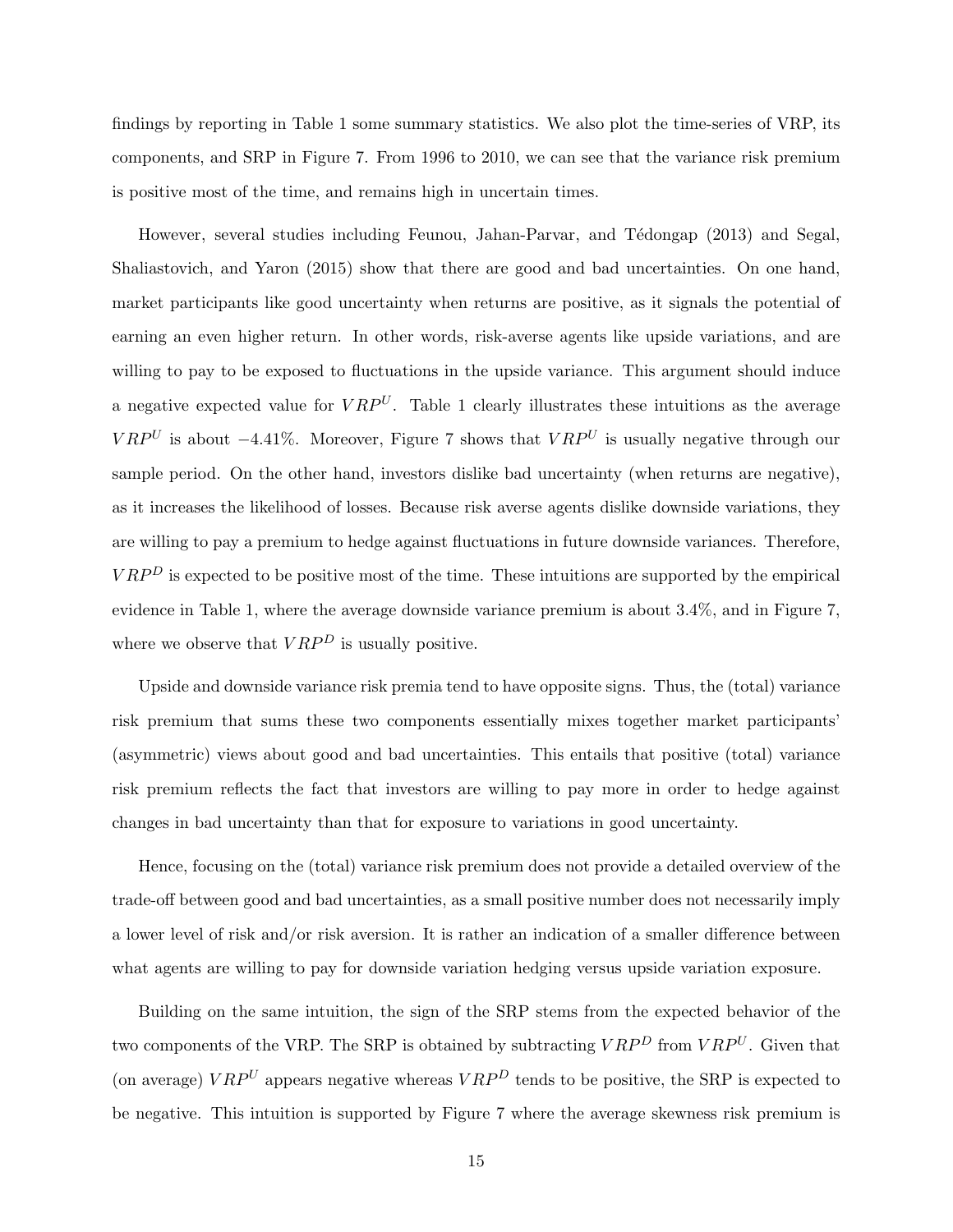findings by reporting in Table 1 some summary statistics. We also plot the time-series of VRP, its components, and SRP in Figure 7. From 1996 to 2010, we can see that the variance risk premium is positive most of the time, and remains high in uncertain times.

However, several studies including Feunou, Jahan-Parvar, and Tédongap (2013) and Segal, Shaliastovich, and Yaron (2015) show that there are good and bad uncertainties. On one hand, market participants like good uncertainty when returns are positive, as it signals the potential of earning an even higher return. In other words, risk-averse agents like upside variations, and are willing to pay to be exposed to fluctuations in the upside variance. This argument should induce a negative expected value for $VRP^U$. Table 1 clearly illustrates these intuitions as the average $VRP^U$ is about $-4.41\%$. Moreover, Figure 7 shows that $VRP^U$ is usually negative through our sample period. On the other hand, investors dislike bad uncertainty (when returns are negative), as it increases the likelihood of losses. Because risk averse agents dislike downside variations, they are willing to pay a premium to hedge against fluctuations in future downside variances. Therefore, $VRP^D$ is expected to be positive most of the time. These intuitions are supported by the empirical evidence in Table 1, where the average downside variance premium is about 3.4%, and in Figure 7, where we observe that $VRP^D$ is usually positive.

Upside and downside variance risk premia tend to have opposite signs. Thus, the (total) variance risk premium that sums these two components essentially mixes together market participants' (asymmetric) views about good and bad uncertainties. This entails that positive (total) variance risk premium reflects the fact that investors are willing to pay more in order to hedge against changes in bad uncertainty than that for exposure to variations in good uncertainty.

Hence, focusing on the (total) variance risk premium does not provide a detailed overview of the trade-off between good and bad uncertainties, as a small positive number does not necessarily imply a lower level of risk and/or risk aversion. It is rather an indication of a smaller difference between what agents are willing to pay for downside variation hedging versus upside variation exposure.

Building on the same intuition, the sign of the SRP stems from the expected behavior of the two components of the VRP. The SRP is obtained by subtracting $VRP^D$ from $VRP^U$. Given that (on average) $VRP^U$ appears negative whereas $VRP^D$ tends to be positive, the SRP is expected to be negative. This intuition is supported by Figure 7 where the average skewness risk premium is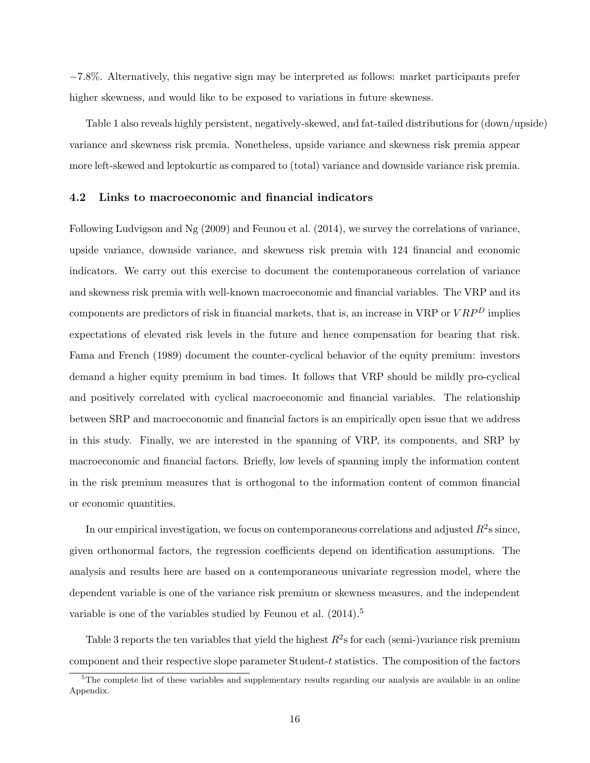−7.8%. Alternatively, this negative sign may be interpreted as follows: market participants prefer higher skewness, and would like to be exposed to variations in future skewness.

Table 1 also reveals highly persistent, negatively-skewed, and fat-tailed distributions for (down/upside) variance and skewness risk premia. Nonetheless, upside variance and skewness risk premia appear more left-skewed and leptokurtic as compared to (total) variance and downside variance risk premia.

### 4.2 Links to macroeconomic and financial indicators

Following Ludvigson and Ng (2009) and Feunou et al. (2014), we survey the correlations of variance, upside variance, downside variance, and skewness risk premia with 124 financial and economic indicators. We carry out this exercise to document the contemporaneous correlation of variance and skewness risk premia with well-known macroeconomic and financial variables. The VRP and its components are predictors of risk in financial markets, that is, an increase in VRP or $VRP^D$ implies expectations of elevated risk levels in the future and hence compensation for bearing that risk. Fama and French (1989) document the counter-cyclical behavior of the equity premium: investors demand a higher equity premium in bad times. It follows that VRP should be mildly pro-cyclical and positively correlated with cyclical macroeconomic and financial variables. The relationship between SRP and macroeconomic and financial factors is an empirically open issue that we address in this study. Finally, we are interested in the spanning of VRP, its components, and SRP by macroeconomic and financial factors. Briefly, low levels of spanning imply the information content in the risk premium measures that is orthogonal to the information content of common financial or economic quantities.

In our empirical investigation, we focus on contemporaneous correlations and adjusted $R^2$s since, given orthonormal factors, the regression coefficients depend on identification assumptions. The analysis and results here are based on a contemporaneous univariate regression model, where the dependent variable is one of the variance risk premium or skewness measures, and the independent variable is one of the variables studied by Feunou et al. (2014).[5]

Table 3 reports the ten variables that yield the highest $R^2$s for each (semi-)variance risk premium component and their respective slope parameter Student-$t$ statistics. The composition of the factors

[5] The complete list of these variables and supplementary results regarding our analysis are available in an online Appendix.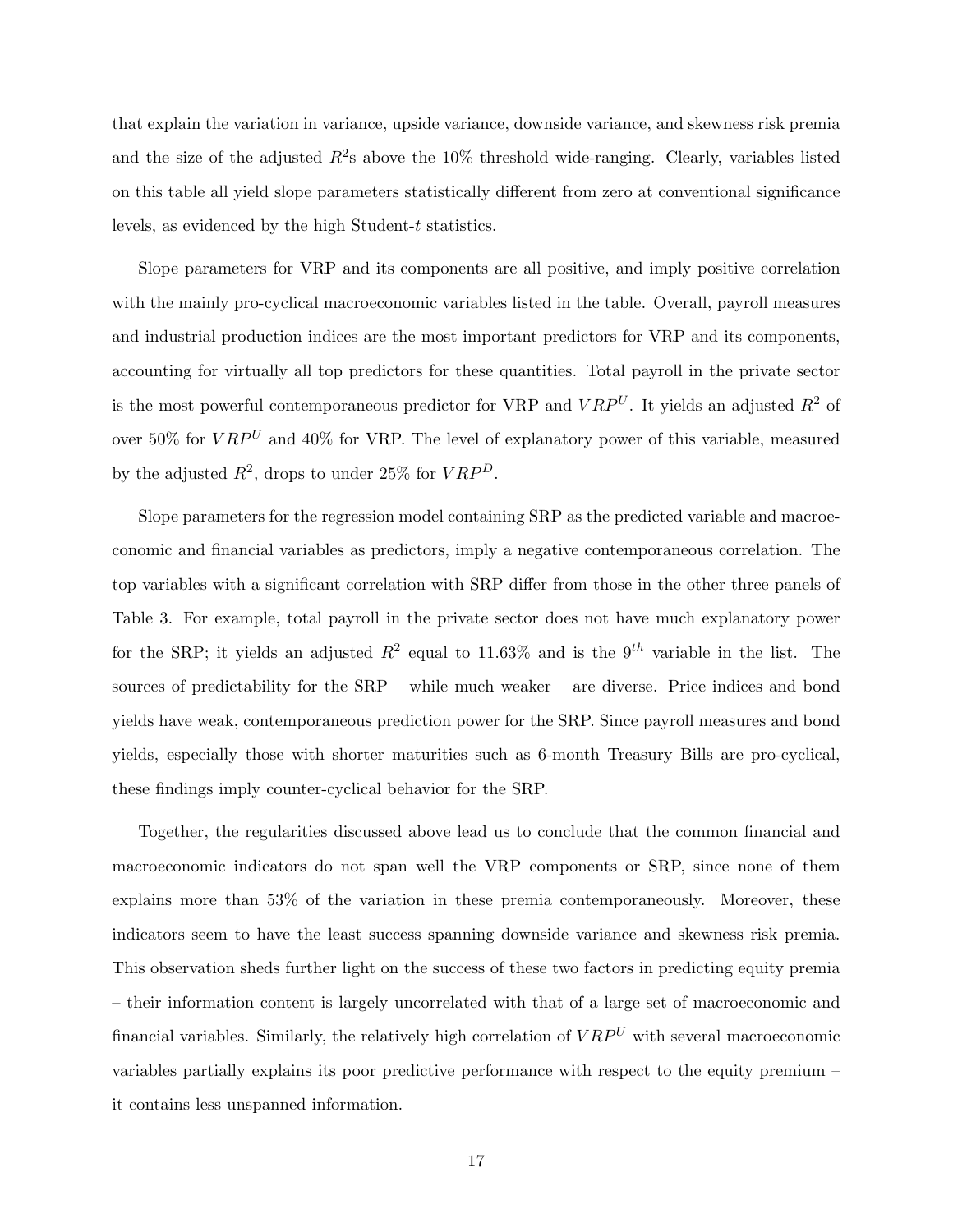that explain the variation in variance, upside variance, downside variance, and skewness risk premia and the size of the adjusted $R^2$s above the 10% threshold wide-ranging. Clearly, variables listed on this table all yield slope parameters statistically different from zero at conventional significance levels, as evidenced by the high Student-$t$ statistics.

Slope parameters for VRP and its components are all positive, and imply positive correlation with the mainly pro-cyclical macroeconomic variables listed in the table. Overall, payroll measures and industrial production indices are the most important predictors for VRP and its components, accounting for virtually all top predictors for these quantities. Total payroll in the private sector is the most powerful contemporaneous predictor for VRP and $VRP^U$. It yields an adjusted $R^2$ of over 50% for $VRP^U$ and 40% for VRP. The level of explanatory power of this variable, measured by the adjusted $R^2$, drops to under 25% for $VRP^D$.

Slope parameters for the regression model containing SRP as the predicted variable and macroeconomic and financial variables as predictors, imply a negative contemporaneous correlation. The top variables with a significant correlation with SRP differ from those in the other three panels of Table 3. For example, total payroll in the private sector does not have much explanatory power for the SRP; it yields an adjusted $R^2$ equal to 11.63% and is the $9^{th}$ variable in the list. The sources of predictability for the SRP – while much weaker – are diverse. Price indices and bond yields have weak, contemporaneous prediction power for the SRP. Since payroll measures and bond yields, especially those with shorter maturities such as 6-month Treasury Bills are pro-cyclical, these findings imply counter-cyclical behavior for the SRP.

Together, the regularities discussed above lead us to conclude that the common financial and macroeconomic indicators do not span well the VRP components or SRP, since none of them explains more than 53% of the variation in these premia contemporaneously. Moreover, these indicators seem to have the least success spanning downside variance and skewness risk premia. This observation sheds further light on the success of these two factors in predicting equity premia – their information content is largely uncorrelated with that of a large set of macroeconomic and financial variables. Similarly, the relatively high correlation of $VRP^U$ with several macroeconomic variables partially explains its poor predictive performance with respect to the equity premium – it contains less unspanned information.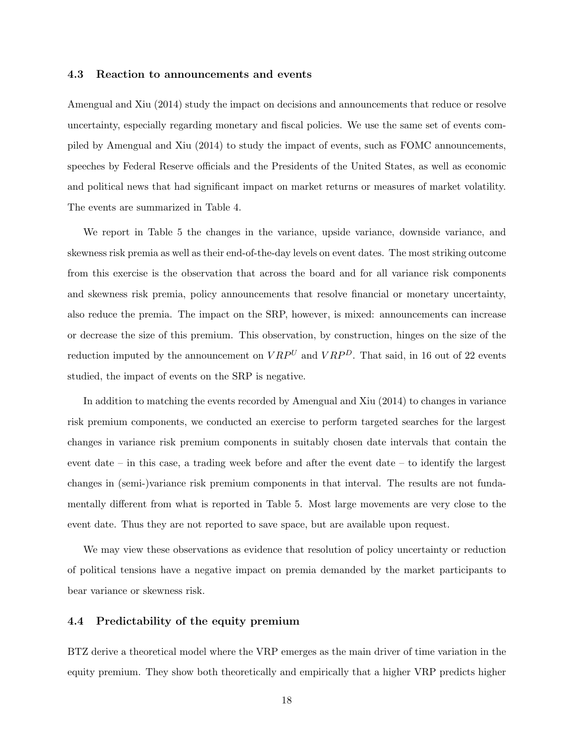### 4.3 Reaction to announcements and events

Amengual and Xiu (2014) study the impact on decisions and announcements that reduce or resolve uncertainty, especially regarding monetary and fiscal policies. We use the same set of events compiled by Amengual and Xiu (2014) to study the impact of events, such as FOMC announcements, speeches by Federal Reserve officials and the Presidents of the United States, as well as economic and political news that had significant impact on market returns or measures of market volatility. The events are summarized in Table 4.

We report in Table 5 the changes in the variance, upside variance, downside variance, and skewness risk premia as well as their end-of-the-day levels on event dates. The most striking outcome from this exercise is the observation that across the board and for all variance risk components and skewness risk premia, policy announcements that resolve financial or monetary uncertainty, also reduce the premia. The impact on the SRP, however, is mixed: announcements can increase or decrease the size of this premium. This observation, by construction, hinges on the size of the reduction imputed by the announcement on $VRP^U$ and $VRP^D$. That said, in 16 out of 22 events studied, the impact of events on the SRP is negative.

In addition to matching the events recorded by Amengual and Xiu (2014) to changes in variance risk premium components, we conducted an exercise to perform targeted searches for the largest changes in variance risk premium components in suitably chosen date intervals that contain the event date – in this case, a trading week before and after the event date – to identify the largest changes in (semi-)variance risk premium components in that interval. The results are not fundamentally different from what is reported in Table 5. Most large movements are very close to the event date. Thus they are not reported to save space, but are available upon request.

We may view these observations as evidence that resolution of policy uncertainty or reduction of political tensions have a negative impact on premia demanded by the market participants to bear variance or skewness risk.

### 4.4 Predictability of the equity premium

BTZ derive a theoretical model where the VRP emerges as the main driver of time variation in the equity premium. They show both theoretically and empirically that a higher VRP predicts higher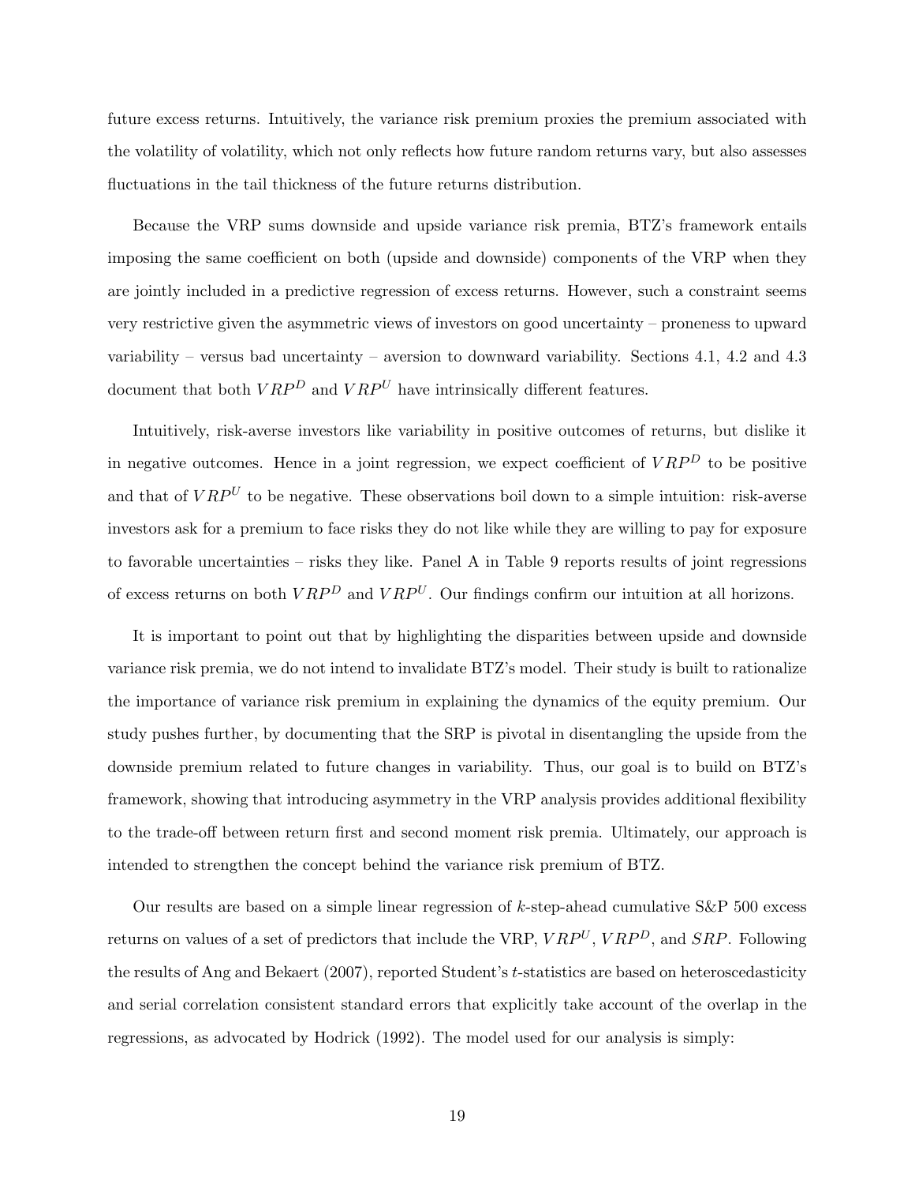future excess returns. Intuitively, the variance risk premium proxies the premium associated with the volatility of volatility, which not only reflects how future random returns vary, but also assesses fluctuations in the tail thickness of the future returns distribution.

Because the VRP sums downside and upside variance risk premia, BTZ's framework entails imposing the same coefficient on both (upside and downside) components of the VRP when they are jointly included in a predictive regression of excess returns. However, such a constraint seems very restrictive given the asymmetric views of investors on good uncertainty – proneness to upward variability – versus bad uncertainty – aversion to downward variability. Sections 4.1, 4.2 and 4.3 document that both $VRP^D$ and $VRP^U$ have intrinsically different features.

Intuitively, risk-averse investors like variability in positive outcomes of returns, but dislike it in negative outcomes. Hence in a joint regression, we expect coefficient of $VRP^D$ to be positive and that of $VRP^U$ to be negative. These observations boil down to a simple intuition: risk-averse investors ask for a premium to face risks they do not like while they are willing to pay for exposure to favorable uncertainties – risks they like. Panel A in Table 9 reports results of joint regressions of excess returns on both $VRP^D$ and $VRP^U$. Our findings confirm our intuition at all horizons.

It is important to point out that by highlighting the disparities between upside and downside variance risk premia, we do not intend to invalidate BTZ's model. Their study is built to rationalize the importance of variance risk premium in explaining the dynamics of the equity premium. Our study pushes further, by documenting that the SRP is pivotal in disentangling the upside from the downside premium related to future changes in variability. Thus, our goal is to build on BTZ's framework, showing that introducing asymmetry in the VRP analysis provides additional flexibility to the trade-off between return first and second moment risk premia. Ultimately, our approach is intended to strengthen the concept behind the variance risk premium of BTZ.

Our results are based on a simple linear regression of $k$-step-ahead cumulative S&P 500 excess returns on values of a set of predictors that include the VRP, $VRP^U$, $VRP^D$, and $SRP$. Following the results of Ang and Bekaert (2007), reported Student's $t$-statistics are based on heteroscedasticity and serial correlation consistent standard errors that explicitly take account of the overlap in the regressions, as advocated by Hodrick (1992). The model used for our analysis is simply: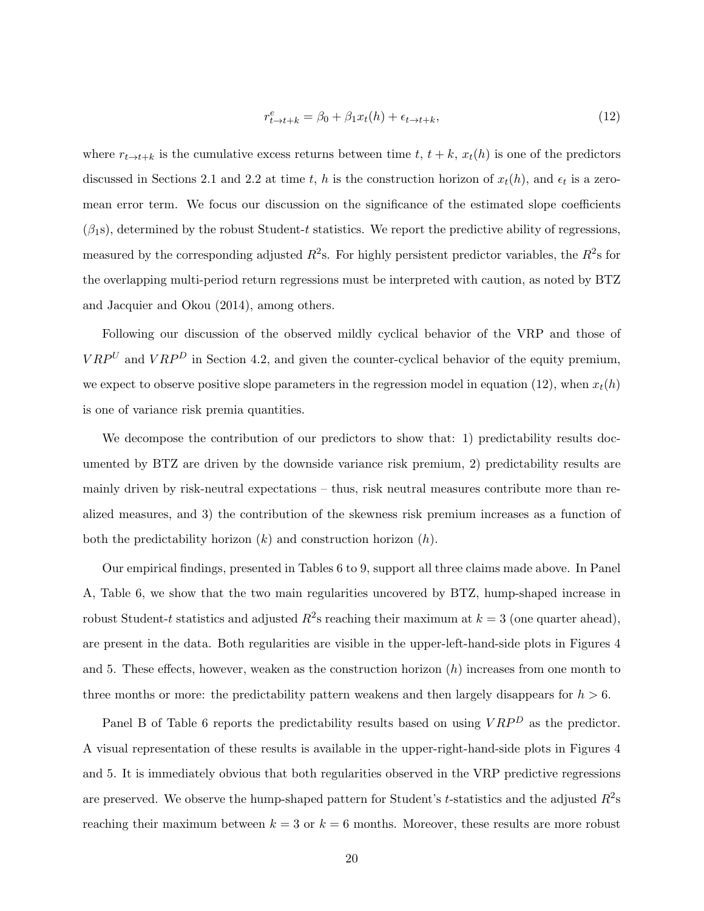$$r^e_{t \to t+k} = \beta_0 + \beta_1 x_t(h) + \epsilon_{t \to t+k}, \tag{12}$$

where $r_{t \to t+k}$ is the cumulative excess returns between time $t$, $t+k$, $x_t(h)$ is one of the predictors discussed in Sections 2.1 and 2.2 at time $t$, $h$ is the construction horizon of $x_t(h)$, and $\epsilon_t$ is a zero-mean error term. We focus our discussion on the significance of the estimated slope coefficients ($\beta_1$s), determined by the robust Student-$t$ statistics. We report the predictive ability of regressions, measured by the corresponding adjusted $R^2$s. For highly persistent predictor variables, the $R^2$s for the overlapping multi-period return regressions must be interpreted with caution, as noted by BTZ and Jacquier and Okou (2014), among others.

Following our discussion of the observed mildly cyclical behavior of the VRP and those of $VRP^U$ and $VRP^D$ in Section 4.2, and given the counter-cyclical behavior of the equity premium, we expect to observe positive slope parameters in the regression model in equation (12), when $x_t(h)$ is one of variance risk premia quantities.

We decompose the contribution of our predictors to show that: 1) predictability results documented by BTZ are driven by the downside variance risk premium, 2) predictability results are mainly driven by risk-neutral expectations – thus, risk neutral measures contribute more than realized measures, and 3) the contribution of the skewness risk premium increases as a function of both the predictability horizon ($k$) and construction horizon ($h$).

Our empirical findings, presented in Tables 6 to 9, support all three claims made above. In Panel A, Table 6, we show that the two main regularities uncovered by BTZ, hump-shaped increase in robust Student-$t$ statistics and adjusted $R^2$s reaching their maximum at $k = 3$ (one quarter ahead), are present in the data. Both regularities are visible in the upper-left-hand-side plots in Figures 4 and 5. These effects, however, weaken as the construction horizon ($h$) increases from one month to three months or more: the predictability pattern weakens and then largely disappears for $h > 6$.

Panel B of Table 6 reports the predictability results based on using $VRP^D$ as the predictor. A visual representation of these results is available in the upper-right-hand-side plots in Figures 4 and 5. It is immediately obvious that both regularities observed in the VRP predictive regressions are preserved. We observe the hump-shaped pattern for Student's $t$-statistics and the adjusted $R^2$s reaching their maximum between $k = 3$ or $k = 6$ months. Moreover, these results are more robust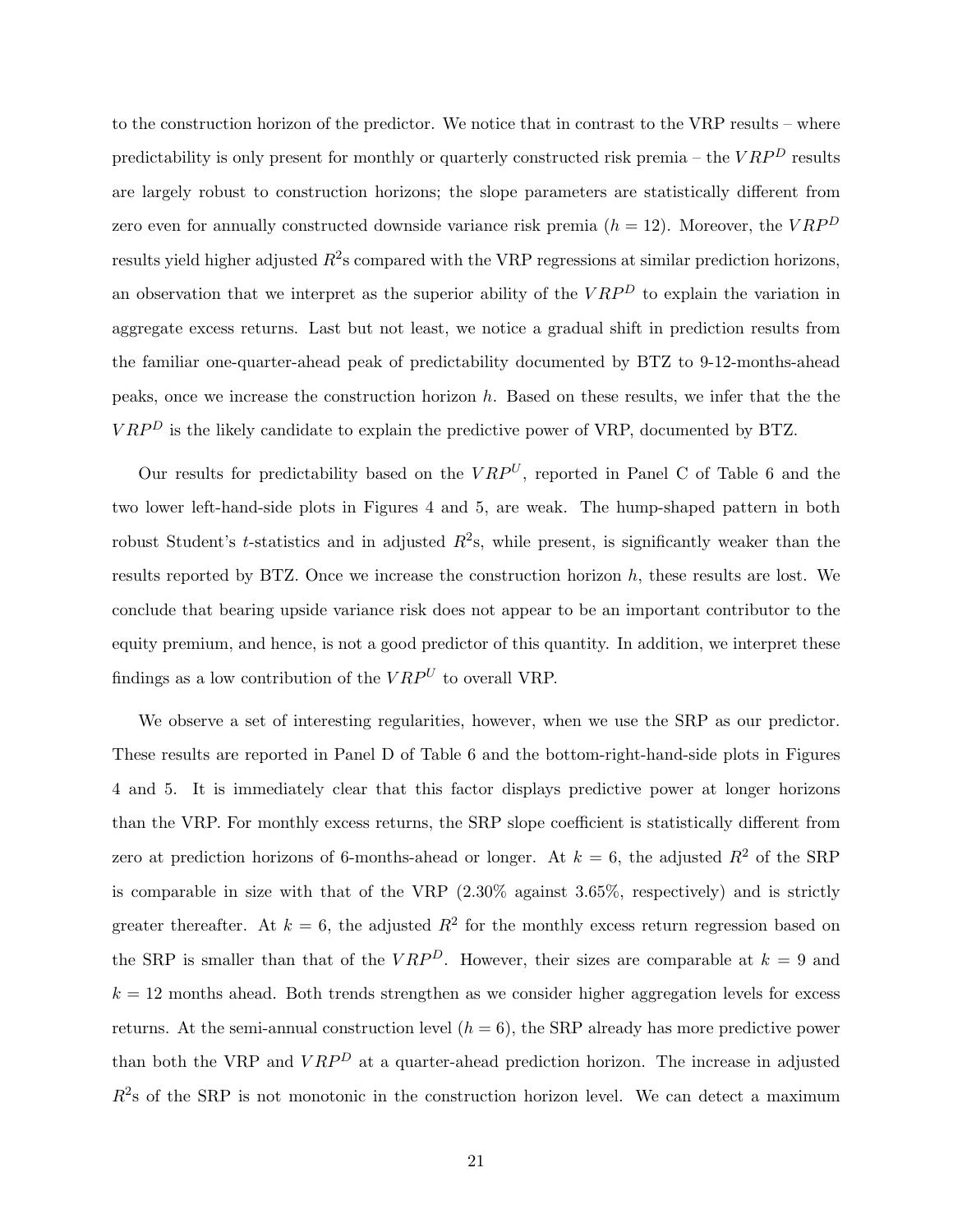to the construction horizon of the predictor. We notice that in contrast to the VRP results – where predictability is only present for monthly or quarterly constructed risk premia – the $VRP^D$ results are largely robust to construction horizons; the slope parameters are statistically different from zero even for annually constructed downside variance risk premia ($h = 12$). Moreover, the $VRP^D$ results yield higher adjusted $R^2$s compared with the VRP regressions at similar prediction horizons, an observation that we interpret as the superior ability of the $VRP^D$ to explain the variation in aggregate excess returns. Last but not least, we notice a gradual shift in prediction results from the familiar one-quarter-ahead peak of predictability documented by BTZ to 9-12-months-ahead peaks, once we increase the construction horizon $h$. Based on these results, we infer that the the $VRP^D$ is the likely candidate to explain the predictive power of VRP, documented by BTZ.

Our results for predictability based on the $VRP^U$, reported in Panel C of Table 6 and the two lower left-hand-side plots in Figures 4 and 5, are weak. The hump-shaped pattern in both robust Student's $t$-statistics and in adjusted $R^2$s, while present, is significantly weaker than the results reported by BTZ. Once we increase the construction horizon $h$, these results are lost. We conclude that bearing upside variance risk does not appear to be an important contributor to the equity premium, and hence, is not a good predictor of this quantity. In addition, we interpret these findings as a low contribution of the $VRP^U$ to overall VRP.

We observe a set of interesting regularities, however, when we use the SRP as our predictor. These results are reported in Panel D of Table 6 and the bottom-right-hand-side plots in Figures 4 and 5. It is immediately clear that this factor displays predictive power at longer horizons than the VRP. For monthly excess returns, the SRP slope coefficient is statistically different from zero at prediction horizons of 6-months-ahead or longer. At $k = 6$, the adjusted $R^2$ of the SRP is comparable in size with that of the VRP (2.30% against 3.65%, respectively) and is strictly greater thereafter. At $k = 6$, the adjusted $R^2$ for the monthly excess return regression based on the SRP is smaller than that of the $VRP^D$. However, their sizes are comparable at $k = 9$ and $k = 12$ months ahead. Both trends strengthen as we consider higher aggregation levels for excess returns. At the semi-annual construction level ($h = 6$), the SRP already has more predictive power than both the VRP and $VRP^D$ at a quarter-ahead prediction horizon. The increase in adjusted $R^2$s of the SRP is not monotonic in the construction horizon level. We can detect a maximum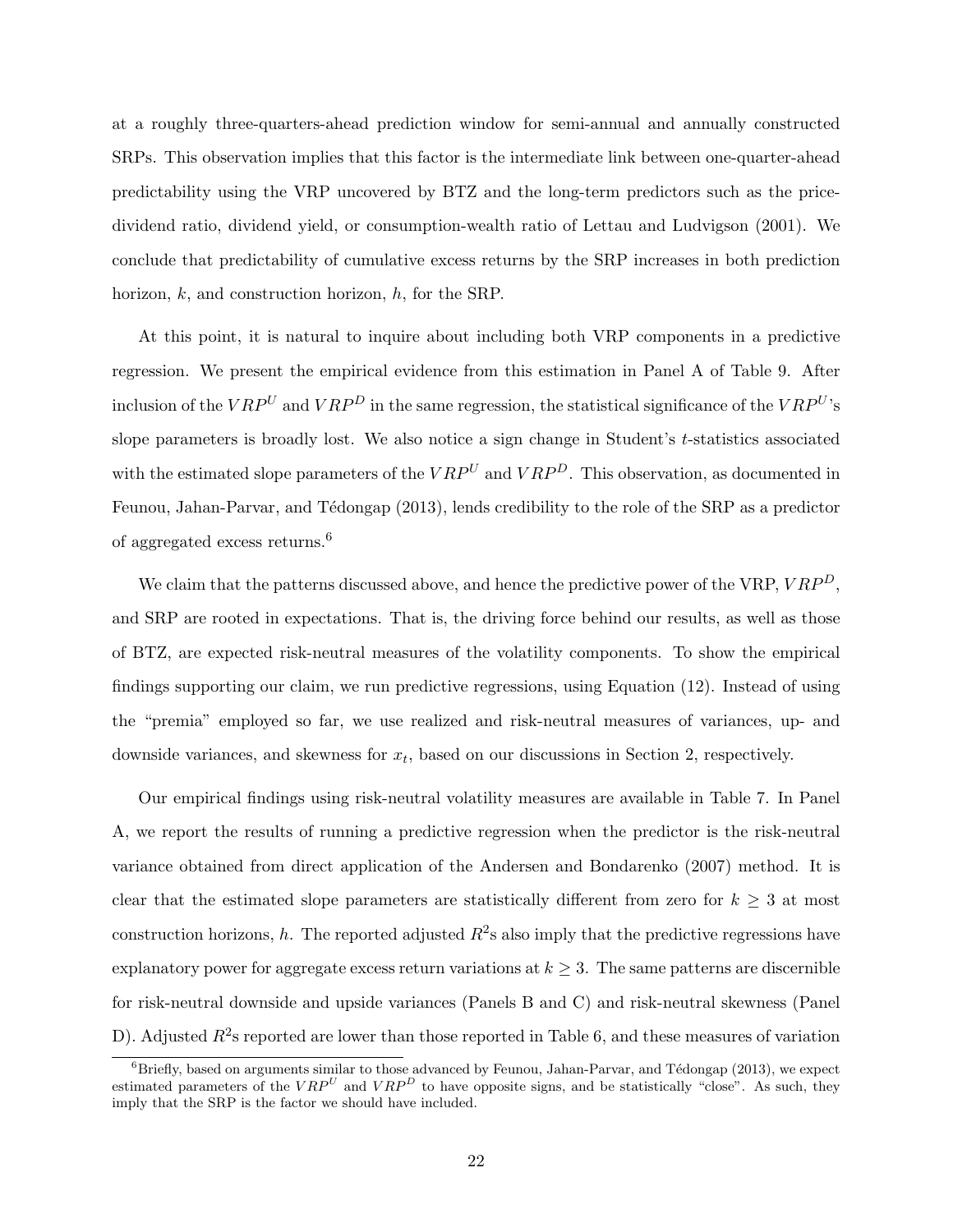at a roughly three-quarters-ahead prediction window for semi-annual and annually constructed SRPs. This observation implies that this factor is the intermediate link between one-quarter-ahead predictability using the VRP uncovered by BTZ and the long-term predictors such as the price-dividend ratio, dividend yield, or consumption-wealth ratio of Lettau and Ludvigson (2001). We conclude that predictability of cumulative excess returns by the SRP increases in both prediction horizon, $k$, and construction horizon, $h$, for the SRP.

At this point, it is natural to inquire about including both VRP components in a predictive regression. We present the empirical evidence from this estimation in Panel A of Table 9. After inclusion of the $VRP^U$ and $VRP^D$ in the same regression, the statistical significance of the $VRP^U$'s slope parameters is broadly lost. We also notice a sign change in Student's $t$-statistics associated with the estimated slope parameters of the $VRP^U$ and $VRP^D$. This observation, as documented in Feunou, Jahan-Parvar, and Tédongap (2013), lends credibility to the role of the SRP as a predictor of aggregated excess returns.[6]

We claim that the patterns discussed above, and hence the predictive power of the VRP, $VRP^D$, and SRP are rooted in expectations. That is, the driving force behind our results, as well as those of BTZ, are expected risk-neutral measures of the volatility components. To show the empirical findings supporting our claim, we run predictive regressions, using Equation (12). Instead of using the "premia" employed so far, we use realized and risk-neutral measures of variances, up- and downside variances, and skewness for $x_t$, based on our discussions in Section 2, respectively.

Our empirical findings using risk-neutral volatility measures are available in Table 7. In Panel A, we report the results of running a predictive regression when the predictor is the risk-neutral variance obtained from direct application of the Andersen and Bondarenko (2007) method. It is clear that the estimated slope parameters are statistically different from zero for $k \geq 3$ at most construction horizons, $h$. The reported adjusted $R^2$s also imply that the predictive regressions have explanatory power for aggregate excess return variations at $k \geq 3$. The same patterns are discernible for risk-neutral downside and upside variances (Panels B and C) and risk-neutral skewness (Panel D). Adjusted $R^2$s reported are lower than those reported in Table 6, and these measures of variation

[6] Briefly, based on arguments similar to those advanced by Feunou, Jahan-Parvar, and Tédongap (2013), we expect estimated parameters of the $VRP^U$ and $VRP^D$ to have opposite signs, and be statistically "close". As such, they imply that the SRP is the factor we should have included.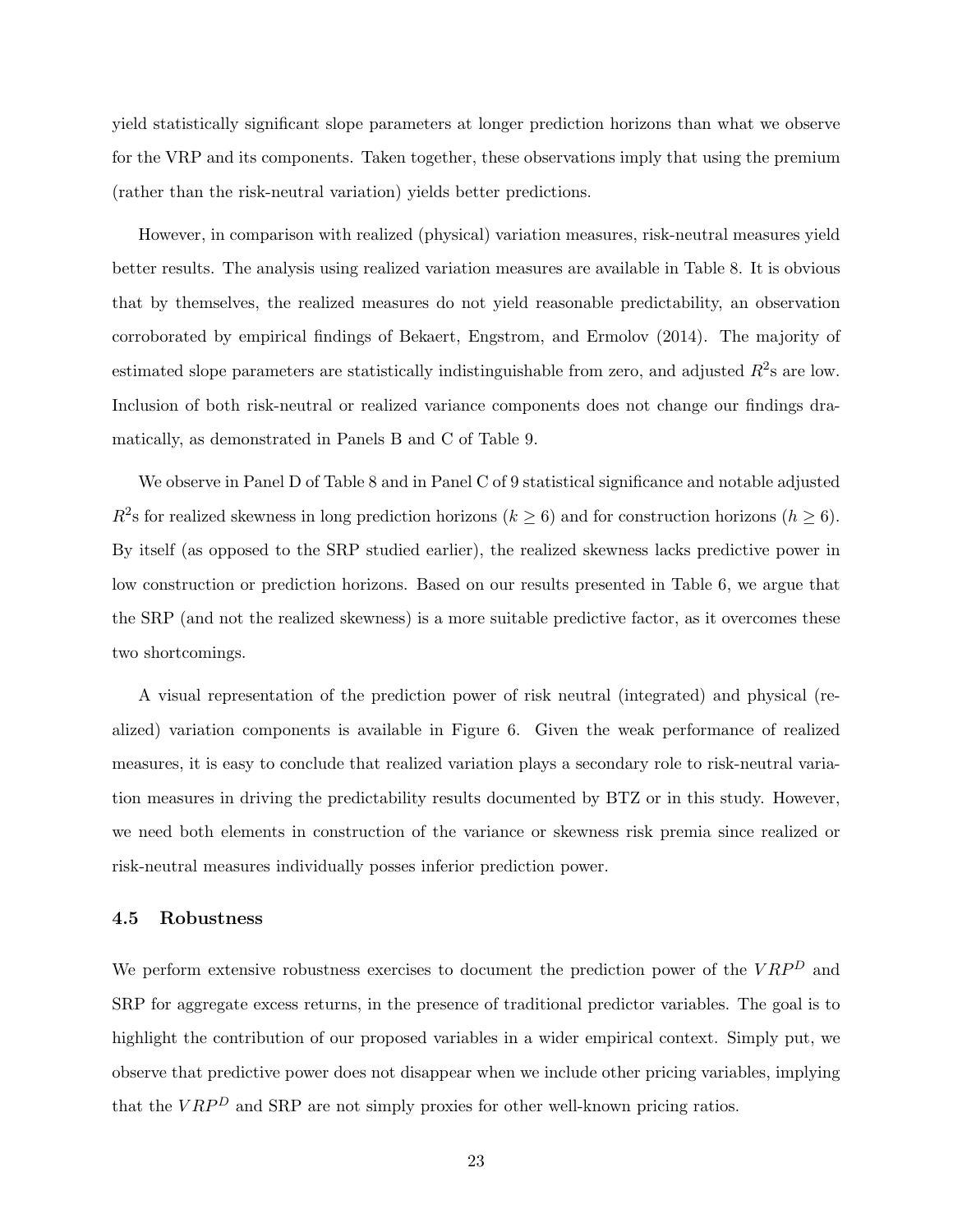yield statistically significant slope parameters at longer prediction horizons than what we observe for the VRP and its components. Taken together, these observations imply that using the premium (rather than the risk-neutral variation) yields better predictions.

However, in comparison with realized (physical) variation measures, risk-neutral measures yield better results. The analysis using realized variation measures are available in Table 8. It is obvious that by themselves, the realized measures do not yield reasonable predictability, an observation corroborated by empirical findings of Bekaert, Engstrom, and Ermolov (2014). The majority of estimated slope parameters are statistically indistinguishable from zero, and adjusted $R^2$s are low. Inclusion of both risk-neutral or realized variance components does not change our findings dramatically, as demonstrated in Panels B and C of Table 9.

We observe in Panel D of Table 8 and in Panel C of 9 statistical significance and notable adjusted $R^2$s for realized skewness in long prediction horizons ($k \geq 6$) and for construction horizons ($h \geq 6$). By itself (as opposed to the SRP studied earlier), the realized skewness lacks predictive power in low construction or prediction horizons. Based on our results presented in Table 6, we argue that the SRP (and not the realized skewness) is a more suitable predictive factor, as it overcomes these two shortcomings.

A visual representation of the prediction power of risk neutral (integrated) and physical (realized) variation components is available in Figure 6. Given the weak performance of realized measures, it is easy to conclude that realized variation plays a secondary role to risk-neutral variation measures in driving the predictability results documented by BTZ or in this study. However, we need both elements in construction of the variance or skewness risk premia since realized or risk-neutral measures individually posses inferior prediction power.

### 4.5 Robustness

We perform extensive robustness exercises to document the prediction power of the $VRP^D$ and SRP for aggregate excess returns, in the presence of traditional predictor variables. The goal is to highlight the contribution of our proposed variables in a wider empirical context. Simply put, we observe that predictive power does not disappear when we include other pricing variables, implying that the $VRP^D$ and SRP are not simply proxies for other well-known pricing ratios.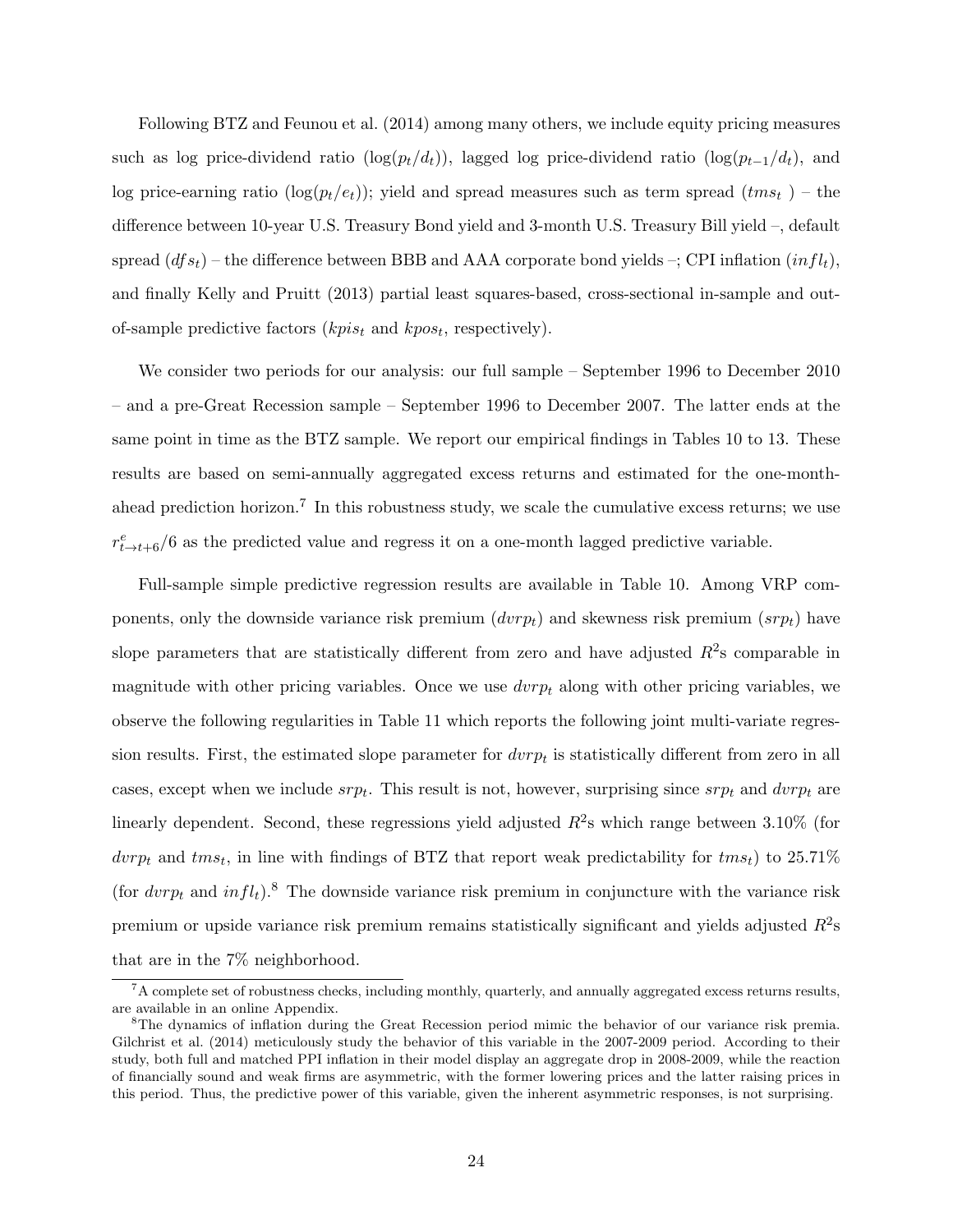Following BTZ and Feunou et al. (2014) among many others, we include equity pricing measures such as log price-dividend ratio ($\log(p_t/d_t)$), lagged log price-dividend ratio ($\log(p_{t-1}/d_t)$, and log price-earning ratio ($\log(p_t/e_t)$); yield and spread measures such as term spread ($tms_t$ ) – the difference between 10-year U.S. Treasury Bond yield and 3-month U.S. Treasury Bill yield –, default spread ($dfs_t$) – the difference between BBB and AAA corporate bond yields –; CPI inflation ($infl_t$), and finally Kelly and Pruitt (2013) partial least squares-based, cross-sectional in-sample and out-of-sample predictive factors ($kpis_t$ and $kpos_t$, respectively).

We consider two periods for our analysis: our full sample – September 1996 to December 2010 – and a pre-Great Recession sample – September 1996 to December 2007. The latter ends at the same point in time as the BTZ sample. We report our empirical findings in Tables 10 to 13. These results are based on semi-annually aggregated excess returns and estimated for the one-month-ahead prediction horizon.[7] In this robustness study, we scale the cumulative excess returns; we use $r^e_{t\to t+6}/6$ as the predicted value and regress it on a one-month lagged predictive variable.

Full-sample simple predictive regression results are available in Table 10. Among VRP components, only the downside variance risk premium ($dvrp_t$) and skewness risk premium ($srp_t$) have slope parameters that are statistically different from zero and have adjusted $R^2$s comparable in magnitude with other pricing variables. Once we use $dvrp_t$ along with other pricing variables, we observe the following regularities in Table 11 which reports the following joint multi-variate regression results. First, the estimated slope parameter for $dvrp_t$ is statistically different from zero in all cases, except when we include $srp_t$. This result is not, however, surprising since $srp_t$ and $dvrp_t$ are linearly dependent. Second, these regressions yield adjusted $R^2$s which range between 3.10% (for $dvrp_t$ and $tms_t$, in line with findings of BTZ that report weak predictability for $tms_t$) to 25.71% (for $dvrp_t$ and $infl_t$).[8] The downside variance risk premium in conjuncture with the variance risk premium or upside variance risk premium remains statistically significant and yields adjusted $R^2$s that are in the 7% neighborhood.

[7] A complete set of robustness checks, including monthly, quarterly, and annually aggregated excess returns results, are available in an online Appendix.

[8] The dynamics of inflation during the Great Recession period mimic the behavior of our variance risk premia. Gilchrist et al. (2014) meticulously study the behavior of this variable in the 2007-2009 period. According to their study, both full and matched PPI inflation in their model display an aggregate drop in 2008-2009, while the reaction of financially sound and weak firms are asymmetric, with the former lowering prices and the latter raising prices in this period. Thus, the predictive power of this variable, given the inherent asymmetric responses, is not surprising.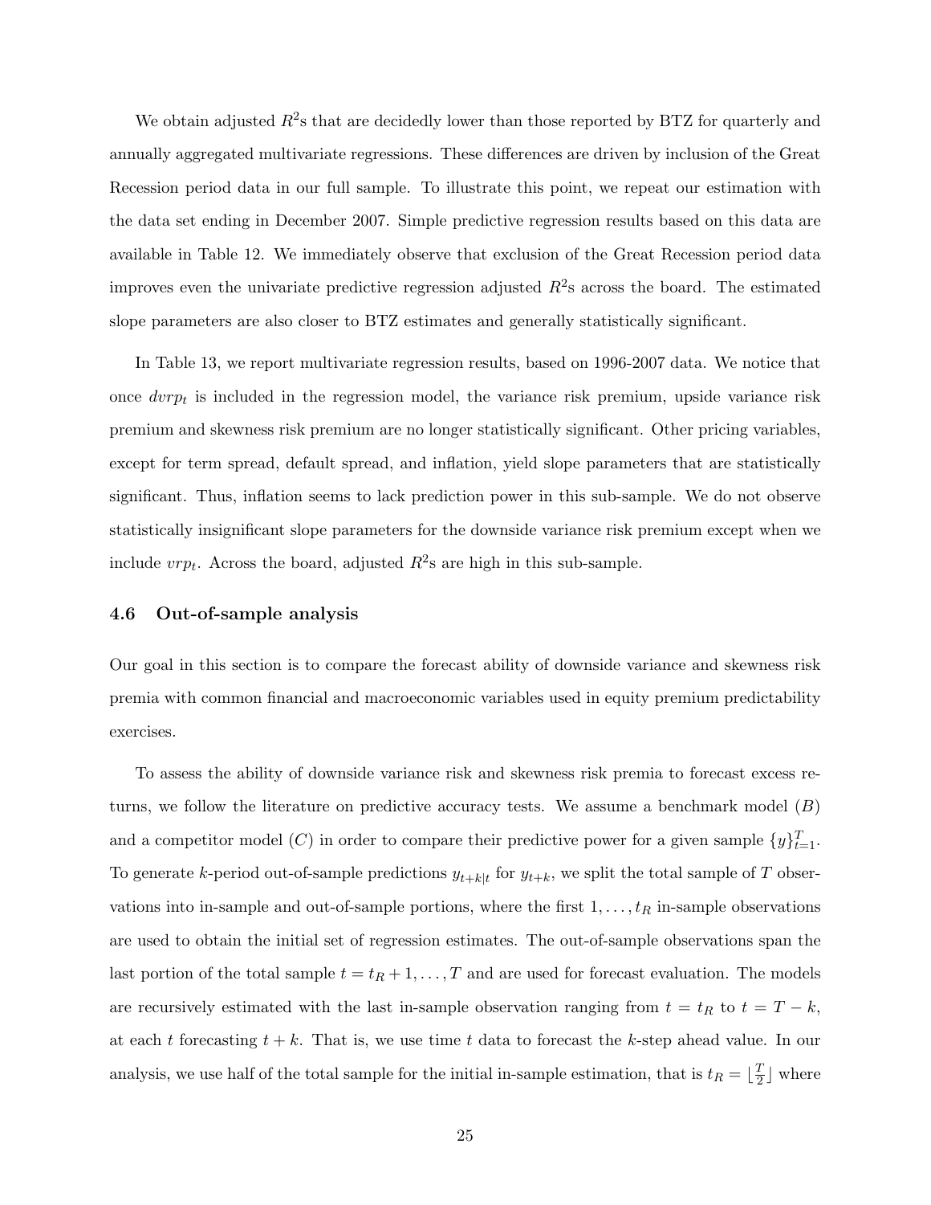We obtain adjusted $R^2$s that are decidedly lower than those reported by BTZ for quarterly and annually aggregated multivariate regressions. These differences are driven by inclusion of the Great Recession period data in our full sample. To illustrate this point, we repeat our estimation with the data set ending in December 2007. Simple predictive regression results based on this data are available in Table 12. We immediately observe that exclusion of the Great Recession period data improves even the univariate predictive regression adjusted $R^2$s across the board. The estimated slope parameters are also closer to BTZ estimates and generally statistically significant.

In Table 13, we report multivariate regression results, based on 1996-2007 data. We notice that once $dvrp_t$ is included in the regression model, the variance risk premium, upside variance risk premium and skewness risk premium are no longer statistically significant. Other pricing variables, except for term spread, default spread, and inflation, yield slope parameters that are statistically significant. Thus, inflation seems to lack prediction power in this sub-sample. We do not observe statistically insignificant slope parameters for the downside variance risk premium except when we include $vrp_t$. Across the board, adjusted $R^2$s are high in this sub-sample.

### 4.6 Out-of-sample analysis

Our goal in this section is to compare the forecast ability of downside variance and skewness risk premia with common financial and macroeconomic variables used in equity premium predictability exercises.

To assess the ability of downside variance risk and skewness risk premia to forecast excess returns, we follow the literature on predictive accuracy tests. We assume a benchmark model ($B$) and a competitor model ($C$) in order to compare their predictive power for a given sample $\{y\}_{t=1}^{T}$. To generate $k$-period out-of-sample predictions $y_{t+k|t}$ for $y_{t+k}$, we split the total sample of $T$ observations into in-sample and out-of-sample portions, where the first $1, \ldots, t_R$ in-sample observations are used to obtain the initial set of regression estimates. The out-of-sample observations span the last portion of the total sample $t = t_R + 1, \ldots, T$ and are used for forecast evaluation. The models are recursively estimated with the last in-sample observation ranging from $t = t_R$ to $t = T - k$, at each $t$ forecasting $t + k$. That is, we use time $t$ data to forecast the $k$-step ahead value. In our analysis, we use half of the total sample for the initial in-sample estimation, that is $t_R = \lfloor \frac{T}{2} \rfloor$ where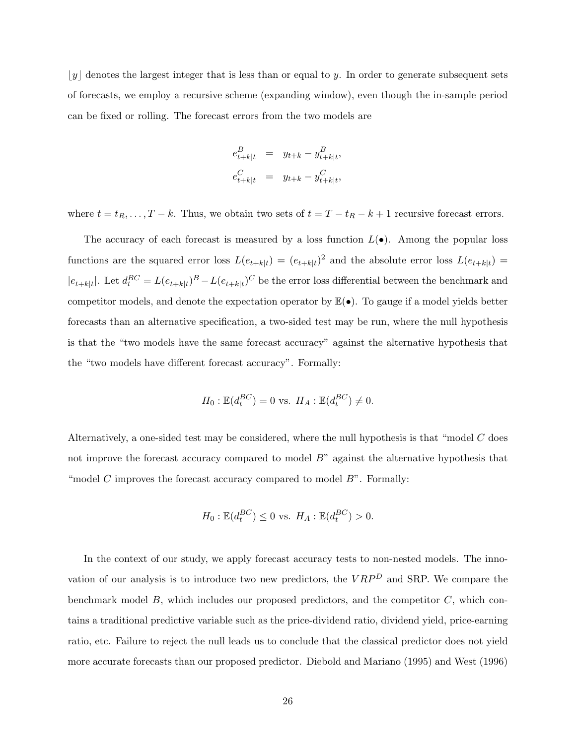$\lfloor y \rfloor$ denotes the largest integer that is less than or equal to $y$. In order to generate subsequent sets of forecasts, we employ a recursive scheme (expanding window), even though the in-sample period can be fixed or rolling. The forecast errors from the two models are

$$
\begin{aligned}
e^B_{t+k|t} &= y_{t+k} - y^B_{t+k|t}, \\
e^C_{t+k|t} &= y_{t+k} - y^C_{t+k|t},
\end{aligned}
$$

where $t = t_R, \ldots, T-k$. Thus, we obtain two sets of $t = T - t_R - k + 1$ recursive forecast errors.

The accuracy of each forecast is measured by a loss function $L(\bullet)$. Among the popular loss functions are the squared error loss $L(e_{t+k|t}) = (e_{t+k|t})^2$ and the absolute error loss $L(e_{t+k|t}) = |e_{t+k|t}|$. Let $d^{BC}_t = L(e_{t+k|t})^B - L(e_{t+k|t})^C$ be the error loss differential between the benchmark and competitor models, and denote the expectation operator by $\mathbb{E}(\bullet)$. To gauge if a model yields better forecasts than an alternative specification, a two-sided test may be run, where the null hypothesis is that the "two models have the same forecast accuracy" against the alternative hypothesis that the "two models have different forecast accuracy". Formally:

$$
H_0 : \mathbb{E}(d^{BC}_t) = 0 \text{ vs. } H_A : \mathbb{E}(d^{BC}_t) \neq 0.
$$

Alternatively, a one-sided test may be considered, where the null hypothesis is that "model $C$ does not improve the forecast accuracy compared to model $B$" against the alternative hypothesis that "model $C$ improves the forecast accuracy compared to model $B$". Formally:

$$
H_0 : \mathbb{E}(d^{BC}_t) \leq 0 \text{ vs. } H_A : \mathbb{E}(d^{BC}_t) > 0.
$$

In the context of our study, we apply forecast accuracy tests to non-nested models. The innovation of our analysis is to introduce two new predictors, the $VRP^D$ and SRP. We compare the benchmark model $B$, which includes our proposed predictors, and the competitor $C$, which contains a traditional predictive variable such as the price-dividend ratio, dividend yield, price-earning ratio, etc. Failure to reject the null leads us to conclude that the classical predictor does not yield more accurate forecasts than our proposed predictor. Diebold and Mariano (1995) and West (1996)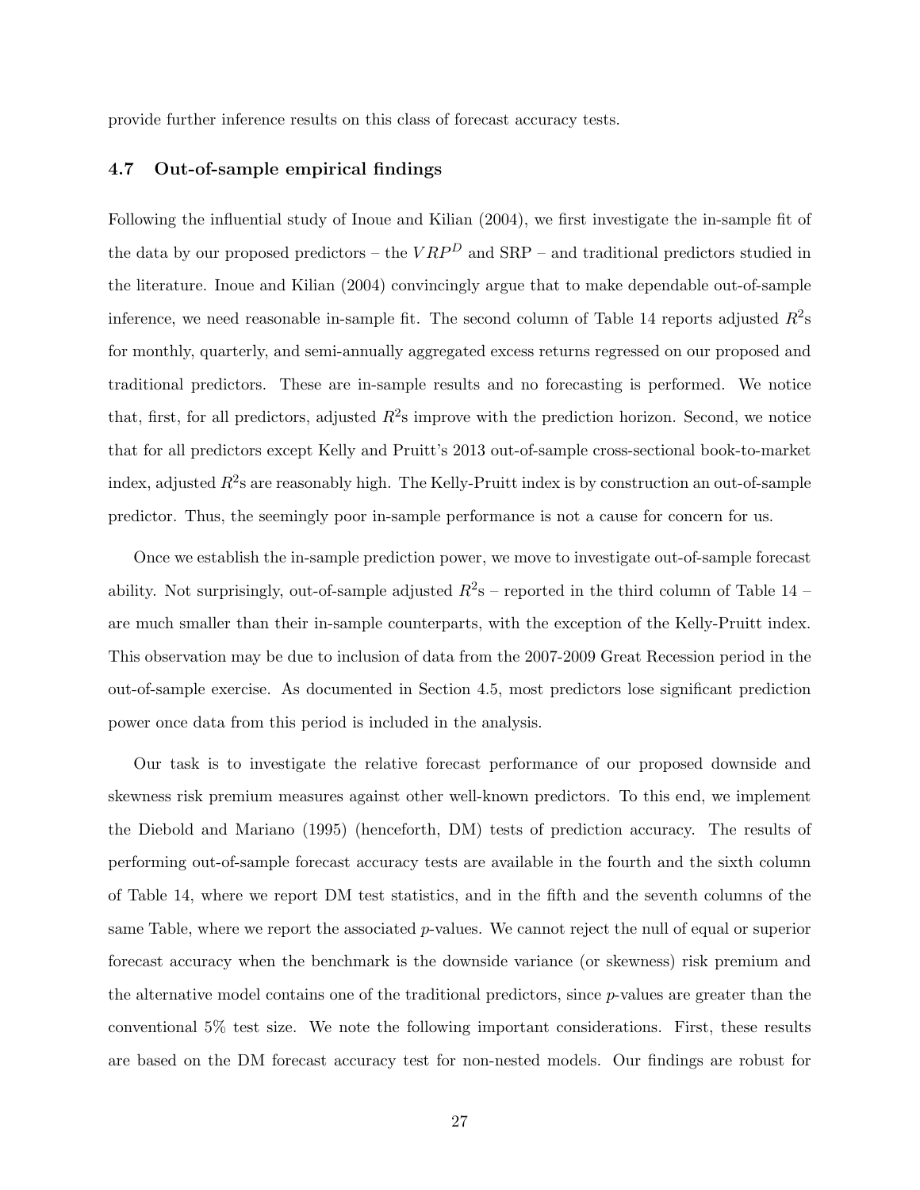provide further inference results on this class of forecast accuracy tests.

### 4.7 Out-of-sample empirical findings

Following the influential study of Inoue and Kilian (2004), we first investigate the in-sample fit of the data by our proposed predictors – the $VRP^D$ and SRP – and traditional predictors studied in the literature. Inoue and Kilian (2004) convincingly argue that to make dependable out-of-sample inference, we need reasonable in-sample fit. The second column of Table 14 reports adjusted $R^2$s for monthly, quarterly, and semi-annually aggregated excess returns regressed on our proposed and traditional predictors. These are in-sample results and no forecasting is performed. We notice that, first, for all predictors, adjusted $R^2$s improve with the prediction horizon. Second, we notice that for all predictors except Kelly and Pruitt's 2013 out-of-sample cross-sectional book-to-market index, adjusted $R^2$s are reasonably high. The Kelly-Pruitt index is by construction an out-of-sample predictor. Thus, the seemingly poor in-sample performance is not a cause for concern for us.

Once we establish the in-sample prediction power, we move to investigate out-of-sample forecast ability. Not surprisingly, out-of-sample adjusted $R^2$s – reported in the third column of Table 14 – are much smaller than their in-sample counterparts, with the exception of the Kelly-Pruitt index. This observation may be due to inclusion of data from the 2007-2009 Great Recession period in the out-of-sample exercise. As documented in Section 4.5, most predictors lose significant prediction power once data from this period is included in the analysis.

Our task is to investigate the relative forecast performance of our proposed downside and skewness risk premium measures against other well-known predictors. To this end, we implement the Diebold and Mariano (1995) (henceforth, DM) tests of prediction accuracy. The results of performing out-of-sample forecast accuracy tests are available in the fourth and the sixth column of Table 14, where we report DM test statistics, and in the fifth and the seventh columns of the same Table, where we report the associated $p$-values. We cannot reject the null of equal or superior forecast accuracy when the benchmark is the downside variance (or skewness) risk premium and the alternative model contains one of the traditional predictors, since $p$-values are greater than the conventional 5% test size. We note the following important considerations. First, these results are based on the DM forecast accuracy test for non-nested models. Our findings are robust for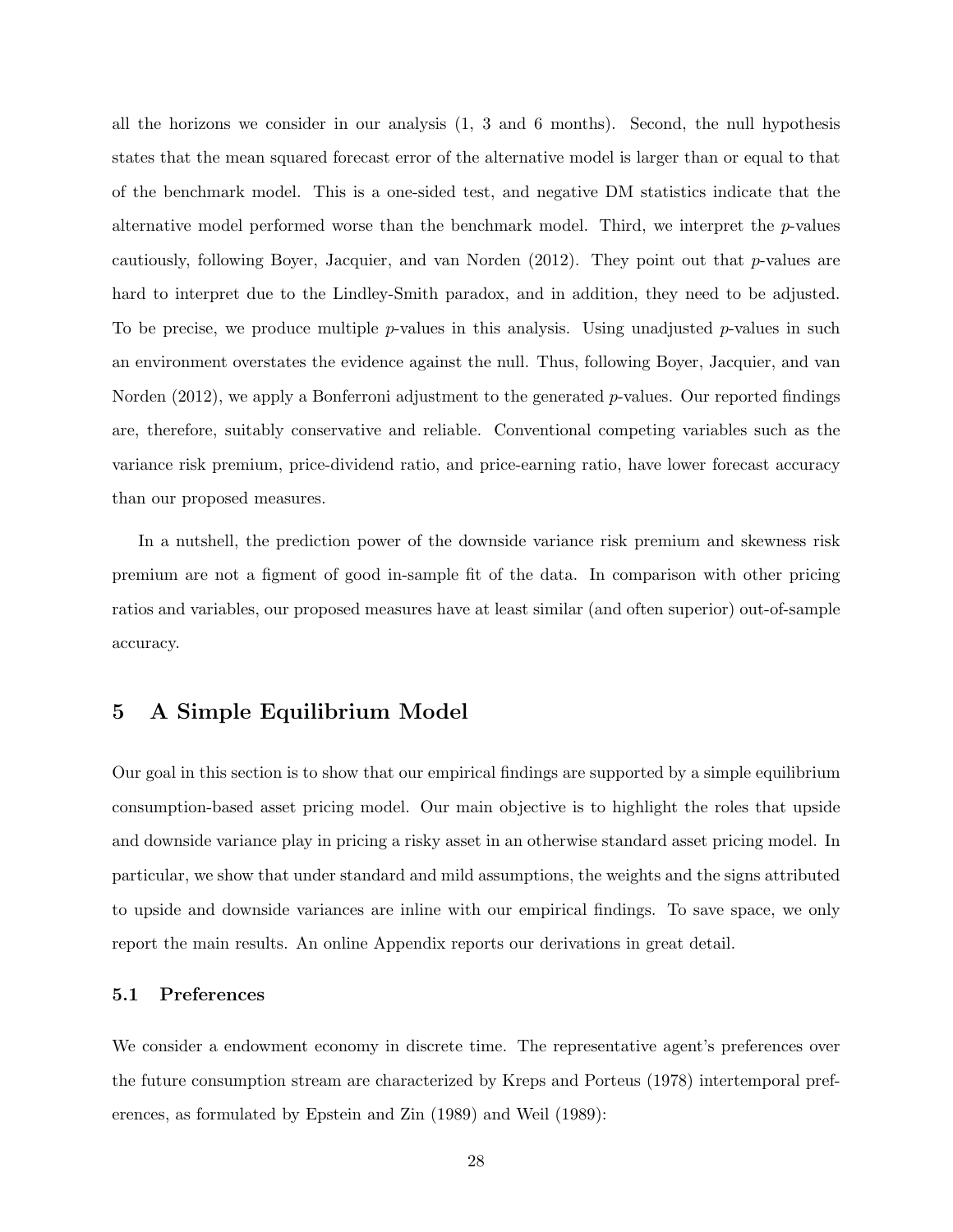all the horizons we consider in our analysis (1, 3 and 6 months). Second, the null hypothesis states that the mean squared forecast error of the alternative model is larger than or equal to that of the benchmark model. This is a one-sided test, and negative DM statistics indicate that the alternative model performed worse than the benchmark model. Third, we interpret the $p$-values cautiously, following Boyer, Jacquier, and van Norden (2012). They point out that $p$-values are hard to interpret due to the Lindley-Smith paradox, and in addition, they need to be adjusted. To be precise, we produce multiple $p$-values in this analysis. Using unadjusted $p$-values in such an environment overstates the evidence against the null. Thus, following Boyer, Jacquier, and van Norden (2012), we apply a Bonferroni adjustment to the generated $p$-values. Our reported findings are, therefore, suitably conservative and reliable. Conventional competing variables such as the variance risk premium, price-dividend ratio, and price-earning ratio, have lower forecast accuracy than our proposed measures.

In a nutshell, the prediction power of the downside variance risk premium and skewness risk premium are not a figment of good in-sample fit of the data. In comparison with other pricing ratios and variables, our proposed measures have at least similar (and often superior) out-of-sample accuracy.

# 5 A Simple Equilibrium Model

Our goal in this section is to show that our empirical findings are supported by a simple equilibrium consumption-based asset pricing model. Our main objective is to highlight the roles that upside and downside variance play in pricing a risky asset in an otherwise standard asset pricing model. In particular, we show that under standard and mild assumptions, the weights and the signs attributed to upside and downside variances are inline with our empirical findings. To save space, we only report the main results. An online Appendix reports our derivations in great detail.

## 5.1 Preferences

We consider a endowment economy in discrete time. The representative agent's preferences over the future consumption stream are characterized by Kreps and Porteus (1978) intertemporal preferences, as formulated by Epstein and Zin (1989) and Weil (1989):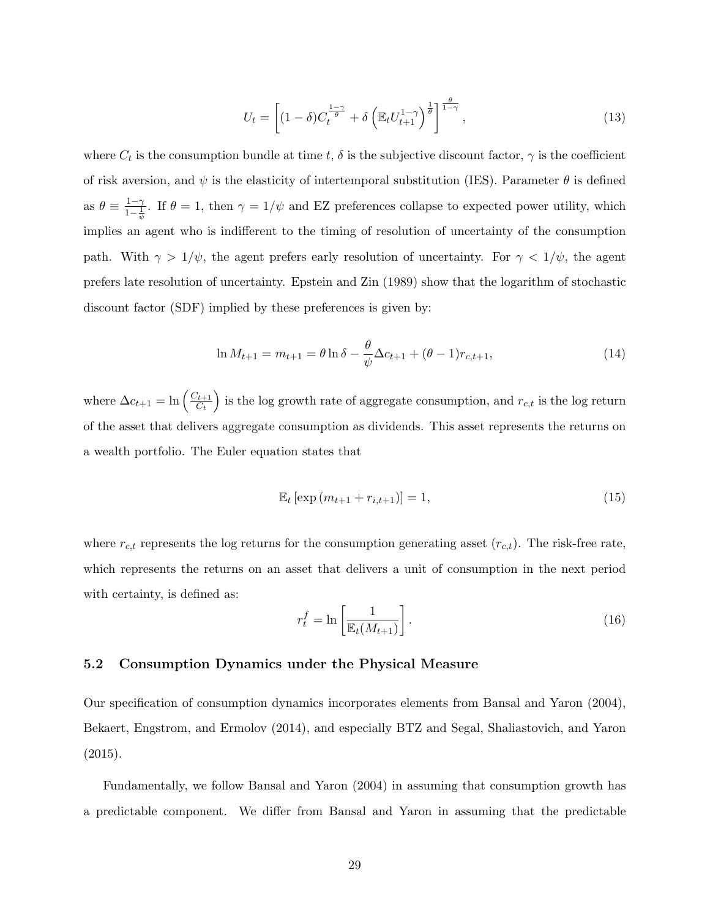$$U_t = \left[(1-\delta)C_t^{\frac{1-\gamma}{\theta}} + \delta\left(\mathbb{E}_t U_{t+1}^{1-\gamma}\right)^{\frac{1}{\theta}}\right]^{\frac{\theta}{1-\gamma}}, \tag{13}$$

where $C_t$ is the consumption bundle at time $t$, $\delta$ is the subjective discount factor, $\gamma$ is the coefficient of risk aversion, and $\psi$ is the elasticity of intertemporal substitution (IES). Parameter $\theta$ is defined as $\theta \equiv \frac{1-\gamma}{1-\frac{1}{\psi}}$. If $\theta = 1$, then $\gamma = 1/\psi$ and EZ preferences collapse to expected power utility, which implies an agent who is indifferent to the timing of resolution of uncertainty of the consumption path. With $\gamma > 1/\psi$, the agent prefers early resolution of uncertainty. For $\gamma < 1/\psi$, the agent prefers late resolution of uncertainty. Epstein and Zin (1989) show that the logarithm of stochastic discount factor (SDF) implied by these preferences is given by:

$$\ln M_{t+1} = m_{t+1} = \theta \ln \delta - \frac{\theta}{\psi}\Delta c_{t+1} + (\theta - 1) r_{c,t+1}, \tag{14}$$

where $\Delta c_{t+1} = \ln\left(\frac{C_{t+1}}{C_t}\right)$ is the log growth rate of aggregate consumption, and $r_{c,t}$ is the log return of the asset that delivers aggregate consumption as dividends. This asset represents the returns on a wealth portfolio. The Euler equation states that

$$\mathbb{E}_t\left[\exp\left(m_{t+1} + r_{i,t+1}\right)\right] = 1, \tag{15}$$

where $r_{c,t}$ represents the log returns for the consumption generating asset ($r_{c,t}$). The risk-free rate, which represents the returns on an asset that delivers a unit of consumption in the next period with certainty, is defined as:

$$r_t^f = \ln\left[\frac{1}{\mathbb{E}_t(M_{t+1})}\right]. \tag{16}$$

### 5.2 Consumption Dynamics under the Physical Measure

Our specification of consumption dynamics incorporates elements from Bansal and Yaron (2004), Bekaert, Engstrom, and Ermolov (2014), and especially BTZ and Segal, Shaliastovich, and Yaron (2015).

Fundamentally, we follow Bansal and Yaron (2004) in assuming that consumption growth has a predictable component. We differ from Bansal and Yaron in assuming that the predictable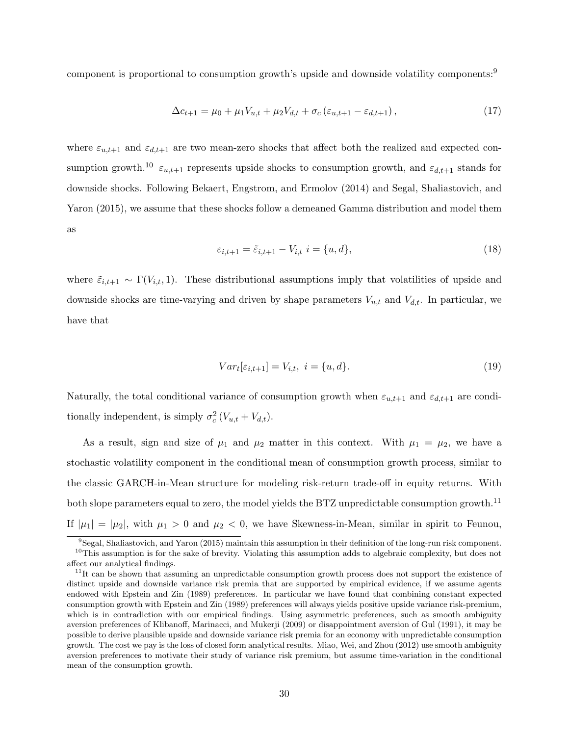component is proportional to consumption growth's upside and downside volatility components:[9]

$$\Delta c_{t+1} = \mu_0 + \mu_1 V_{u,t} + \mu_2 V_{d,t} + \sigma_c \left(\varepsilon_{u,t+1} - \varepsilon_{d,t+1}\right), \tag{17}$$

where $\varepsilon_{u,t+1}$ and $\varepsilon_{d,t+1}$ are two mean-zero shocks that affect both the realized and expected consumption growth.[10] $\varepsilon_{u,t+1}$ represents upside shocks to consumption growth, and $\varepsilon_{d,t+1}$ stands for downside shocks. Following Bekaert, Engstrom, and Ermolov (2014) and Segal, Shaliastovich, and Yaron (2015), we assume that these shocks follow a demeaned Gamma distribution and model them as

$$\varepsilon_{i,t+1} = \tilde{\varepsilon}_{i,t+1} - V_{i,t} \;\; i = \{u, d\}, \tag{18}$$

where $\tilde{\varepsilon}_{i,t+1} \sim \Gamma(V_{i,t}, 1)$. These distributional assumptions imply that volatilities of upside and downside shocks are time-varying and driven by shape parameters $V_{u,t}$ and $V_{d,t}$. In particular, we have that

$$Var_t[\varepsilon_{i,t+1}] = V_{i,t}, \;\; i = \{u, d\}. \tag{19}$$

Naturally, the total conditional variance of consumption growth when $\varepsilon_{u,t+1}$ and $\varepsilon_{d,t+1}$ are conditionally independent, is simply $\sigma_c^2 \left(V_{u,t} + V_{d,t}\right)$.

As a result, sign and size of $\mu_1$ and $\mu_2$ matter in this context. With $\mu_1 = \mu_2$, we have a stochastic volatility component in the conditional mean of consumption growth process, similar to the classic GARCH-in-Mean structure for modeling risk-return trade-off in equity returns. With both slope parameters equal to zero, the model yields the BTZ unpredictable consumption growth.[11] If $|\mu_1| = |\mu_2|$, with $\mu_1 > 0$ and $\mu_2 < 0$, we have Skewness-in-Mean, similar in spirit to Feunou,

[9] Segal, Shaliastovich, and Yaron (2015) maintain this assumption in their definition of the long-run risk component.

[10] This assumption is for the sake of brevity. Violating this assumption adds to algebraic complexity, but does not affect our analytical findings.

[11] It can be shown that assuming an unpredictable consumption growth process does not support the existence of distinct upside and downside variance risk premia that are supported by empirical evidence, if we assume agents endowed with Epstein and Zin (1989) preferences. In particular we have found that combining constant expected consumption growth with Epstein and Zin (1989) preferences will always yields positive upside variance risk-premium, which is in contradiction with our empirical findings. Using asymmetric preferences, such as smooth ambiguity aversion preferences of Klibanoff, Marinacci, and Mukerji (2009) or disappointment aversion of Gul (1991), it may be possible to derive plausible upside and downside variance risk premia for an economy with unpredictable consumption growth. The cost we pay is the loss of closed form analytical results. Miao, Wei, and Zhou (2012) use smooth ambiguity aversion preferences to motivate their study of variance risk premium, but assume time-variation in the conditional mean of the consumption growth.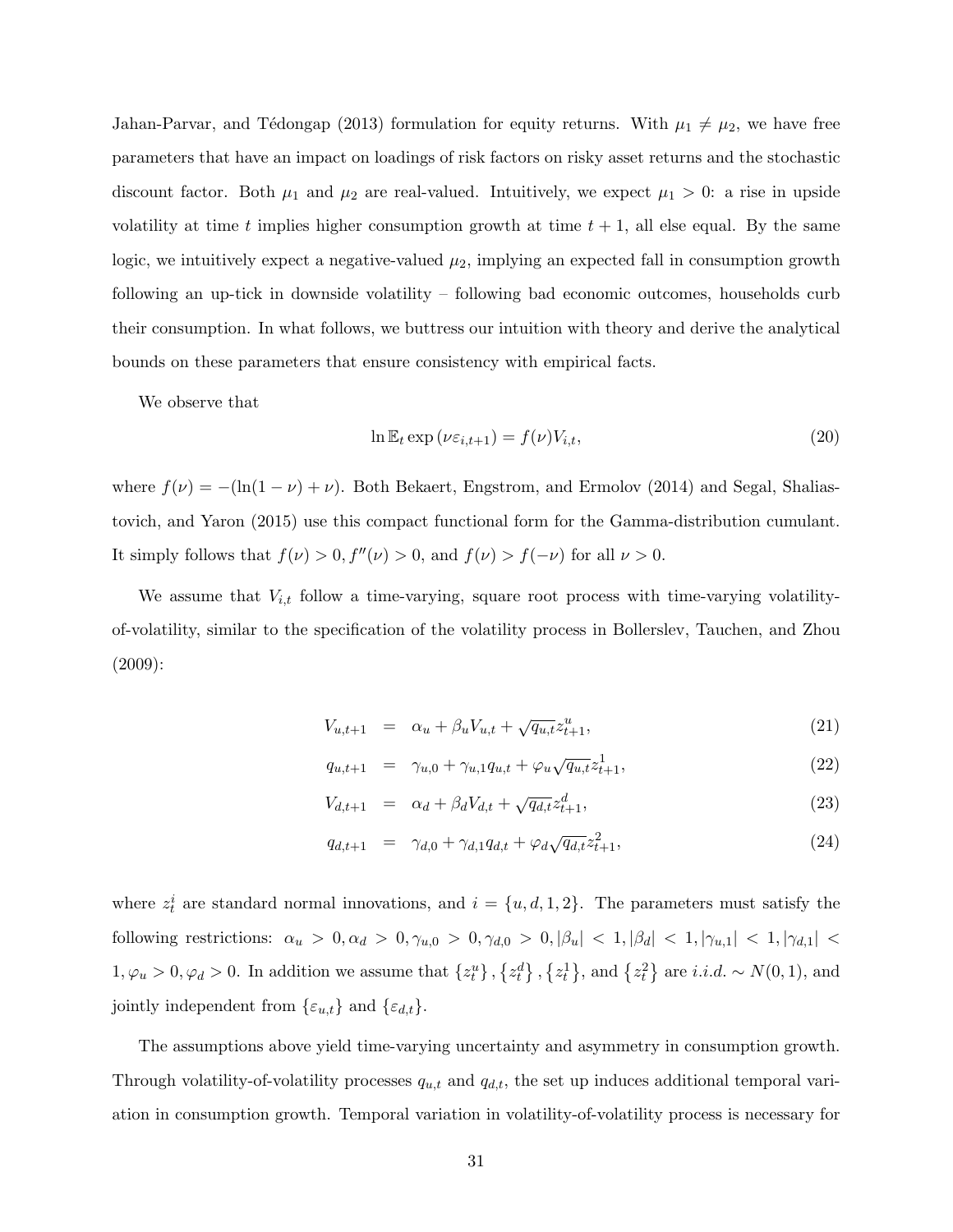Jahan-Parvar, and Tédongap (2013) formulation for equity returns. With $\mu_1 \neq \mu_2$, we have free parameters that have an impact on loadings of risk factors on risky asset returns and the stochastic discount factor. Both $\mu_1$ and $\mu_2$ are real-valued. Intuitively, we expect $\mu_1 > 0$: a rise in upside volatility at time $t$ implies higher consumption growth at time $t+1$, all else equal. By the same logic, we intuitively expect a negative-valued $\mu_2$, implying an expected fall in consumption growth following an up-tick in downside volatility – following bad economic outcomes, households curb their consumption. In what follows, we buttress our intuition with theory and derive the analytical bounds on these parameters that ensure consistency with empirical facts.

We observe that

$$\ln \mathbb{E}_t \exp\left(\nu \varepsilon_{i,t+1}\right) = f(\nu) V_{i,t}, \tag{20}$$

where $f(\nu) = -(\ln(1-\nu) + \nu)$. Both Bekaert, Engstrom, and Ermolov (2014) and Segal, Shaliastovich, and Yaron (2015) use this compact functional form for the Gamma-distribution cumulant. It simply follows that $f(\nu) > 0, f''(\nu) > 0$, and $f(\nu) > f(-\nu)$ for all $\nu > 0$.

We assume that $V_{i,t}$ follow a time-varying, square root process with time-varying volatility-of-volatility, similar to the specification of the volatility process in Bollerslev, Tauchen, and Zhou (2009):

$$V_{u,t+1} = \alpha_u + \beta_u V_{u,t} + \sqrt{q_{u,t}} z_{t+1}^u, \tag{21}$$

$$q_{u,t+1} = \gamma_{u,0} + \gamma_{u,1} q_{u,t} + \varphi_u \sqrt{q_{u,t}} z_{t+1}^1, \tag{22}$$

$$V_{d,t+1} = \alpha_d + \beta_d V_{d,t} + \sqrt{q_{d,t}} z_{t+1}^d, \tag{23}$$

$$q_{d,t+1} = \gamma_{d,0} + \gamma_{d,1} q_{d,t} + \varphi_d \sqrt{q_{d,t}} z_{t+1}^2, \tag{24}$$

where $z_t^i$ are standard normal innovations, and $i = \{u, d, 1, 2\}$. The parameters must satisfy the following restrictions: $\alpha_u > 0, \alpha_d > 0, \gamma_{u,0} > 0, \gamma_{d,0} > 0, |\beta_u| < 1, |\beta_d| < 1, |\gamma_{u,1}| < 1, |\gamma_{d,1}| < 1, \varphi_u > 0, \varphi_d > 0$. In addition we assume that $\{z_t^u\}, \{z_t^d\}, \{z_t^1\}$, and $\{z_t^2\}$ are *i.i.d.* $\sim N(0,1)$, and jointly independent from $\{\varepsilon_{u,t}\}$ and $\{\varepsilon_{d,t}\}$.

The assumptions above yield time-varying uncertainty and asymmetry in consumption growth. Through volatility-of-volatility processes $q_{u,t}$ and $q_{d,t}$, the set up induces additional temporal variation in consumption growth. Temporal variation in volatility-of-volatility process is necessary for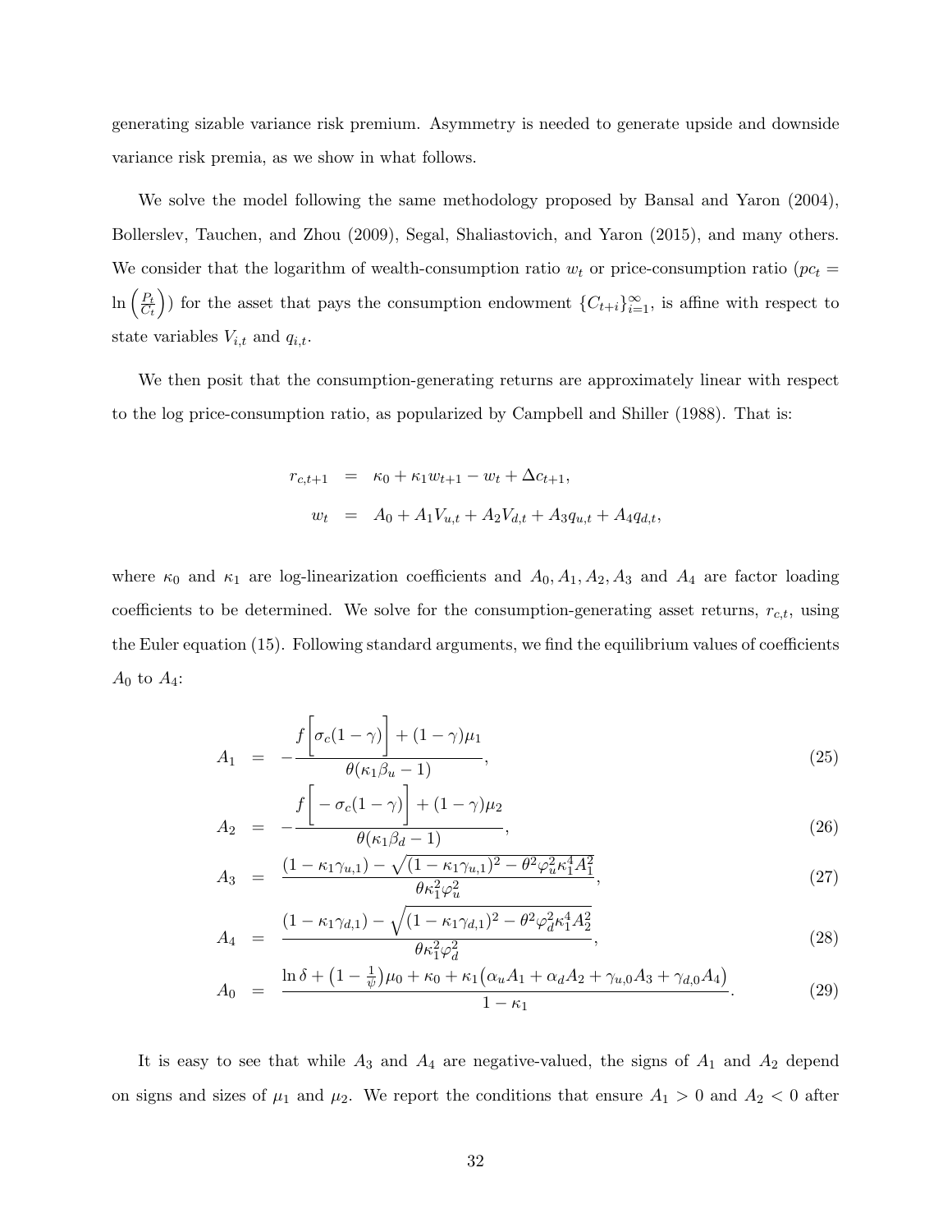generating sizable variance risk premium. Asymmetry is needed to generate upside and downside variance risk premia, as we show in what follows.

We solve the model following the same methodology proposed by Bansal and Yaron (2004), Bollerslev, Tauchen, and Zhou (2009), Segal, Shaliastovich, and Yaron (2015), and many others. We consider that the logarithm of wealth-consumption ratio $w_t$ or price-consumption ratio ($pc_t = \ln\left(\frac{P_t}{C_t}\right)$) for the asset that pays the consumption endowment $\{C_{t+i}\}_{i=1}^{\infty}$, is affine with respect to state variables $V_{i,t}$ and $q_{i,t}$.

We then posit that the consumption-generating returns are approximately linear with respect to the log price-consumption ratio, as popularized by Campbell and Shiller (1988). That is:

$$
\begin{aligned}
r_{c,t+1} &= \kappa_0 + \kappa_1 w_{t+1} - w_t + \Delta c_{t+1}, \\
w_t &= A_0 + A_1 V_{u,t} + A_2 V_{d,t} + A_3 q_{u,t} + A_4 q_{d,t},
\end{aligned}
$$

where $\kappa_0$ and $\kappa_1$ are log-linearization coefficients and $A_0, A_1, A_2, A_3$ and $A_4$ are factor loading coefficients to be determined. We solve for the consumption-generating asset returns, $r_{c,t}$, using the Euler equation (15). Following standard arguments, we find the equilibrium values of coefficients $A_0$ to $A_4$:

$$
A_1 = -\frac{f\left[\sigma_c(1-\gamma)\right] + (1-\gamma)\mu_1}{\theta(\kappa_1\beta_u - 1)}, \tag{25}
$$

$$
A_2 = -\frac{f\left[-\sigma_c(1-\gamma)\right] + (1-\gamma)\mu_2}{\theta(\kappa_1\beta_d - 1)}, \tag{26}
$$

$$
A_3 = \frac{(1-\kappa_1\gamma_{u,1}) - \sqrt{(1-\kappa_1\gamma_{u,1})^2 - \theta^2\varphi_u^2\kappa_1^4 A_1^2}}{\theta\kappa_1^2\varphi_u^2}, \tag{27}
$$

$$
A_4 = \frac{(1-\kappa_1\gamma_{d,1}) - \sqrt{(1-\kappa_1\gamma_{d,1})^2 - \theta^2\varphi_d^2\kappa_1^4 A_2^2}}{\theta\kappa_1^2\varphi_d^2}, \tag{28}
$$

$$
A_0 = \frac{\ln\delta + \left(1-\frac{1}{\psi}\right)\mu_0 + \kappa_0 + \kappa_1\left(\alpha_u A_1 + \alpha_d A_2 + \gamma_{u,0}A_3 + \gamma_{d,0}A_4\right)}{1-\kappa_1}. \tag{29}
$$

It is easy to see that while $A_3$ and $A_4$ are negative-valued, the signs of $A_1$ and $A_2$ depend on signs and sizes of $\mu_1$ and $\mu_2$. We report the conditions that ensure $A_1 > 0$ and $A_2 < 0$ after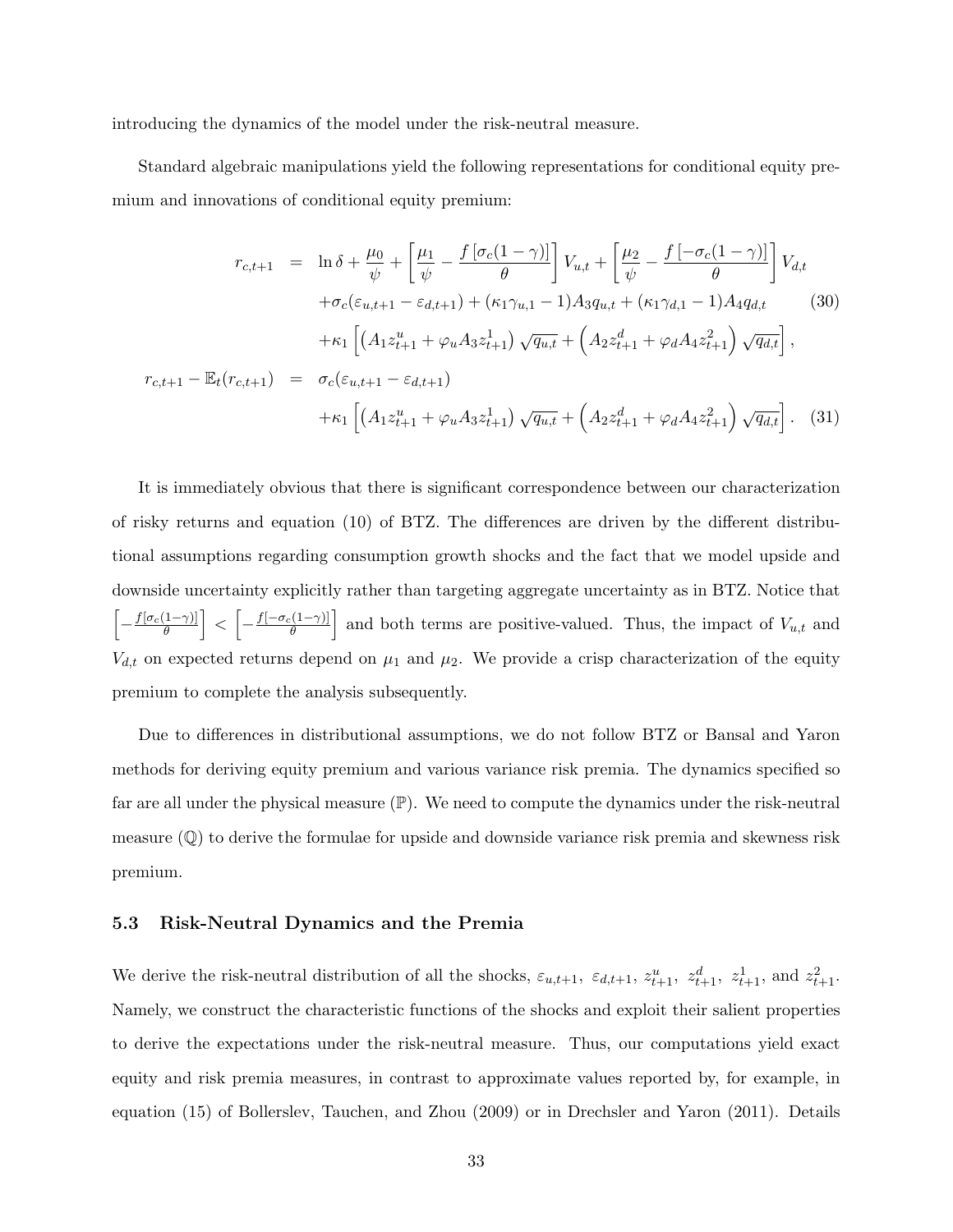introducing the dynamics of the model under the risk-neutral measure.

Standard algebraic manipulations yield the following representations for conditional equity premium and innovations of conditional equity premium:

$$
\begin{aligned}
r_{c,t+1} &= \ln \delta + \frac{\mu_0}{\psi} + \left[\frac{\mu_1}{\psi} - \frac{f\left[\sigma_c(1-\gamma)\right]}{\theta}\right] V_{u,t} + \left[\frac{\mu_2}{\psi} - \frac{f\left[-\sigma_c(1-\gamma)\right]}{\theta}\right] V_{d,t} \\
&\quad + \sigma_c(\varepsilon_{u,t+1} - \varepsilon_{d,t+1}) + (\kappa_1 \gamma_{u,1} - 1) A_3 q_{u,t} + (\kappa_1 \gamma_{d,1} - 1) A_4 q_{d,t} \qquad (30) \\
&\quad + \kappa_1 \left[ \left(A_1 z^u_{t+1} + \varphi_u A_3 z^1_{t+1}\right) \sqrt{q_{u,t}} + \left(A_2 z^d_{t+1} + \varphi_d A_4 z^2_{t+1}\right) \sqrt{q_{d,t}} \right], \\
r_{c,t+1} - \mathbb{E}_t(r_{c,t+1}) &= \sigma_c(\varepsilon_{u,t+1} - \varepsilon_{d,t+1}) \\
&\quad + \kappa_1 \left[ \left(A_1 z^u_{t+1} + \varphi_u A_3 z^1_{t+1}\right) \sqrt{q_{u,t}} + \left(A_2 z^d_{t+1} + \varphi_d A_4 z^2_{t+1}\right) \sqrt{q_{d,t}} \right]. \quad (31)
\end{aligned}
$$

It is immediately obvious that there is significant correspondence between our characterization of risky returns and equation (10) of BTZ. The differences are driven by the different distributional assumptions regarding consumption growth shocks and the fact that we model upside and downside uncertainty explicitly rather than targeting aggregate uncertainty as in BTZ. Notice that $\left[-\frac{f[\sigma_c(1-\gamma)]}{\theta}\right] < \left[-\frac{f[-\sigma_c(1-\gamma)]}{\theta}\right]$ and both terms are positive-valued. Thus, the impact of $V_{u,t}$ and $V_{d,t}$ on expected returns depend on $\mu_1$ and $\mu_2$. We provide a crisp characterization of the equity premium to complete the analysis subsequently.

Due to differences in distributional assumptions, we do not follow BTZ or Bansal and Yaron methods for deriving equity premium and various variance risk premia. The dynamics specified so far are all under the physical measure ($\mathbb{P}$). We need to compute the dynamics under the risk-neutral measure ($\mathbb{Q}$) to derive the formulae for upside and downside variance risk premia and skewness risk premium.

### 5.3 Risk-Neutral Dynamics and the Premia

We derive the risk-neutral distribution of all the shocks, $\varepsilon_{u,t+1}$, $\varepsilon_{d,t+1}$, $z^u_{t+1}$, $z^d_{t+1}$, $z^1_{t+1}$, and $z^2_{t+1}$. Namely, we construct the characteristic functions of the shocks and exploit their salient properties to derive the expectations under the risk-neutral measure. Thus, our computations yield exact equity and risk premia measures, in contrast to approximate values reported by, for example, in equation (15) of Bollerslev, Tauchen, and Zhou (2009) or in Drechsler and Yaron (2011). Details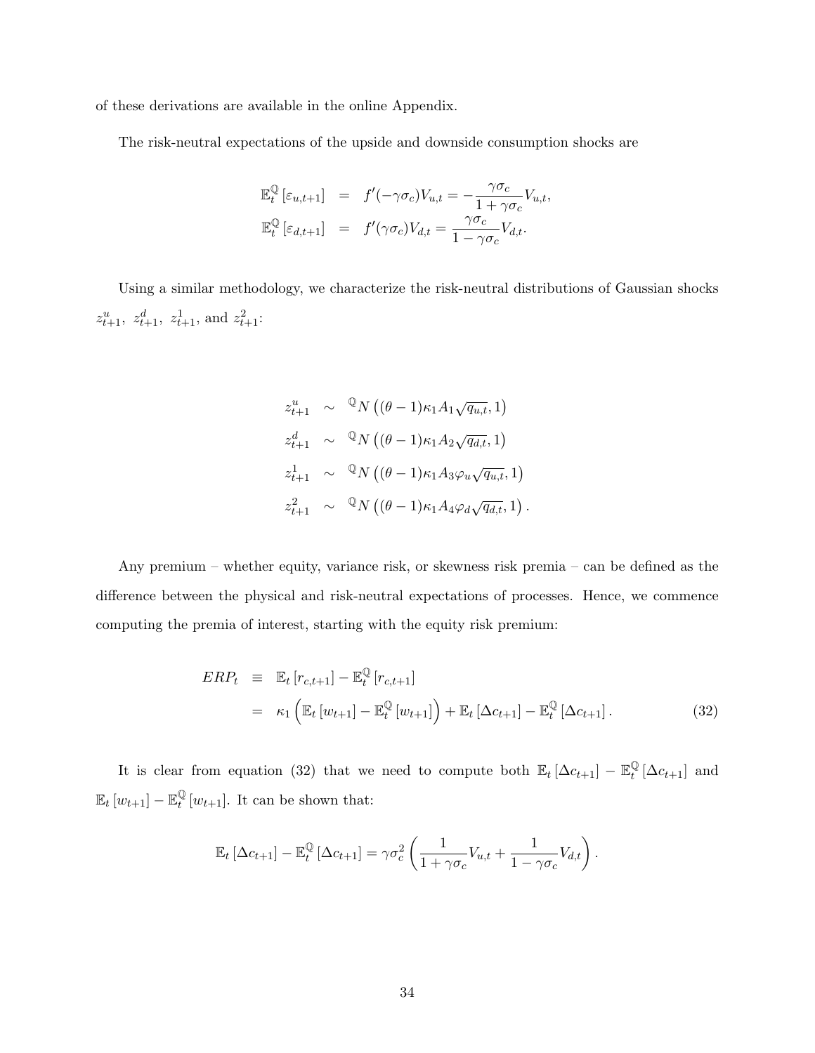of these derivations are available in the online Appendix.

The risk-neutral expectations of the upside and downside consumption shocks are

$$
\begin{aligned}
\mathbb{E}_t^{\mathbb{Q}}\left[\varepsilon_{u,t+1}\right] &= f'(-\gamma\sigma_c)V_{u,t} = -\frac{\gamma\sigma_c}{1+\gamma\sigma_c}V_{u,t}, \\
\mathbb{E}_t^{\mathbb{Q}}\left[\varepsilon_{d,t+1}\right] &= f'(\gamma\sigma_c)V_{d,t} = \frac{\gamma\sigma_c}{1-\gamma\sigma_c}V_{d,t}.
\end{aligned}
$$

Using a similar methodology, we characterize the risk-neutral distributions of Gaussian shocks $z_{t+1}^u$, $z_{t+1}^d$, $z_{t+1}^1$, and $z_{t+1}^2$:

$$
\begin{aligned}
z_{t+1}^u &\sim {}^{\mathbb{Q}}N\left((\theta-1)\kappa_1 A_1\sqrt{q_{u,t}}, 1\right) \\
z_{t+1}^d &\sim {}^{\mathbb{Q}}N\left((\theta-1)\kappa_1 A_2\sqrt{q_{d,t}}, 1\right) \\
z_{t+1}^1 &\sim {}^{\mathbb{Q}}N\left((\theta-1)\kappa_1 A_3\varphi_u\sqrt{q_{u,t}}, 1\right) \\
z_{t+1}^2 &\sim {}^{\mathbb{Q}}N\left((\theta-1)\kappa_1 A_4\varphi_d\sqrt{q_{d,t}}, 1\right).
\end{aligned}
$$

Any premium – whether equity, variance risk, or skewness risk premia – can be defined as the difference between the physical and risk-neutral expectations of processes. Hence, we commence computing the premia of interest, starting with the equity risk premium:

$$
\begin{aligned}
ERP_t &\equiv \mathbb{E}_t\left[r_{c,t+1}\right] - \mathbb{E}_t^{\mathbb{Q}}\left[r_{c,t+1}\right] \\
&= \kappa_1\left(\mathbb{E}_t\left[w_{t+1}\right] - \mathbb{E}_t^{\mathbb{Q}}\left[w_{t+1}\right]\right) + \mathbb{E}_t\left[\Delta c_{t+1}\right] - \mathbb{E}_t^{\mathbb{Q}}\left[\Delta c_{t+1}\right].
\end{aligned} \tag{32}
$$

It is clear from equation (32) that we need to compute both $\mathbb{E}_t\left[\Delta c_{t+1}\right] - \mathbb{E}_t^{\mathbb{Q}}\left[\Delta c_{t+1}\right]$ and $\mathbb{E}_t\left[w_{t+1}\right] - \mathbb{E}_t^{\mathbb{Q}}\left[w_{t+1}\right]$. It can be shown that:

$$
\mathbb{E}_t\left[\Delta c_{t+1}\right] - \mathbb{E}_t^{\mathbb{Q}}\left[\Delta c_{t+1}\right] = \gamma\sigma_c^2\left(\frac{1}{1+\gamma\sigma_c}V_{u,t} + \frac{1}{1-\gamma\sigma_c}V_{d,t}\right).
$$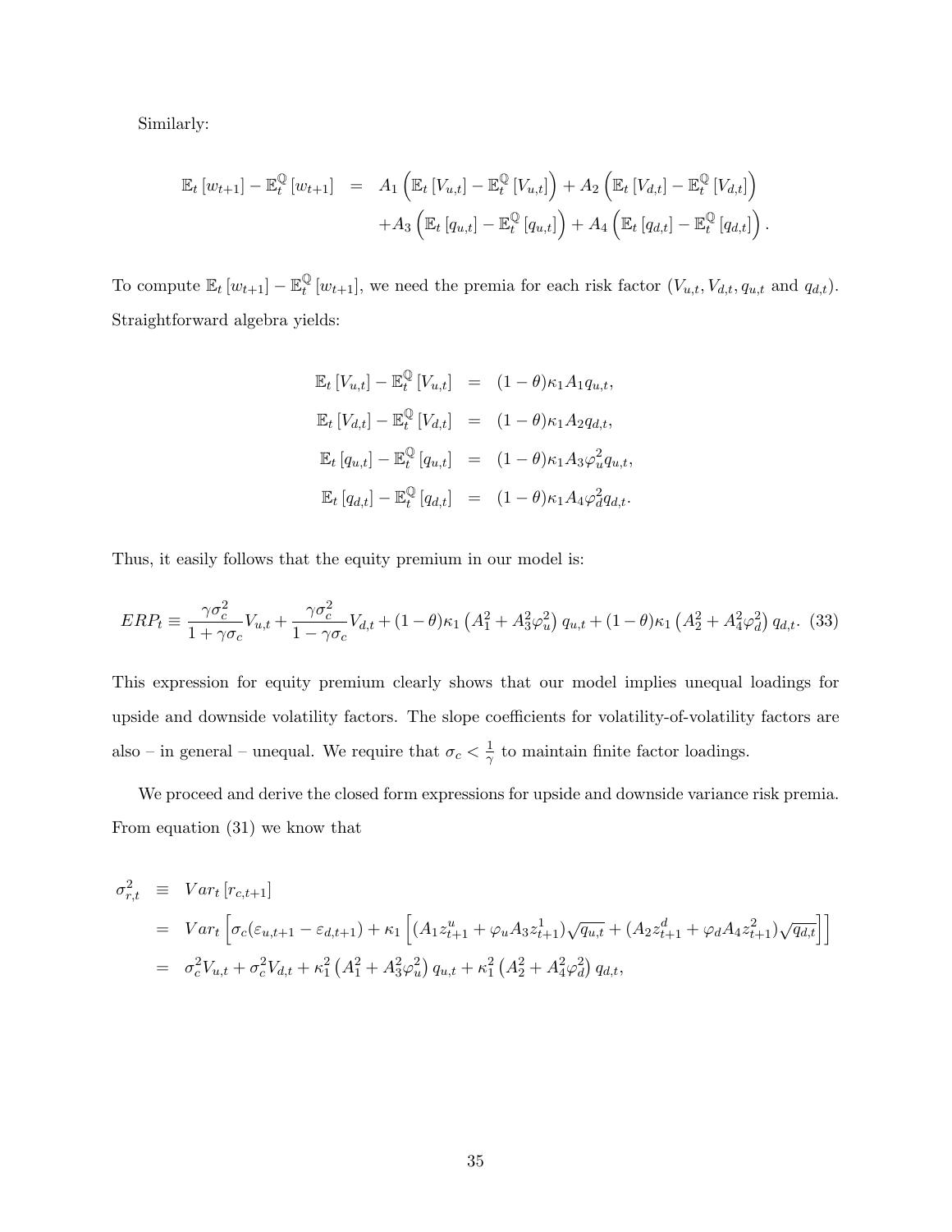Similarly:

$$
\begin{aligned}
\mathbb{E}_t\left[w_{t+1}\right]-\mathbb{E}_t^{\mathbb{Q}}\left[w_{t+1}\right] &= A_1\left(\mathbb{E}_t\left[V_{u,t}\right]-\mathbb{E}_t^{\mathbb{Q}}\left[V_{u,t}\right]\right)+A_2\left(\mathbb{E}_t\left[V_{d,t}\right]-\mathbb{E}_t^{\mathbb{Q}}\left[V_{d,t}\right]\right) \\
&\quad +A_3\left(\mathbb{E}_t\left[q_{u,t}\right]-\mathbb{E}_t^{\mathbb{Q}}\left[q_{u,t}\right]\right)+A_4\left(\mathbb{E}_t\left[q_{d,t}\right]-\mathbb{E}_t^{\mathbb{Q}}\left[q_{d,t}\right]\right).
\end{aligned}
$$

To compute $\mathbb{E}_t\left[w_{t+1}\right]-\mathbb{E}_t^{\mathbb{Q}}\left[w_{t+1}\right]$, we need the premia for each risk factor ($V_{u,t}, V_{d,t}, q_{u,t}$ and $q_{d,t}$). Straightforward algebra yields:

$$
\begin{aligned}
\mathbb{E}_t\left[V_{u,t}\right]-\mathbb{E}_t^{\mathbb{Q}}\left[V_{u,t}\right] &= (1-\theta)\kappa_1 A_1 q_{u,t}, \\
\mathbb{E}_t\left[V_{d,t}\right]-\mathbb{E}_t^{\mathbb{Q}}\left[V_{d,t}\right] &= (1-\theta)\kappa_1 A_2 q_{d,t}, \\
\mathbb{E}_t\left[q_{u,t}\right]-\mathbb{E}_t^{\mathbb{Q}}\left[q_{u,t}\right] &= (1-\theta)\kappa_1 A_3 \varphi_u^2 q_{u,t}, \\
\mathbb{E}_t\left[q_{d,t}\right]-\mathbb{E}_t^{\mathbb{Q}}\left[q_{d,t}\right] &= (1-\theta)\kappa_1 A_4 \varphi_d^2 q_{d,t}.
\end{aligned}
$$

Thus, it easily follows that the equity premium in our model is:

$$
ERP_t \equiv \frac{\gamma\sigma_c^2}{1+\gamma\sigma_c}V_{u,t}+\frac{\gamma\sigma_c^2}{1-\gamma\sigma_c}V_{d,t}+(1-\theta)\kappa_1\left(A_1^2+A_3^2\varphi_u^2\right)q_{u,t}+(1-\theta)\kappa_1\left(A_2^2+A_4^2\varphi_d^2\right)q_{d,t}. \quad (33)
$$

This expression for equity premium clearly shows that our model implies unequal loadings for upside and downside volatility factors. The slope coefficients for volatility-of-volatility factors are also – in general – unequal. We require that $\sigma_c < \frac{1}{\gamma}$ to maintain finite factor loadings.

We proceed and derive the closed form expressions for upside and downside variance risk premia. From equation (31) we know that

$$
\begin{aligned}
\sigma_{r,t}^2 &\equiv Var_t\left[r_{c,t+1}\right] \\
&= Var_t\left[\sigma_c(\varepsilon_{u,t+1}-\varepsilon_{d,t+1})+\kappa_1\left[(A_1 z_{t+1}^u+\varphi_u A_3 z_{t+1}^1)\sqrt{q_{u,t}}+(A_2 z_{t+1}^d+\varphi_d A_4 z_{t+1}^2)\sqrt{q_{d,t}}\right]\right] \\
&= \sigma_c^2 V_{u,t}+\sigma_c^2 V_{d,t}+\kappa_1^2\left(A_1^2+A_3^2\varphi_u^2\right)q_{u,t}+\kappa_1^2\left(A_2^2+A_4^2\varphi_d^2\right)q_{d,t},
\end{aligned}
$$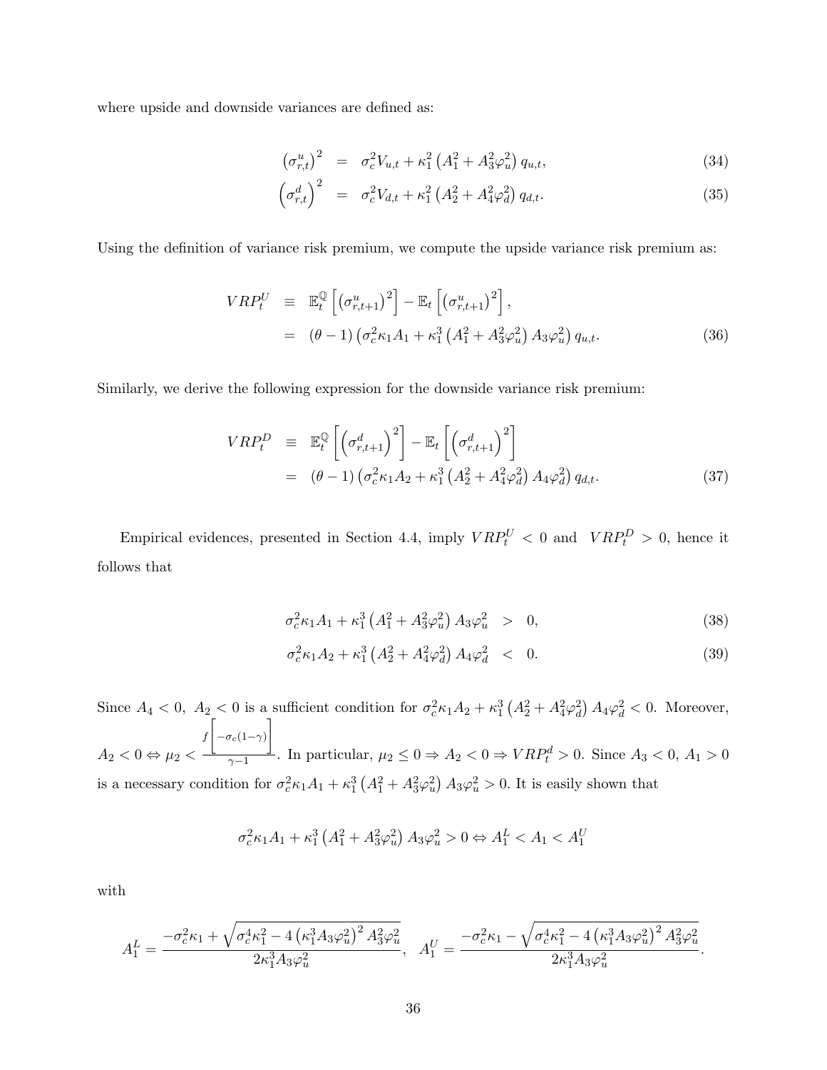where upside and downside variances are defined as:

$$
\begin{aligned}
\left(\sigma_{r,t}^{u}\right)^{2} &= \sigma_c^2 V_{u,t} + \kappa_1^2 \left(A_1^2 + A_3^2 \varphi_u^2\right) q_{u,t}, \quad (34)\\
\left(\sigma_{r,t}^{d}\right)^{2} &= \sigma_c^2 V_{d,t} + \kappa_1^2 \left(A_2^2 + A_4^2 \varphi_d^2\right) q_{d,t}. \quad (35)
\end{aligned}
$$

Using the definition of variance risk premium, we compute the upside variance risk premium as:

$$
\begin{aligned}
VRP_t^U &\equiv \mathbb{E}_t^{\mathbb{Q}}\left[\left(\sigma_{r,t+1}^{u}\right)^2\right] - \mathbb{E}_t\left[\left(\sigma_{r,t+1}^{u}\right)^2\right],\\
&= (\theta - 1)\left(\sigma_c^2 \kappa_1 A_1 + \kappa_1^3 \left(A_1^2 + A_3^2 \varphi_u^2\right) A_3 \varphi_u^2\right) q_{u,t}. \quad (36)
\end{aligned}
$$

Similarly, we derive the following expression for the downside variance risk premium:

$$
\begin{aligned}
VRP_t^D &\equiv \mathbb{E}_t^{\mathbb{Q}}\left[\left(\sigma_{r,t+1}^{d}\right)^2\right] - \mathbb{E}_t\left[\left(\sigma_{r,t+1}^{d}\right)^2\right]\\
&= (\theta - 1)\left(\sigma_c^2 \kappa_1 A_2 + \kappa_1^3 \left(A_2^2 + A_4^2 \varphi_d^2\right) A_4 \varphi_d^2\right) q_{d,t}. \quad (37)
\end{aligned}
$$

Empirical evidences, presented in Section 4.4, imply $VRP_t^U < 0$ and $VRP_t^D > 0$, hence it follows that

$$
\begin{aligned}
\sigma_c^2 \kappa_1 A_1 + \kappa_1^3 \left(A_1^2 + A_3^2 \varphi_u^2\right) A_3 \varphi_u^2 &> 0, \quad (38)\\
\sigma_c^2 \kappa_1 A_2 + \kappa_1^3 \left(A_2^2 + A_4^2 \varphi_d^2\right) A_4 \varphi_d^2 &< 0. \quad (39)
\end{aligned}
$$

Since $A_4 < 0$, $A_2 < 0$ is a sufficient condition for $\sigma_c^2 \kappa_1 A_2 + \kappa_1^3 \left(A_2^2 + A_4^2 \varphi_d^2\right) A_4 \varphi_d^2 < 0$. Moreover, $A_2 < 0 \Leftrightarrow \mu_2 < \frac{f\left[-\sigma_c(1-\gamma)\right]}{\gamma - 1}$. In particular, $\mu_2 \leq 0 \Rightarrow A_2 < 0 \Rightarrow VRP_t^d > 0$. Since $A_3 < 0$, $A_1 > 0$ is a necessary condition for $\sigma_c^2 \kappa_1 A_1 + \kappa_1^3 \left(A_1^2 + A_3^2 \varphi_u^2\right) A_3 \varphi_u^2 > 0$. It is easily shown that

$$
\sigma_c^2 \kappa_1 A_1 + \kappa_1^3 \left(A_1^2 + A_3^2 \varphi_u^2\right) A_3 \varphi_u^2 > 0 \Leftrightarrow A_1^L < A_1 < A_1^U
$$

with

$$
A_1^L = \frac{-\sigma_c^2 \kappa_1 + \sqrt{\sigma_c^4 \kappa_1^2 - 4\left(\kappa_1^3 A_3 \varphi_u^2\right)^2 A_3^2 \varphi_u^2}}{2\kappa_1^3 A_3 \varphi_u^2}, \quad A_1^U = \frac{-\sigma_c^2 \kappa_1 - \sqrt{\sigma_c^4 \kappa_1^2 - 4\left(\kappa_1^3 A_3 \varphi_u^2\right)^2 A_3^2 \varphi_u^2}}{2\kappa_1^3 A_3 \varphi_u^2}.
$$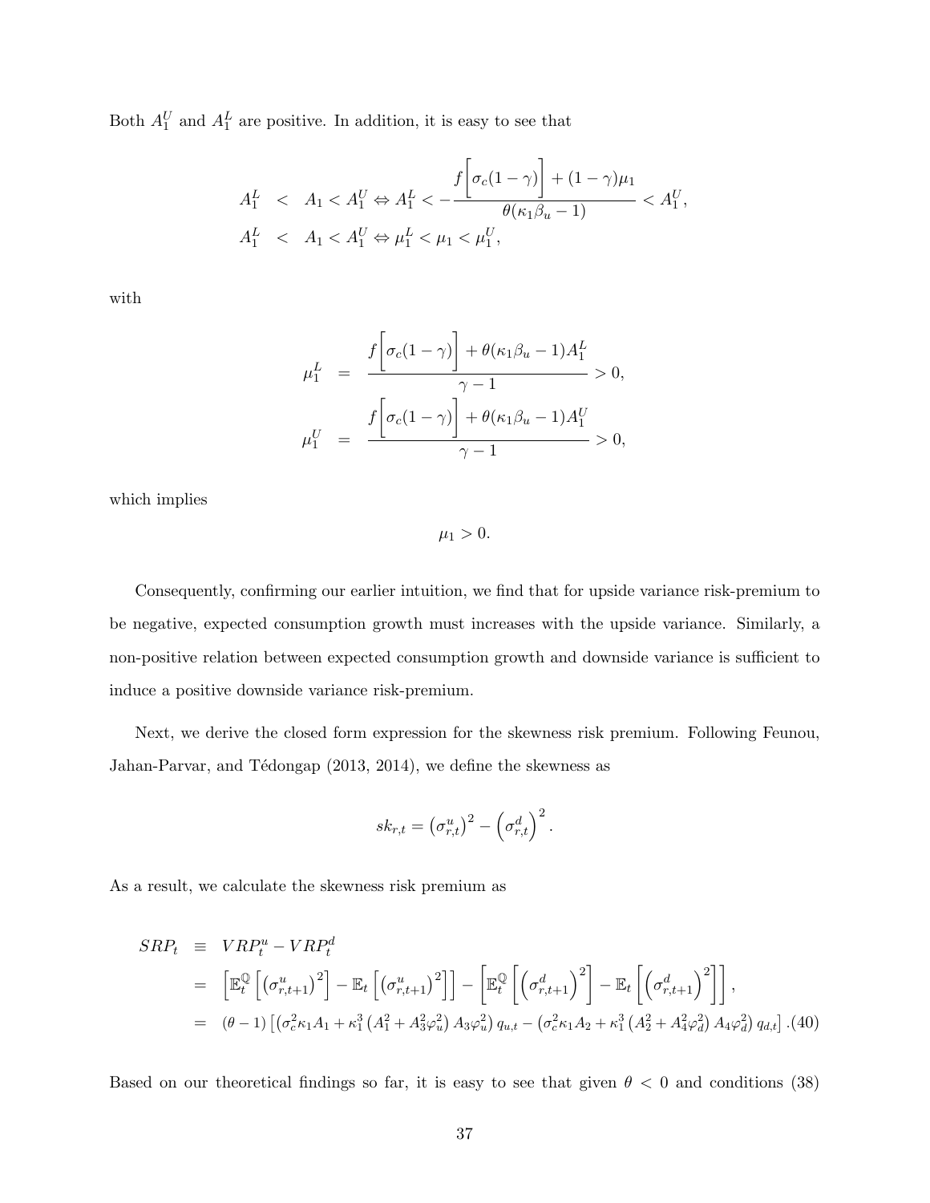Both $A_1^U$ and $A_1^L$ are positive. In addition, it is easy to see that

$$
\begin{aligned}
A_1^L &< A_1 < A_1^U \Leftrightarrow A_1^L < -\frac{f\left[\sigma_c(1-\gamma)\right] + (1-\gamma)\mu_1}{\theta(\kappa_1\beta_u - 1)} < A_1^U, \\
A_1^L &< A_1 < A_1^U \Leftrightarrow \mu_1^L < \mu_1 < \mu_1^U,
\end{aligned}
$$

with

$$
\begin{aligned}
\mu_1^L &= \frac{f\left[\sigma_c(1-\gamma)\right] + \theta(\kappa_1\beta_u - 1)A_1^L}{\gamma - 1} > 0, \\
\mu_1^U &= \frac{f\left[\sigma_c(1-\gamma)\right] + \theta(\kappa_1\beta_u - 1)A_1^U}{\gamma - 1} > 0,
\end{aligned}
$$

which implies

$$
\mu_1 > 0.
$$

Consequently, confirming our earlier intuition, we find that for upside variance risk-premium to be negative, expected consumption growth must increases with the upside variance. Similarly, a non-positive relation between expected consumption growth and downside variance is sufficient to induce a positive downside variance risk-premium.

Next, we derive the closed form expression for the skewness risk premium. Following Feunou, Jahan-Parvar, and Tédongap (2013, 2014), we define the skewness as

$$
sk_{r,t} = \left(\sigma_{r,t}^u\right)^2 - \left(\sigma_{r,t}^d\right)^2.
$$

As a result, we calculate the skewness risk premium as

$$
\begin{aligned}
SRP_t &\equiv VRP_t^u - VRP_t^d \\
&= \left[\mathbb{E}_t^{\mathbb{Q}}\left[\left(\sigma_{r,t+1}^u\right)^2\right] - \mathbb{E}_t\left[\left(\sigma_{r,t+1}^u\right)^2\right]\right] - \left[\mathbb{E}_t^{\mathbb{Q}}\left[\left(\sigma_{r,t+1}^d\right)^2\right] - \mathbb{E}_t\left[\left(\sigma_{r,t+1}^d\right)^2\right]\right], \\
&= (\theta - 1)\left[\left(\sigma_c^2\kappa_1 A_1 + \kappa_1^3\left(A_1^2 + A_3^2\varphi_u^2\right)A_3\varphi_u^2\right)q_{u,t} - \left(\sigma_c^2\kappa_1 A_2 + \kappa_1^3\left(A_2^2 + A_4^2\varphi_d^2\right)A_4\varphi_d^2\right)q_{d,t}\right]. \quad (40)
\end{aligned}
$$

Based on our theoretical findings so far, it is easy to see that given $\theta < 0$ and conditions (38)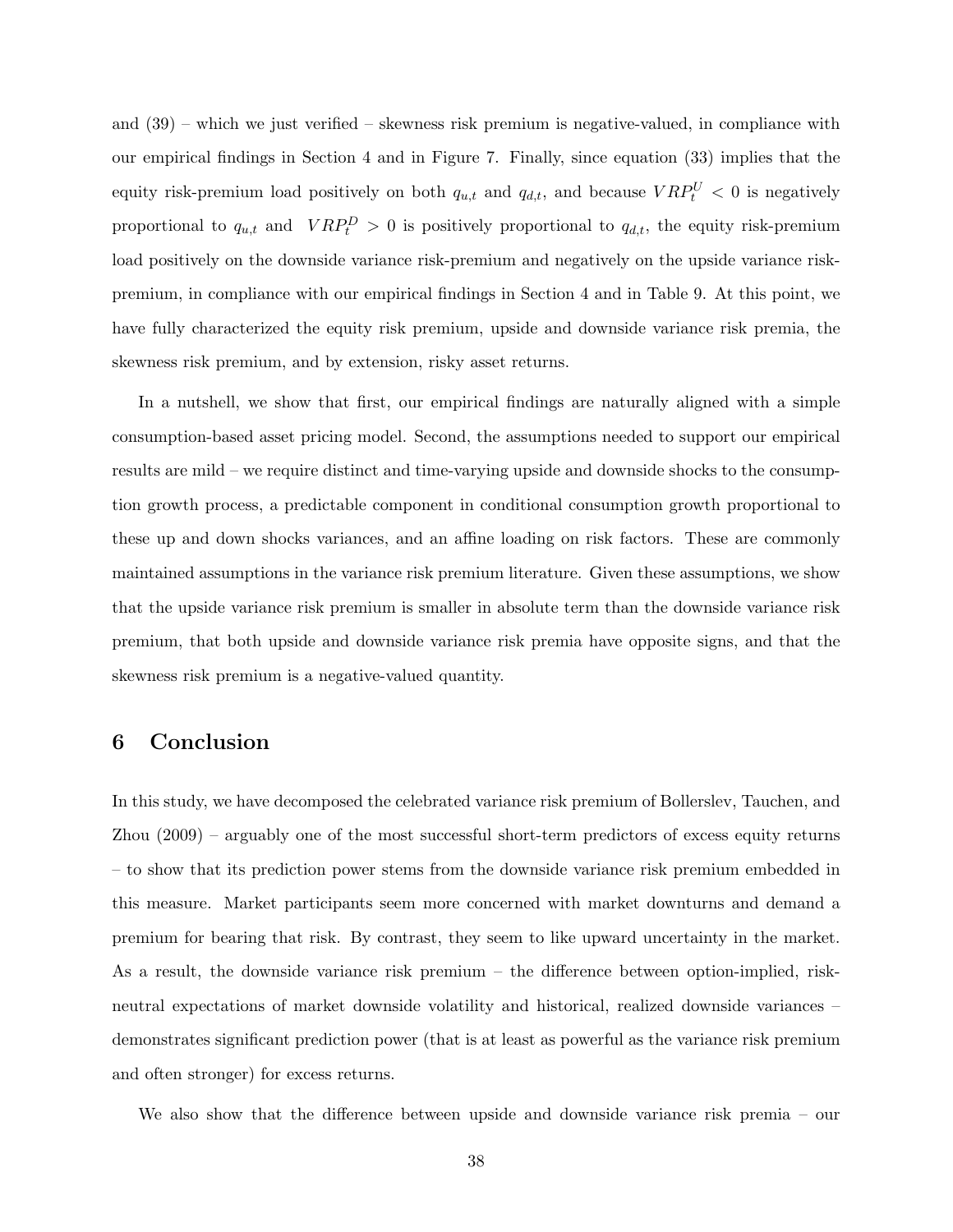and (39) – which we just verified – skewness risk premium is negative-valued, in compliance with our empirical findings in Section 4 and in Figure 7. Finally, since equation (33) implies that the equity risk-premium load positively on both $q_{u,t}$ and $q_{d,t}$, and because $VRP_t^U < 0$ is negatively proportional to $q_{u,t}$ and $VRP_t^D > 0$ is positively proportional to $q_{d,t}$, the equity risk-premium load positively on the downside variance risk-premium and negatively on the upside variance risk-premium, in compliance with our empirical findings in Section 4 and in Table 9. At this point, we have fully characterized the equity risk premium, upside and downside variance risk premia, the skewness risk premium, and by extension, risky asset returns.

In a nutshell, we show that first, our empirical findings are naturally aligned with a simple consumption-based asset pricing model. Second, the assumptions needed to support our empirical results are mild – we require distinct and time-varying upside and downside shocks to the consumption growth process, a predictable component in conditional consumption growth proportional to these up and down shocks variances, and an affine loading on risk factors. These are commonly maintained assumptions in the variance risk premium literature. Given these assumptions, we show that the upside variance risk premium is smaller in absolute term than the downside variance risk premium, that both upside and downside variance risk premia have opposite signs, and that the skewness risk premium is a negative-valued quantity.

## 6 Conclusion

In this study, we have decomposed the celebrated variance risk premium of Bollerslev, Tauchen, and Zhou (2009) – arguably one of the most successful short-term predictors of excess equity returns – to show that its prediction power stems from the downside variance risk premium embedded in this measure. Market participants seem more concerned with market downturns and demand a premium for bearing that risk. By contrast, they seem to like upward uncertainty in the market. As a result, the downside variance risk premium – the difference between option-implied, risk-neutral expectations of market downside volatility and historical, realized downside variances – demonstrates significant prediction power (that is at least as powerful as the variance risk premium and often stronger) for excess returns.

We also show that the difference between upside and downside variance risk premia – our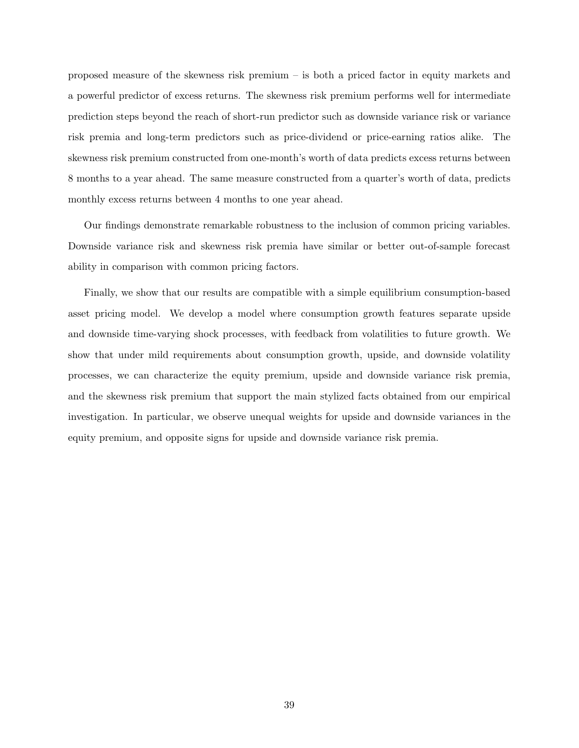proposed measure of the skewness risk premium – is both a priced factor in equity markets and a powerful predictor of excess returns. The skewness risk premium performs well for intermediate prediction steps beyond the reach of short-run predictor such as downside variance risk or variance risk premia and long-term predictors such as price-dividend or price-earning ratios alike. The skewness risk premium constructed from one-month's worth of data predicts excess returns between 8 months to a year ahead. The same measure constructed from a quarter's worth of data, predicts monthly excess returns between 4 months to one year ahead.

Our findings demonstrate remarkable robustness to the inclusion of common pricing variables. Downside variance risk and skewness risk premia have similar or better out-of-sample forecast ability in comparison with common pricing factors.

Finally, we show that our results are compatible with a simple equilibrium consumption-based asset pricing model. We develop a model where consumption growth features separate upside and downside time-varying shock processes, with feedback from volatilities to future growth. We show that under mild requirements about consumption growth, upside, and downside volatility processes, we can characterize the equity premium, upside and downside variance risk premia, and the skewness risk premium that support the main stylized facts obtained from our empirical investigation. In particular, we observe unequal weights for upside and downside variances in the equity premium, and opposite signs for upside and downside variance risk premia.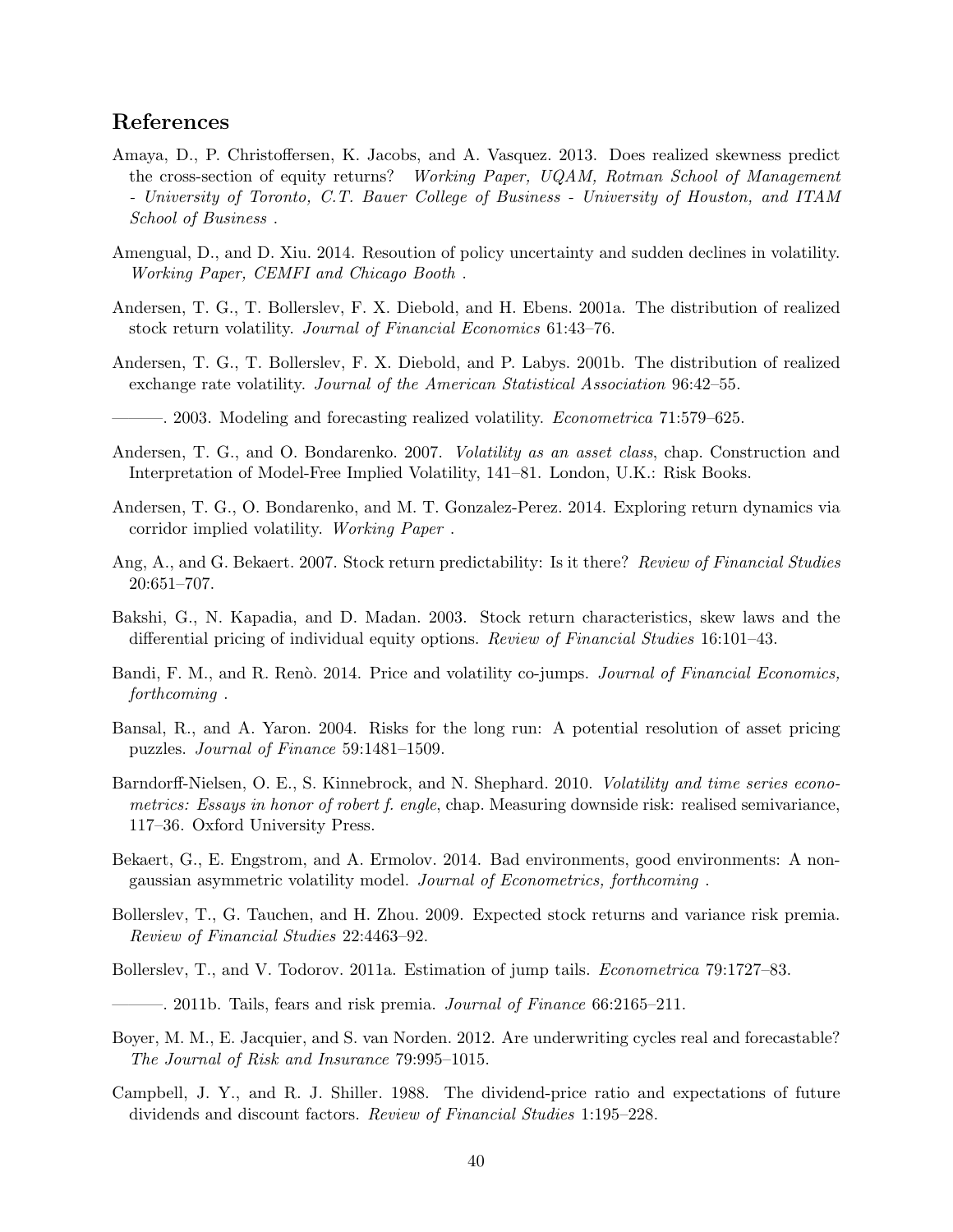## References

Amaya, D., P. Christoffersen, K. Jacobs, and A. Vasquez. 2013. Does realized skewness predict the cross-section of equity returns? *Working Paper, UQAM, Rotman School of Management - University of Toronto, C.T. Bauer College of Business - University of Houston, and ITAM School of Business* .

Amengual, D., and D. Xiu. 2014. Resoution of policy uncertainty and sudden declines in volatility. *Working Paper, CEMFI and Chicago Booth* .

Andersen, T. G., T. Bollerslev, F. X. Diebold, and H. Ebens. 2001a. The distribution of realized stock return volatility. *Journal of Financial Economics* 61:43–76.

Andersen, T. G., T. Bollerslev, F. X. Diebold, and P. Labys. 2001b. The distribution of realized exchange rate volatility. *Journal of the American Statistical Association* 96:42–55.

———. 2003. Modeling and forecasting realized volatility. *Econometrica* 71:579–625.

Andersen, T. G., and O. Bondarenko. 2007. *Volatility as an asset class*, chap. Construction and Interpretation of Model-Free Implied Volatility, 141–81. London, U.K.: Risk Books.

Andersen, T. G., O. Bondarenko, and M. T. Gonzalez-Perez. 2014. Exploring return dynamics via corridor implied volatility. *Working Paper* .

Ang, A., and G. Bekaert. 2007. Stock return predictability: Is it there? *Review of Financial Studies* 20:651–707.

Bakshi, G., N. Kapadia, and D. Madan. 2003. Stock return characteristics, skew laws and the differential pricing of individual equity options. *Review of Financial Studies* 16:101–43.

Bandi, F. M., and R. Renò. 2014. Price and volatility co-jumps. *Journal of Financial Economics, forthcoming* .

Bansal, R., and A. Yaron. 2004. Risks for the long run: A potential resolution of asset pricing puzzles. *Journal of Finance* 59:1481–1509.

Barndorff-Nielsen, O. E., S. Kinnebrock, and N. Shephard. 2010. *Volatility and time series econometrics: Essays in honor of robert f. engle*, chap. Measuring downside risk: realised semivariance, 117–36. Oxford University Press.

Bekaert, G., E. Engstrom, and A. Ermolov. 2014. Bad environments, good environments: A non-gaussian asymmetric volatility model. *Journal of Econometrics, forthcoming* .

Bollerslev, T., G. Tauchen, and H. Zhou. 2009. Expected stock returns and variance risk premia. *Review of Financial Studies* 22:4463–92.

Bollerslev, T., and V. Todorov. 2011a. Estimation of jump tails. *Econometrica* 79:1727–83.

———. 2011b. Tails, fears and risk premia. *Journal of Finance* 66:2165–211.

Boyer, M. M., E. Jacquier, and S. van Norden. 2012. Are underwriting cycles real and forecastable? *The Journal of Risk and Insurance* 79:995–1015.

Campbell, J. Y., and R. J. Shiller. 1988. The dividend-price ratio and expectations of future dividends and discount factors. *Review of Financial Studies* 1:195–228.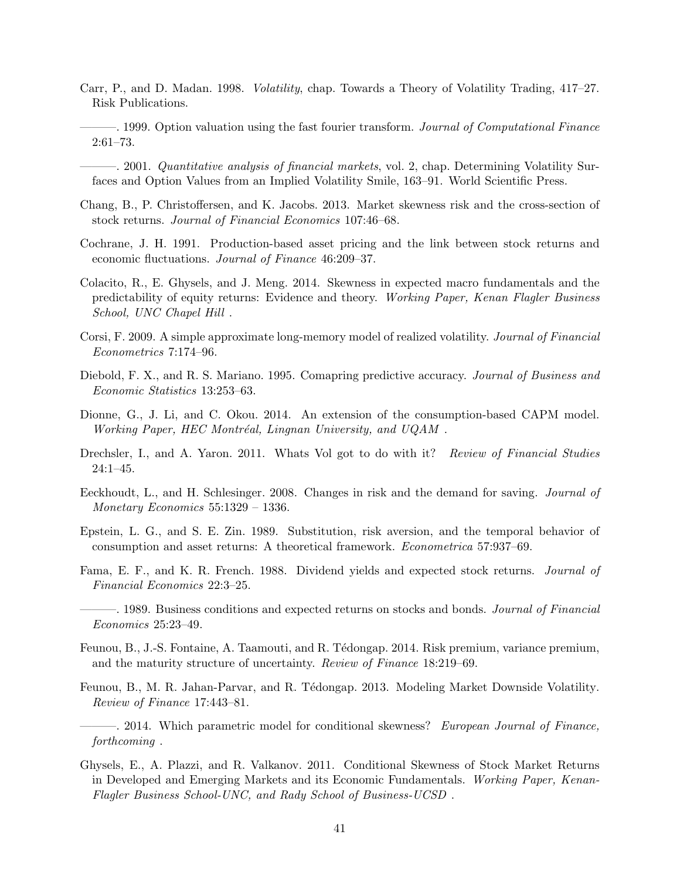Carr, P., and D. Madan. 1998. *Volatility*, chap. Towards a Theory of Volatility Trading, 417–27. Risk Publications.

———. 1999. Option valuation using the fast fourier transform. *Journal of Computational Finance* 2:61–73.

———. 2001. *Quantitative analysis of financial markets*, vol. 2, chap. Determining Volatility Surfaces and Option Values from an Implied Volatility Smile, 163–91. World Scientific Press.

Chang, B., P. Christoffersen, and K. Jacobs. 2013. Market skewness risk and the cross-section of stock returns. *Journal of Financial Economics* 107:46–68.

Cochrane, J. H. 1991. Production-based asset pricing and the link between stock returns and economic fluctuations. *Journal of Finance* 46:209–37.

Colacito, R., E. Ghysels, and J. Meng. 2014. Skewness in expected macro fundamentals and the predictability of equity returns: Evidence and theory. *Working Paper, Kenan Flagler Business School, UNC Chapel Hill* .

Corsi, F. 2009. A simple approximate long-memory model of realized volatility. *Journal of Financial Econometrics* 7:174–96.

Diebold, F. X., and R. S. Mariano. 1995. Comapring predictive accuracy. *Journal of Business and Economic Statistics* 13:253–63.

Dionne, G., J. Li, and C. Okou. 2014. An extension of the consumption-based CAPM model. *Working Paper, HEC Montréal, Lingnan University, and UQAM* .

Drechsler, I., and A. Yaron. 2011. Whats Vol got to do with it? *Review of Financial Studies* 24:1–45.

Eeckhoudt, L., and H. Schlesinger. 2008. Changes in risk and the demand for saving. *Journal of Monetary Economics* 55:1329 – 1336.

Epstein, L. G., and S. E. Zin. 1989. Substitution, risk aversion, and the temporal behavior of consumption and asset returns: A theoretical framework. *Econometrica* 57:937–69.

Fama, E. F., and K. R. French. 1988. Dividend yields and expected stock returns. *Journal of Financial Economics* 22:3–25.

———. 1989. Business conditions and expected returns on stocks and bonds. *Journal of Financial Economics* 25:23–49.

Feunou, B., J.-S. Fontaine, A. Taamouti, and R. Tédongap. 2014. Risk premium, variance premium, and the maturity structure of uncertainty. *Review of Finance* 18:219–69.

Feunou, B., M. R. Jahan-Parvar, and R. Tédongap. 2013. Modeling Market Downside Volatility. *Review of Finance* 17:443–81.

———. 2014. Which parametric model for conditional skewness? *European Journal of Finance, forthcoming* .

Ghysels, E., A. Plazzi, and R. Valkanov. 2011. Conditional Skewness of Stock Market Returns in Developed and Emerging Markets and its Economic Fundamentals. *Working Paper, Kenan-Flagler Business School-UNC, and Rady School of Business-UCSD* .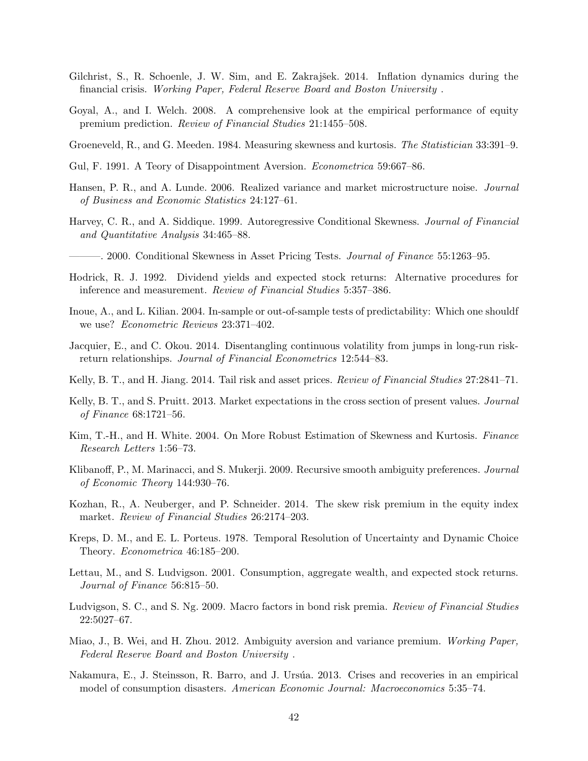Gilchrist, S., R. Schoenle, J. W. Sim, and E. Zakrajšek. 2014. Inflation dynamics during the financial crisis. *Working Paper, Federal Reserve Board and Boston University* .

Goyal, A., and I. Welch. 2008. A comprehensive look at the empirical performance of equity premium prediction. *Review of Financial Studies* 21:1455–508.

Groeneveld, R., and G. Meeden. 1984. Measuring skewness and kurtosis. *The Statistician* 33:391–9.

Gul, F. 1991. A Teory of Disappointment Aversion. *Econometrica* 59:667–86.

Hansen, P. R., and A. Lunde. 2006. Realized variance and market microstructure noise. *Journal of Business and Economic Statistics* 24:127–61.

Harvey, C. R., and A. Siddique. 1999. Autoregressive Conditional Skewness. *Journal of Financial and Quantitative Analysis* 34:465–88.

———. 2000. Conditional Skewness in Asset Pricing Tests. *Journal of Finance* 55:1263–95.

Hodrick, R. J. 1992. Dividend yields and expected stock returns: Alternative procedures for inference and measurement. *Review of Financial Studies* 5:357–386.

Inoue, A., and L. Kilian. 2004. In-sample or out-of-sample tests of predictability: Which one shouldf we use? *Econometric Reviews* 23:371–402.

Jacquier, E., and C. Okou. 2014. Disentangling continuous volatility from jumps in long-run risk-return relationships. *Journal of Financial Econometrics* 12:544–83.

Kelly, B. T., and H. Jiang. 2014. Tail risk and asset prices. *Review of Financial Studies* 27:2841–71.

Kelly, B. T., and S. Pruitt. 2013. Market expectations in the cross section of present values. *Journal of Finance* 68:1721–56.

Kim, T.-H., and H. White. 2004. On More Robust Estimation of Skewness and Kurtosis. *Finance Research Letters* 1:56–73.

Klibanoff, P., M. Marinacci, and S. Mukerji. 2009. Recursive smooth ambiguity preferences. *Journal of Economic Theory* 144:930–76.

Kozhan, R., A. Neuberger, and P. Schneider. 2014. The skew risk premium in the equity index market. *Review of Financial Studies* 26:2174–203.

Kreps, D. M., and E. L. Porteus. 1978. Temporal Resolution of Uncertainty and Dynamic Choice Theory. *Econometrica* 46:185–200.

Lettau, M., and S. Ludvigson. 2001. Consumption, aggregate wealth, and expected stock returns. *Journal of Finance* 56:815–50.

Ludvigson, S. C., and S. Ng. 2009. Macro factors in bond risk premia. *Review of Financial Studies* 22:5027–67.

Miao, J., B. Wei, and H. Zhou. 2012. Ambiguity aversion and variance premium. *Working Paper, Federal Reserve Board and Boston University* .

Nakamura, E., J. Steinsson, R. Barro, and J. Ursúa. 2013. Crises and recoveries in an empirical model of consumption disasters. *American Economic Journal: Macroeconomics* 5:35–74.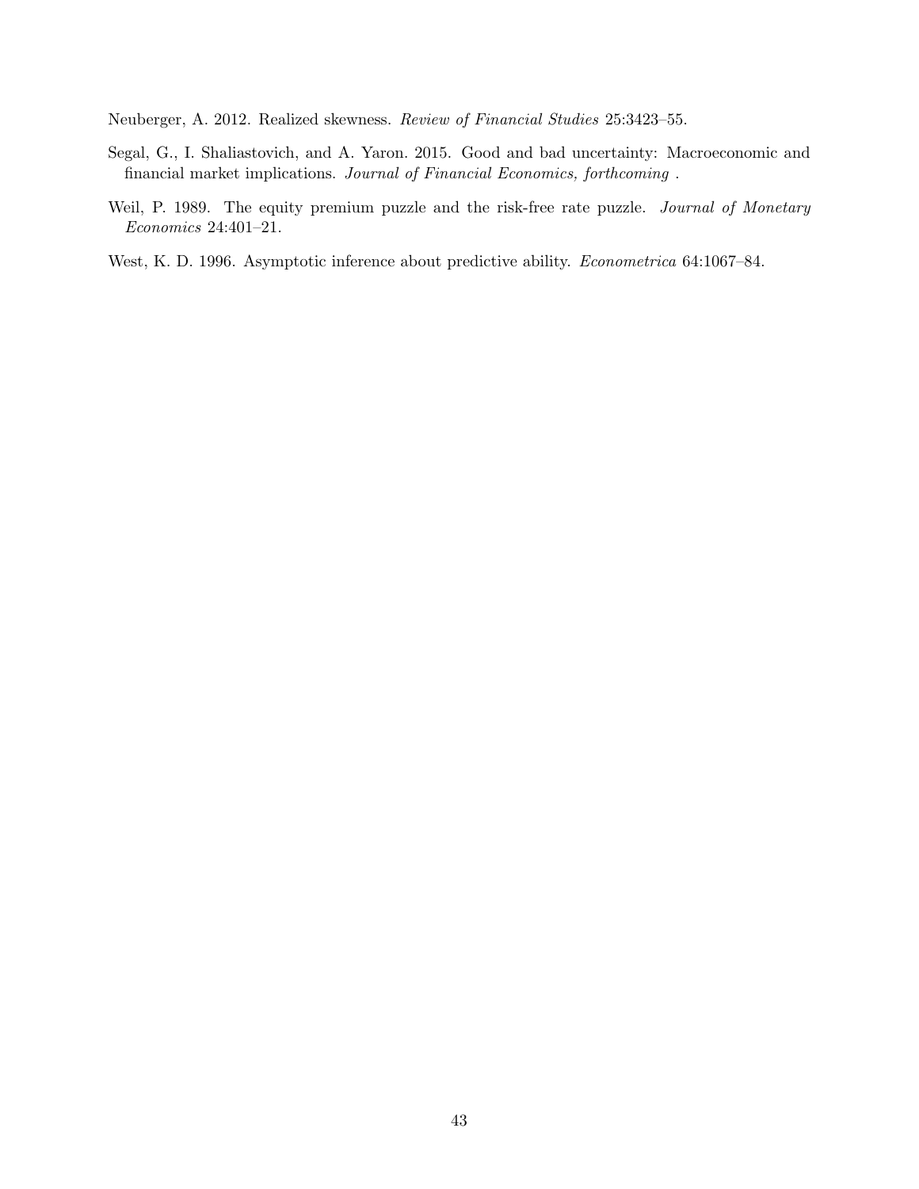Neuberger, A. 2012. Realized skewness. *Review of Financial Studies* 25:3423–55.

Segal, G., I. Shaliastovich, and A. Yaron. 2015. Good and bad uncertainty: Macroeconomic and financial market implications. *Journal of Financial Economics, forthcoming* .

Weil, P. 1989. The equity premium puzzle and the risk-free rate puzzle. *Journal of Monetary Economics* 24:401–21.

West, K. D. 1996. Asymptotic inference about predictive ability. *Econometrica* 64:1067–84.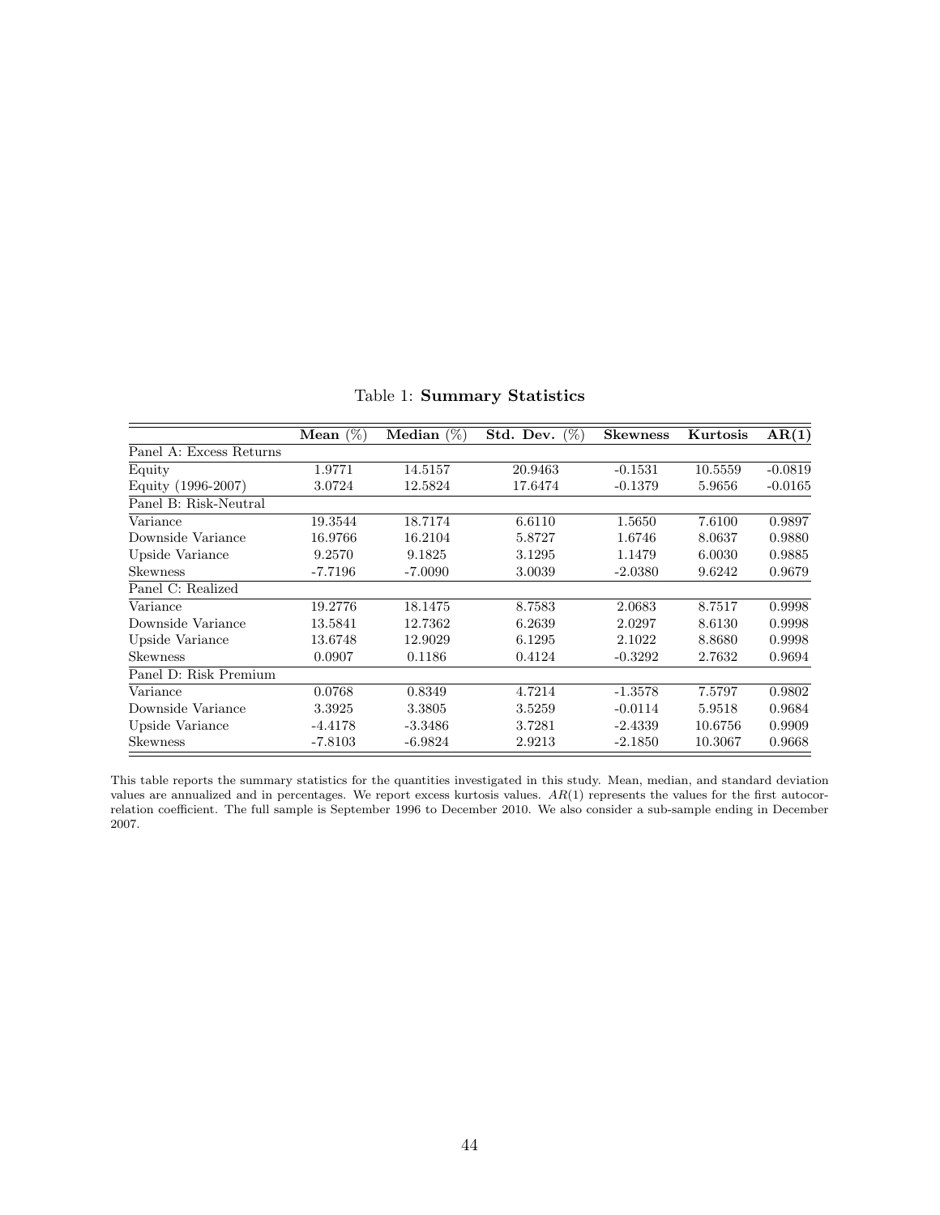Table 1: **Summary Statistics**

| | **Mean (%)** | **Median (%)** | **Std. Dev. (%)** | **Skewness** | **Kurtosis** | **AR(1)** |
|---|---|---|---|---|---|---|
| Panel A: Excess Returns | | | | | | |
| Equity | 1.9771 | 14.5157 | 20.9463 | -0.1531 | 10.5559 | -0.0819 |
| Equity (1996-2007) | 3.0724 | 12.5824 | 17.6474 | -0.1379 | 5.9656 | -0.0165 |
| Panel B: Risk-Neutral | | | | | | |
| Variance | 19.3544 | 18.7174 | 6.6110 | 1.5650 | 7.6100 | 0.9897 |
| Downside Variance | 16.9766 | 16.2104 | 5.8727 | 1.6746 | 8.0637 | 0.9880 |
| Upside Variance | 9.2570 | 9.1825 | 3.1295 | 1.1479 | 6.0030 | 0.9885 |
| Skewness | -7.7196 | -7.0090 | 3.0039 | -2.0380 | 9.6242 | 0.9679 |
| Panel C: Realized | | | | | | |
| Variance | 19.2776 | 18.1475 | 8.7583 | 2.0683 | 8.7517 | 0.9998 |
| Downside Variance | 13.5841 | 12.7362 | 6.2639 | 2.0297 | 8.6130 | 0.9998 |
| Upside Variance | 13.6748 | 12.9029 | 6.1295 | 2.1022 | 8.8680 | 0.9998 |
| Skewness | 0.0907 | 0.1186 | 0.4124 | -0.3292 | 2.7632 | 0.9694 |
| Panel D: Risk Premium | | | | | | |
| Variance | 0.0768 | 0.8349 | 4.7214 | -1.3578 | 7.5797 | 0.9802 |
| Downside Variance | 3.3925 | 3.3805 | 3.5259 | -0.0114 | 5.9518 | 0.9684 |
| Upside Variance | -4.4178 | -3.3486 | 3.7281 | -2.4339 | 10.6756 | 0.9909 |
| Skewness | -7.8103 | -6.9824 | 2.9213 | -2.1850 | 10.3067 | 0.9668 |

This table reports the summary statistics for the quantities investigated in this study. Mean, median, and standard deviation values are annualized and in percentages. We report excess kurtosis values. $AR(1)$ represents the values for the first autocorrelation coefficient. The full sample is September 1996 to December 2010. We also consider a sub-sample ending in December 2007.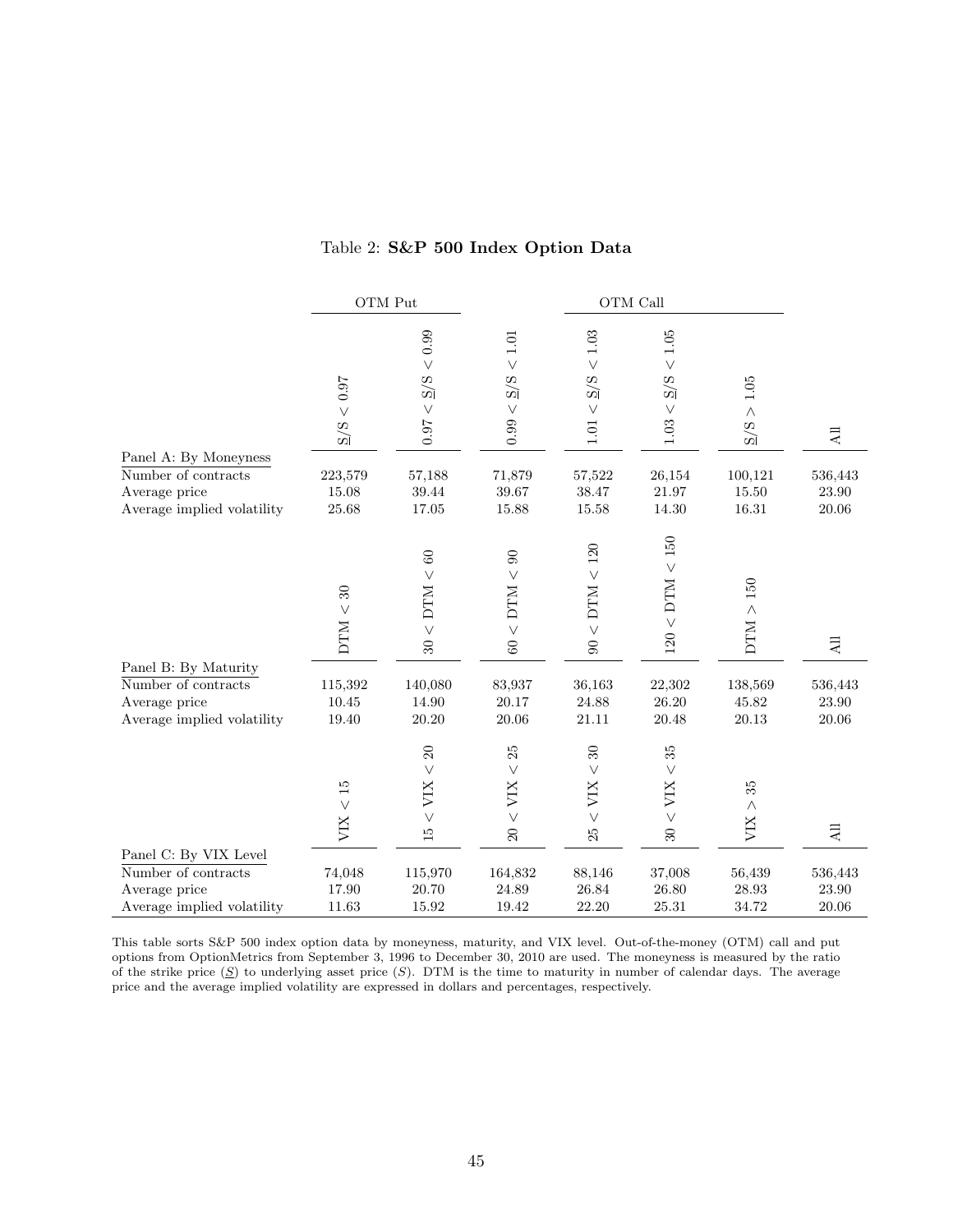Table 2: **S&P 500 Index Option Data**

| | OTM Put | | | OTM Call | | | |
|---|---|---|---|---|---|---|---|
| **Panel A: By Moneyness** | $\underline{S}/S < 0.97$ | $0.97 < \underline{S}/S < 0.99$ | $0.99 < \underline{S}/S < 1.01$ | $1.01 < \underline{S}/S < 1.03$ | $1.03 < \underline{S}/S < 1.05$ | $\underline{S}/S > 1.05$ | All |
| Number of contracts | 223,579 | 57,188 | 71,879 | 57,522 | 26,154 | 100,121 | 536,443 |
| Average price | 15.08 | 39.44 | 39.67 | 38.47 | 21.97 | 15.50 | 23.90 |
| Average implied volatility | 25.68 | 17.05 | 15.88 | 15.58 | 14.30 | 16.31 | 20.06 |
| **Panel B: By Maturity** | DTM $< 30$ | $30 <$ DTM $< 60$ | $60 <$ DTM $< 90$ | $90 <$ DTM $< 120$ | $120 <$ DTM $< 150$ | DTM $> 150$ | All |
| Number of contracts | 115,392 | 140,080 | 83,937 | 36,163 | 22,302 | 138,569 | 536,443 |
| Average price | 10.45 | 14.90 | 20.17 | 24.88 | 26.20 | 45.82 | 23.90 |
| Average implied volatility | 19.40 | 20.20 | 20.06 | 21.11 | 20.48 | 20.13 | 20.06 |
| **Panel C: By VIX Level** | VIX $< 15$ | $15 <$ VIX $< 20$ | $20 <$ VIX $< 25$ | $25 <$ VIX $< 30$ | $30 <$ VIX $< 35$ | VIX $> 35$ | All |
| Number of contracts | 74,048 | 115,970 | 164,832 | 88,146 | 37,008 | 56,439 | 536,443 |
| Average price | 17.90 | 20.70 | 24.89 | 26.84 | 26.80 | 28.93 | 23.90 |
| Average implied volatility | 11.63 | 15.92 | 19.42 | 22.20 | 25.31 | 34.72 | 20.06 |

This table sorts S&P 500 index option data by moneyness, maturity, and VIX level. Out-of-the-money (OTM) call and put options from OptionMetrics from September 3, 1996 to December 30, 2010 are used. The moneyness is measured by the ratio of the strike price ($\underline{S}$) to underlying asset price ($S$). DTM is the time to maturity in number of calendar days. The average price and the average implied volatility are expressed in dollars and percentages, respectively.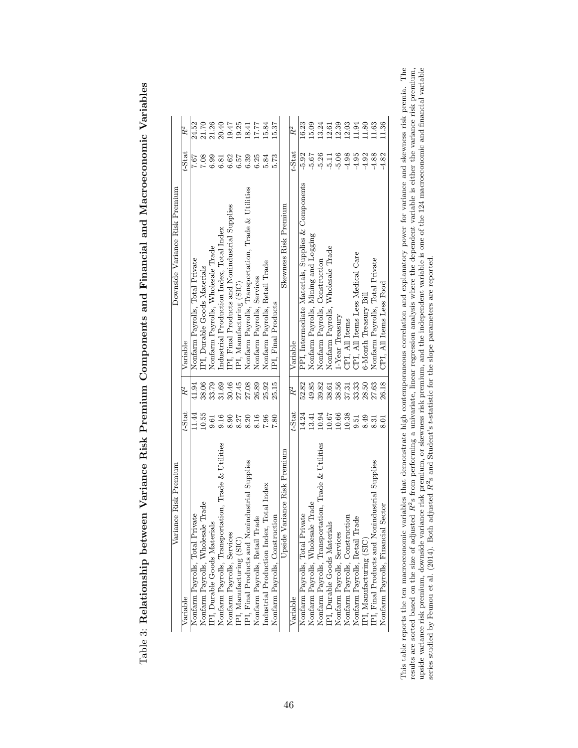Table 3: **Relationship between Variance Risk Premium Components and Financial and Macroeconomic Variables**

| Variance Risk Premium | | | Downside Variance Risk Premium | | |
|---|---|---|---|---|---|
| Variable | $t$-Stat | $\bar{R}^2$ | Variable | $t$-Stat | $\bar{R}^2$ |
| Nonfarm Payrolls, Total Private | 11.44 | 41.94 | Nonfarm Payrolls, Total Private | 7.67 | 24.52 |
| Nonfarm Payrolls, Wholesale Trade | 10.55 | 38.06 | IPI, Durable Goods Materials | 7.08 | 21.70 |
| IPI, Durable Goods Materials | 9.61 | 33.79 | Nonfarm Payrolls, Wholesale Trade | 6.99 | 21.26 |
| Nonfarm Payrolls, Transportation, Trade & Utilities | 9.16 | 31.69 | Industrial Production Index, Total Index | 6.81 | 20.40 |
| Nonfarm Payrolls, Services | 8.90 | 30.46 | IPI, Final Products and Nonindustrial Supplies | 6.62 | 19.47 |
| IPI, Manufacturing (SIC) | 8.27 | 27.45 | IPI, Manufacturing (SIC) | 6.57 | 19.25 |
| IPI, Final Products and Nonindustrial Supplies | 8.20 | 27.08 | Nonfarm Payrolls, Transportation, Trade & Utilities | 6.39 | 18.41 |
| Nonfarm Payrolls, Retail Trade | 8.16 | 26.89 | Nonfarm Payrolls, Services | 6.25 | 17.77 |
| Industrial Production Index, Total Index | 7.96 | 25.92 | Nonfarm Payrolls, Retail Trade | 5.84 | 15.84 |
| Nonfarm Payrolls, Construction | 7.80 | 25.15 | IPI, Final Products | 5.73 | 15.37 |
| Upside Variance Risk Premium | | | Skewness Risk Premium | | |
| Variable | $t$-Stat | $\bar{R}^2$ | Variable | $t$-Stat | $\bar{R}^2$ |
| Nonfarm Payrolls, Total Private | 14.24 | 52.82 | PPI, Intermediate Materials, Supplies & Components | -5.92 | 16.23 |
| Nonfarm Payrolls, Wholesale Trade | 13.41 | 49.85 | Nonfarm Payrolls, Mining and Logging | -5.67 | 15.09 |
| Nonfarm Payrolls, Transportation, Trade & Utilities | 10.94 | 39.82 | Nonfarm Payrolls, Construction | -5.26 | 13.24 |
| IPI, Durable Goods Materials | 10.67 | 38.61 | Nonfarm Payrolls, Wholesale Trade | -5.11 | 12.61 |
| Nonfarm Payrolls, Services | 10.66 | 38.56 | 1-Year Treasury | -5.06 | 12.39 |
| Nonfarm Payrolls, Construction | 10.38 | 37.31 | CPI, All Items | -4.98 | 12.03 |
| Nonfarm Payrolls, Retail Trade | 9.51 | 33.33 | CPI, All Items Less Medical Care | -4.95 | 11.94 |
| IPI, Manufacturing (SIC) | 8.49 | 28.50 | 6-Month Treasury Bill | -4.92 | 11.80 |
| IPI, Final Products and Nonindustrial Supplies | 8.31 | 27.63 | Nonfarm Payrolls, Total Private | -4.88 | 11.63 |
| Nonfarm Payrolls, Financial Sector | 8.01 | 26.18 | CPI, All Items Less Food | -4.82 | 11.36 |

This table reports the ten macroeconomic variables that demonstrate high contemporaneous correlation and explanatory power for variance and skewness risk premia. The results are sorted based on the size of adjusted $\bar{R}^2$'s from performing a univariate, linear regression analysis where the dependent variable is either the variance risk premium, upside variance risk premium, downside variance risk premium, or skewness risk premium, and the independent variable is one of the 124 macroeconomic and financial variable series studied by Feunou et al. (2014). Both adjusted $\bar{R}^2$s and Student's $t$-statistic for the slope parameters are reported.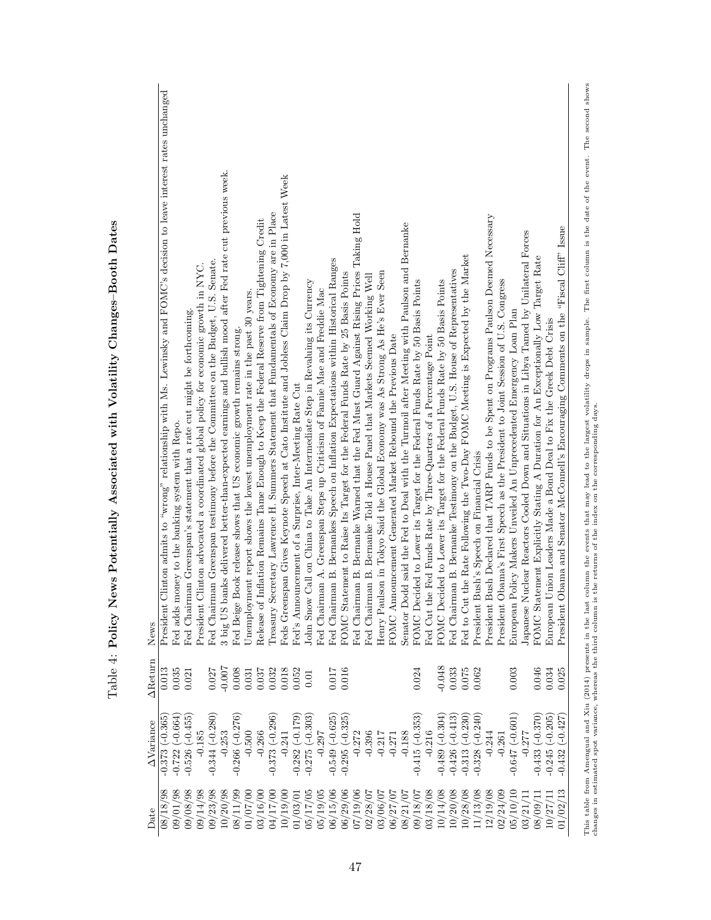Table 4: **Policy News Potentially Associated with Volatility Changes–Booth Dates**

| Date | ΔVariance | ΔReturn | News |
|---|---|---|---|
| 08/18/98 | -0.373 (-0.365) | 0.013 | President Clinton admits to "wrong" relationship with Ms. Lewinsky and FOMC's decision to leave interest rates unchanged |
| 09/01/98 | -0.722 (-0.664) | 0.035 | Fed adds money to the banking system with Repo. |
| 09/08/98 | -0.526 (-0.455) | 0.021 | Fed Chairman Greenspan's statement that a rate cut might be forthcoming. |
| 09/14/98 | -0.185 | | President Clinton advocated a coordinated global policy for economic growth in NYC. |
| 09/23/98 | -0.344 (-0.280) | 0.027 | Fed Chairman Greenspan testimony before the Committee on the Budget, U.S. Senate. |
| 10/20/98 | -0.253 | -0.007 | 3 big US banks delivered better-than-expected earnings and bullish mood after Fed rate cut previous week. |
| 08/11/99 | -0.266 (-0.276) | 0.008 | Fed Beige Book release shows that US economic growth remains strong. |
| 01/07/00 | -0.500 | 0.031 | Unemployment report shows the lowest unemployment rate in the past 30 years. |
| 03/16/00 | -0.266 | 0.037 | Release of Inflation Remains Tame Enough to Keep the Federal Reserve from Tightening Credit |
| 04/17/00 | -0.373 (-0.296) | 0.032 | Treasury Secretary Lawrence H. Summers Statement that Fundamentals of Economy are in Place |
| 10/19/00 | -0.241 | 0.018 | Feds Greenspan Gives Keynote Speech at Cato Institute and Jobless Claim Drop by 7,000 in Latest Week |
| 01/03/01 | -0.282 (-0.179) | 0.052 | Fed's Announcement of a Surprise, Inter-Meeting Rate Cut |
| 05/17/05 | -0.275 (-0.303) | 0.01 | John Snow Call on China to Take An Intermediate Step in Revaluing its Currency |
| 05/19/05 | -0.297 | | Fed Chairman A. Greenspan Steps up Criticism of Fannie Mae and Freddie Mac |
| 06/15/06 | -0.549 (-0.625) | 0.017 | Fed Chairman B. Bernankes Speech on Inflation Expectations within Historical Ranges |
| 06/29/06 | -0.295 (-0.325) | 0.016 | FOMC Statement to Raise Its Target for the Federal Funds Rate by 25 Basis Points |
| 07/19/06 | -0.272 | | Fed Chairman B. Bernanke Warned that the Fed Must Guard Against Rising Prices Taking Hold |
| 02/28/07 | -0.396 | | Fed Chairman B. Bernanke Told a House Panel that Markets Seemed Working Well |
| 03/06/07 | -0.217 | | Henry Paulson in Tokyo Said the Global Economy was As Strong As He's Ever Seen |
| 06/27/07 | -0.271 | | FOMC Announcement Generated Market Rebound the Previous Date |
| 08/21/07 | -0.188 | | Senator Dodd said the Fed to Deal with the Turmoil after Meeting with Paulson and Bernanke |
| 09/18/07 | -0.415 (-0.353) | 0.024 | FOMC Decided to Lower its Target for the Federal Funds Rate by 50 Basis Points |
| 03/18/08 | -0.216 | | Fed Cut the Fed Funds Rate by Three-Quarters of a Percentage Point |
| 10/14/08 | -0.489 (-0.304) | -0.048 | FOMC Decided to Lower its Target for the Federal Funds Rate by 50 Basis Points |
| 10/20/08 | -0.426 (-0.413) | 0.033 | Fed Chairman B. Bernanke Testimony on the Budget, U.S. House of Representatives |
| 10/28/08 | -0.313 (-0.230) | 0.075 | Fed to Cut the Rate Following the Two-Day FOMC Meeting is Expected by the Market |
| 11/13/08 | -0.328 (-0.240) | 0.062 | President Bush's Speech on Financial Crisis |
| 12/19/08 | -0.244 | | President Bush Declared that TARP Funds to be Spent on Programs Paulson Deemed Necessary |
| 02/24/09 | -0.261 | | President Obama's First Speech as the President to Joint Session of U.S. Congress |
| 05/10/10 | -0.647 (-0.601) | 0.003 | European Policy Makers Unveiled An Unprecedented Emergency Loan Plan |
| 03/21/11 | -0.277 | | Japanese Nuclear Reactors Cooled Down and Situations in Libya Tamed by Unilateral Forces |
| 08/09/11 | -0.433 (-0.370) | 0.046 | FOMC Statement Explicitly Stating A Duration for An Exceptionally Low Target Rate |
| 10/27/11 | -0.245 (-0.205) | 0.034 | European Union Leaders Made a Bond Deal to Fix the Greek Debt Crisis |
| 01/02/13 | -0.432 (-0.427) | 0.025 | President Obama and Senator McConnell's Encouraging Comments on the "Fiscal Cliff" Issue |

This table from Amengual and Xiu (2014) presents in the last column the events that may lead to the largest volatility drops in sample. The first column is the date of the event. The second shows changes in estimated spot variance, whereas the third column is the returns of the index on the corresponding days.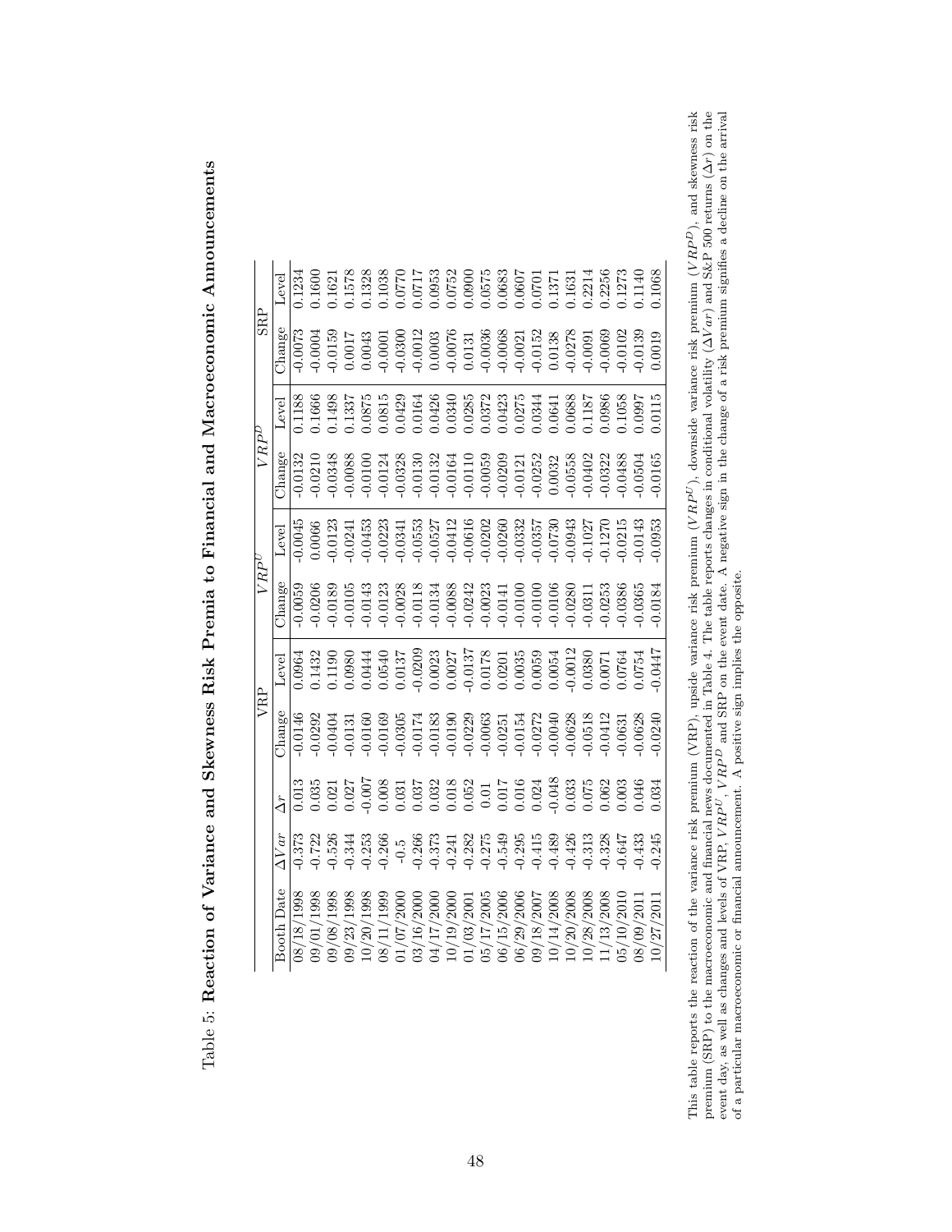Table 5: **Reaction of Variance and Skewness Risk Premia to Financial and Macroeconomic Announcements**

| | | | VRP | | $VRP^U$ | | $VRP^D$ | | SRP | |
|---|---|---|---|---|---|---|---|---|---|---|
| Booth Date | $\Delta Var$ | $\Delta r$ | Change | Level | Change | Level | Change | Level | Change | Level |
| 08/18/1998 | -0.373 | 0.013 | -0.0146 | 0.0964 | -0.0059 | -0.0045 | -0.0132 | 0.1188 | -0.0073 | 0.1234 |
| 09/01/1998 | -0.722 | 0.035 | -0.0292 | 0.1432 | -0.0206 | 0.0066 | -0.0210 | 0.1666 | -0.0004 | 0.1600 |
| 09/08/1998 | -0.526 | 0.021 | -0.0404 | 0.1190 | -0.0189 | -0.0123 | -0.0348 | 0.1498 | -0.0159 | 0.1621 |
| 09/23/1998 | -0.344 | 0.027 | -0.0131 | 0.0980 | -0.0105 | -0.0241 | -0.0088 | 0.1337 | 0.0017 | 0.1578 |
| 10/20/1998 | -0.253 | -0.007 | -0.0160 | 0.0444 | -0.0143 | -0.0453 | -0.0100 | 0.0875 | 0.0043 | 0.1328 |
| 08/11/1999 | -0.266 | 0.008 | -0.0169 | 0.0540 | -0.0123 | -0.0223 | -0.0124 | 0.0815 | -0.0001 | 0.1038 |
| 01/07/2000 | -0.5 | 0.031 | -0.0305 | 0.0137 | -0.0028 | -0.0341 | -0.0328 | 0.0429 | -0.0300 | 0.0770 |
| 03/16/2000 | -0.266 | 0.037 | -0.0174 | -0.0209 | -0.0118 | -0.0553 | -0.0130 | 0.0164 | -0.0012 | 0.0717 |
| 04/17/2000 | -0.373 | 0.032 | -0.0183 | 0.0023 | -0.0134 | -0.0527 | -0.0132 | 0.0426 | 0.0003 | 0.0953 |
| 10/19/2000 | -0.241 | 0.018 | -0.0190 | 0.0027 | -0.0088 | -0.0412 | -0.0164 | 0.0340 | -0.0076 | 0.0752 |
| 01/03/2001 | -0.282 | 0.052 | -0.0229 | -0.0137 | -0.0242 | -0.0616 | -0.0110 | 0.0285 | 0.0131 | 0.0900 |
| 05/17/2005 | -0.275 | 0.01 | -0.0063 | 0.0178 | -0.0023 | -0.0202 | -0.0059 | 0.0372 | -0.0036 | 0.0575 |
| 06/15/2006 | -0.549 | 0.017 | -0.0251 | 0.0201 | -0.0141 | -0.0260 | -0.0209 | 0.0423 | -0.0068 | 0.0683 |
| 06/29/2006 | -0.295 | 0.016 | -0.0154 | 0.0035 | -0.0100 | -0.0332 | -0.0121 | 0.0275 | -0.0021 | 0.0607 |
| 09/18/2007 | -0.415 | 0.024 | -0.0272 | 0.0059 | -0.0100 | -0.0357 | -0.0252 | 0.0344 | -0.0152 | 0.0701 |
| 10/14/2008 | -0.489 | -0.048 | -0.0040 | 0.0054 | -0.0106 | -0.0730 | 0.0032 | 0.0641 | 0.0138 | 0.1371 |
| 10/20/2008 | -0.426 | 0.033 | -0.0628 | -0.0012 | -0.0280 | -0.0943 | -0.0558 | 0.0688 | -0.0278 | 0.1631 |
| 10/28/2008 | -0.313 | 0.075 | -0.0518 | 0.0380 | -0.0311 | -0.1027 | -0.0402 | 0.1187 | -0.0091 | 0.2214 |
| 11/13/2008 | -0.328 | 0.062 | -0.0412 | 0.0071 | -0.0253 | -0.1270 | -0.0322 | 0.0986 | -0.0069 | 0.2256 |
| 05/10/2010 | -0.647 | 0.003 | -0.0631 | 0.0764 | -0.0386 | -0.0215 | -0.0488 | 0.1058 | -0.0102 | 0.1273 |
| 08/09/2011 | -0.433 | 0.046 | -0.0628 | 0.0754 | -0.0365 | -0.0143 | -0.0504 | 0.0997 | -0.0139 | 0.1140 |
| 10/27/2011 | -0.245 | 0.034 | -0.0240 | -0.0447 | -0.0184 | -0.0953 | -0.0165 | 0.0115 | 0.0019 | 0.1068 |

This table reports the reaction of the variance risk premium (VRP), upside variance risk premium ($VRP^U$), downside variance risk premium ($VRP^D$), and skewness risk premium (SRP) to the macroeconomic and financial news documented in Table 4. The table reports changes in conditional volatility ($\Delta Var$) and S&P 500 returns ($\Delta r$) on the event day, as well as changes and levels of VRP, $VRP^U$, $VRP^D$ and SRP on the event date. A negative sign in the change of a risk premium signifies a decline on the arrival of a particular macroeconomic or financial announcement. A positive sign implies the opposite.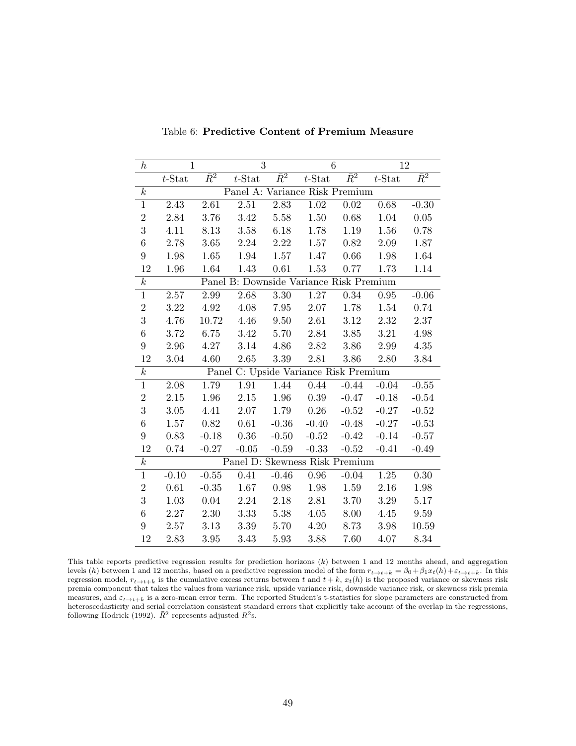Table 6: **Predictive Content of Premium Measure**

| $h$ | 1 | | 3 | | 6 | | 12 | |
|---|---|---|---|---|---|---|---|---|
| | $t$-Stat | $\bar{R}^2$ | $t$-Stat | $\bar{R}^2$ | $t$-Stat | $\bar{R}^2$ | $t$-Stat | $\bar{R}^2$ |
| $k$ | Panel A: Variance Risk Premium | | | | | | | |
| 1 | 2.43 | 2.61 | 2.51 | 2.83 | 1.02 | 0.02 | 0.68 | -0.30 |
| 2 | 2.84 | 3.76 | 3.42 | 5.58 | 1.50 | 0.68 | 1.04 | 0.05 |
| 3 | 4.11 | 8.13 | 3.58 | 6.18 | 1.78 | 1.19 | 1.56 | 0.78 |
| 6 | 2.78 | 3.65 | 2.24 | 2.22 | 1.57 | 0.82 | 2.09 | 1.87 |
| 9 | 1.98 | 1.65 | 1.94 | 1.57 | 1.47 | 0.66 | 1.98 | 1.64 |
| 12 | 1.96 | 1.64 | 1.43 | 0.61 | 1.53 | 0.77 | 1.73 | 1.14 |
| $k$ | Panel B: Downside Variance Risk Premium | | | | | | | |
| 1 | 2.57 | 2.99 | 2.68 | 3.30 | 1.27 | 0.34 | 0.95 | -0.06 |
| 2 | 3.22 | 4.92 | 4.08 | 7.95 | 2.07 | 1.78 | 1.54 | 0.74 |
| 3 | 4.76 | 10.72 | 4.46 | 9.50 | 2.61 | 3.12 | 2.32 | 2.37 |
| 6 | 3.72 | 6.75 | 3.42 | 5.70 | 2.84 | 3.85 | 3.21 | 4.98 |
| 9 | 2.96 | 4.27 | 3.14 | 4.86 | 2.82 | 3.86 | 2.99 | 4.35 |
| 12 | 3.04 | 4.60 | 2.65 | 3.39 | 2.81 | 3.86 | 2.80 | 3.84 |
| $k$ | Panel C: Upside Variance Risk Premium | | | | | | | |
| 1 | 2.08 | 1.79 | 1.91 | 1.44 | 0.44 | -0.44 | -0.04 | -0.55 |
| 2 | 2.15 | 1.96 | 2.15 | 1.96 | 0.39 | -0.47 | -0.18 | -0.54 |
| 3 | 3.05 | 4.41 | 2.07 | 1.79 | 0.26 | -0.52 | -0.27 | -0.52 |
| 6 | 1.57 | 0.82 | 0.61 | -0.36 | -0.40 | -0.48 | -0.27 | -0.53 |
| 9 | 0.83 | -0.18 | 0.36 | -0.50 | -0.52 | -0.42 | -0.14 | -0.57 |
| 12 | 0.74 | -0.27 | -0.05 | -0.59 | -0.33 | -0.52 | -0.41 | -0.49 |
| $k$ | Panel D: Skewness Risk Premium | | | | | | | |
| 1 | -0.10 | -0.55 | 0.41 | -0.46 | 0.96 | -0.04 | 1.25 | 0.30 |
| 2 | 0.61 | -0.35 | 1.67 | 0.98 | 1.98 | 1.59 | 2.16 | 1.98 |
| 3 | 1.03 | 0.04 | 2.24 | 2.18 | 2.81 | 3.70 | 3.29 | 5.17 |
| 6 | 2.27 | 2.30 | 3.33 | 5.38 | 4.05 | 8.00 | 4.45 | 9.59 |
| 9 | 2.57 | 3.13 | 3.39 | 5.70 | 4.20 | 8.73 | 3.98 | 10.59 |
| 12 | 2.83 | 3.95 | 3.43 | 5.93 | 3.88 | 7.60 | 4.07 | 8.34 |

This table reports predictive regression results for prediction horizons ($k$) between 1 and 12 months ahead, and aggregation levels ($h$) between 1 and 12 months, based on a predictive regression model of the form $r_{t\to t+k} = \beta_0 + \beta_1 x_t(h) + \varepsilon_{t\to t+k}$. In this regression model, $r_{t\to t+k}$ is the cumulative excess returns between $t$ and $t+k$, $x_t(h)$ is the proposed variance or skewness risk premia component that takes the values from variance risk, upside variance risk, downside variance risk, or skewness risk premia measures, and $\varepsilon_{t\to t+k}$ is a zero-mean error term. The reported Student's t-statistics for slope parameters are constructed from heteroscedasticity and serial correlation consistent standard errors that explicitly take account of the overlap in the regressions, following Hodrick (1992). $\bar{R}^2$ represents adjusted $R^2$s.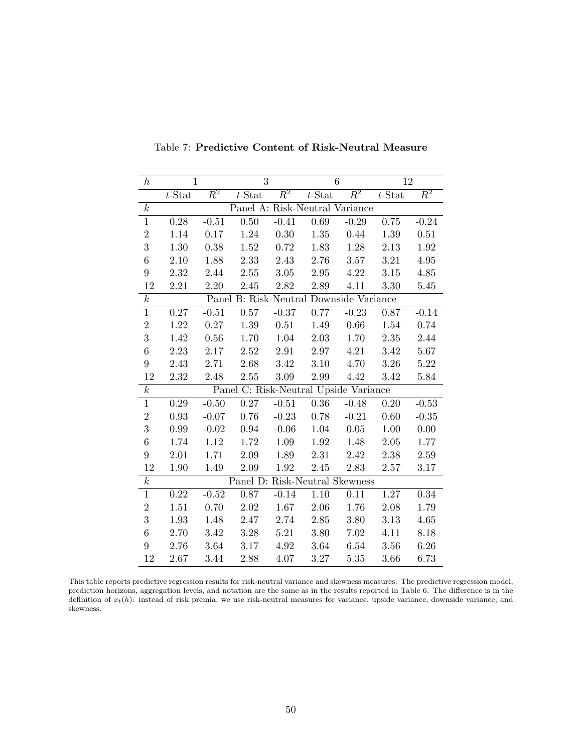Table 7: **Predictive Content of Risk-Neutral Measure**

| $h$ | 1 | | 3 | | 6 | | 12 | |
|---|---|---|---|---|---|---|---|---|
| | $t$-Stat | $\bar{R}^2$ | $t$-Stat | $\bar{R}^2$ | $t$-Stat | $\bar{R}^2$ | $t$-Stat | $\bar{R}^2$ |
| $k$ | Panel A: Risk-Neutral Variance | | | | | | | |
| 1 | 0.28 | -0.51 | 0.50 | -0.41 | 0.69 | -0.29 | 0.75 | -0.24 |
| 2 | 1.14 | 0.17 | 1.24 | 0.30 | 1.35 | 0.44 | 1.39 | 0.51 |
| 3 | 1.30 | 0.38 | 1.52 | 0.72 | 1.83 | 1.28 | 2.13 | 1.92 |
| 6 | 2.10 | 1.88 | 2.33 | 2.43 | 2.76 | 3.57 | 3.21 | 4.95 |
| 9 | 2.32 | 2.44 | 2.55 | 3.05 | 2.95 | 4.22 | 3.15 | 4.85 |
| 12 | 2.21 | 2.20 | 2.45 | 2.82 | 2.89 | 4.11 | 3.30 | 5.45 |
| $k$ | Panel B: Risk-Neutral Downside Variance | | | | | | | |
| 1 | 0.27 | -0.51 | 0.57 | -0.37 | 0.77 | -0.23 | 0.87 | -0.14 |
| 2 | 1.22 | 0.27 | 1.39 | 0.51 | 1.49 | 0.66 | 1.54 | 0.74 |
| 3 | 1.42 | 0.56 | 1.70 | 1.04 | 2.03 | 1.70 | 2.35 | 2.44 |
| 6 | 2.23 | 2.17 | 2.52 | 2.91 | 2.97 | 4.21 | 3.42 | 5.67 |
| 9 | 2.43 | 2.71 | 2.68 | 3.42 | 3.10 | 4.70 | 3.26 | 5.22 |
| 12 | 2.32 | 2.48 | 2.55 | 3.09 | 2.99 | 4.42 | 3.42 | 5.84 |
| $k$ | Panel C: Risk-Neutral Upside Variance | | | | | | | |
| 1 | 0.29 | -0.50 | 0.27 | -0.51 | 0.36 | -0.48 | 0.20 | -0.53 |
| 2 | 0.93 | -0.07 | 0.76 | -0.23 | 0.78 | -0.21 | 0.60 | -0.35 |
| 3 | 0.99 | -0.02 | 0.94 | -0.06 | 1.04 | 0.05 | 1.00 | 0.00 |
| 6 | 1.74 | 1.12 | 1.72 | 1.09 | 1.92 | 1.48 | 2.05 | 1.77 |
| 9 | 2.01 | 1.71 | 2.09 | 1.89 | 2.31 | 2.42 | 2.38 | 2.59 |
| 12 | 1.90 | 1.49 | 2.09 | 1.92 | 2.45 | 2.83 | 2.57 | 3.17 |
| $k$ | Panel D: Risk-Neutral Skewness | | | | | | | |
| 1 | 0.22 | -0.52 | 0.87 | -0.14 | 1.10 | 0.11 | 1.27 | 0.34 |
| 2 | 1.51 | 0.70 | 2.02 | 1.67 | 2.06 | 1.76 | 2.08 | 1.79 |
| 3 | 1.93 | 1.48 | 2.47 | 2.74 | 2.85 | 3.80 | 3.13 | 4.65 |
| 6 | 2.70 | 3.42 | 3.28 | 5.21 | 3.80 | 7.02 | 4.11 | 8.18 |
| 9 | 2.76 | 3.64 | 3.17 | 4.92 | 3.64 | 6.54 | 3.56 | 6.26 |
| 12 | 2.67 | 3.44 | 2.88 | 4.07 | 3.27 | 5.35 | 3.66 | 6.73 |

This table reports predictive regression results for risk-neutral variance and skewness measures. The predictive regression model, prediction horizons, aggregation levels, and notation are the same as in the results reported in Table 6. The difference is in the definition of $x_t(h)$: instead of risk premia, we use risk-neutral measures for variance, upside variance, downside variance, and skewness.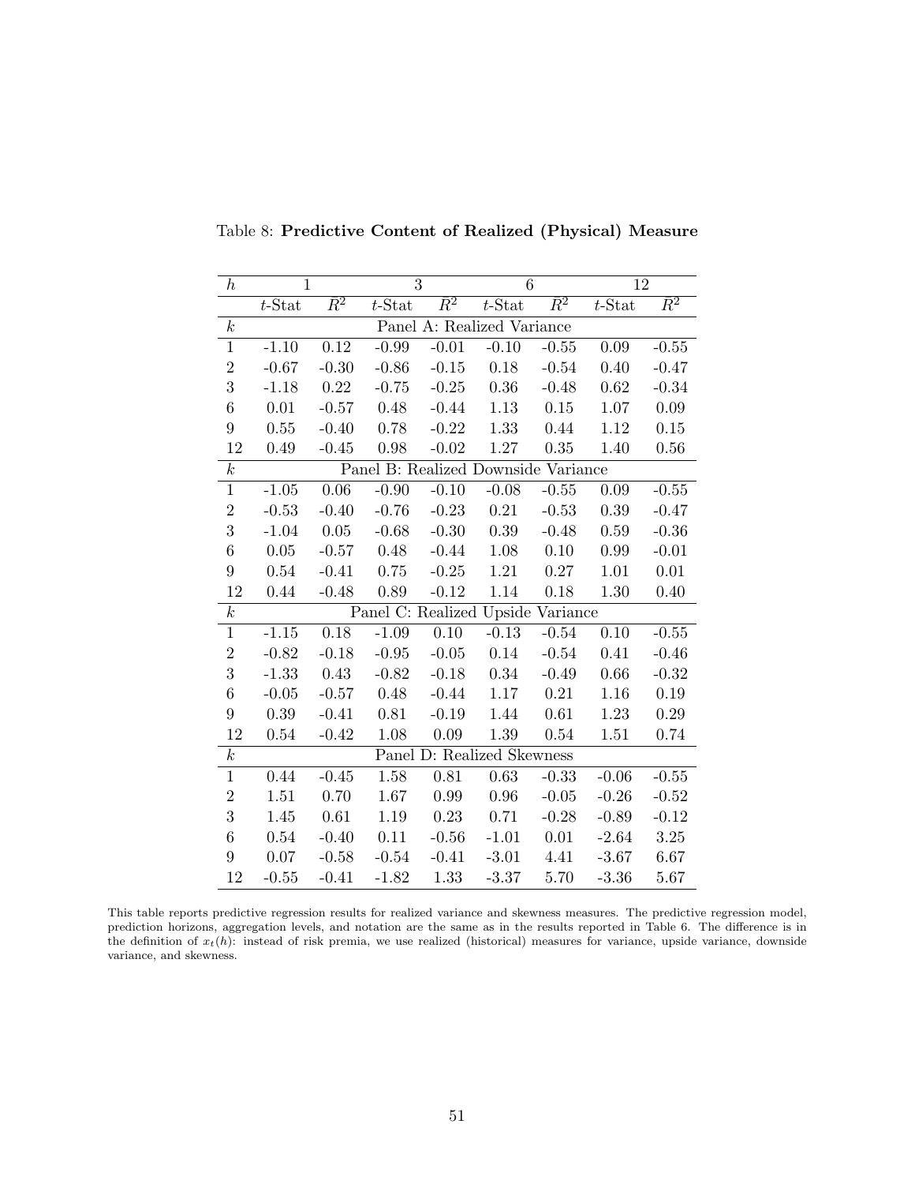Table 8: **Predictive Content of Realized (Physical) Measure**

| $h$ | 1 | | 3 | | 6 | | 12 | |
|---|---|---|---|---|---|---|---|---|
| | $t$-Stat | $\bar{R}^2$ | $t$-Stat | $\bar{R}^2$ | $t$-Stat | $\bar{R}^2$ | $t$-Stat | $\bar{R}^2$ |
| $k$ | Panel A: Realized Variance | | | | | | | |
| 1 | -1.10 | 0.12 | -0.99 | -0.01 | -0.10 | -0.55 | 0.09 | -0.55 |
| 2 | -0.67 | -0.30 | -0.86 | -0.15 | 0.18 | -0.54 | 0.40 | -0.47 |
| 3 | -1.18 | 0.22 | -0.75 | -0.25 | 0.36 | -0.48 | 0.62 | -0.34 |
| 6 | 0.01 | -0.57 | 0.48 | -0.44 | 1.13 | 0.15 | 1.07 | 0.09 |
| 9 | 0.55 | -0.40 | 0.78 | -0.22 | 1.33 | 0.44 | 1.12 | 0.15 |
| 12 | 0.49 | -0.45 | 0.98 | -0.02 | 1.27 | 0.35 | 1.40 | 0.56 |
| $k$ | Panel B: Realized Downside Variance | | | | | | | |
| 1 | -1.05 | 0.06 | -0.90 | -0.10 | -0.08 | -0.55 | 0.09 | -0.55 |
| 2 | -0.53 | -0.40 | -0.76 | -0.23 | 0.21 | -0.53 | 0.39 | -0.47 |
| 3 | -1.04 | 0.05 | -0.68 | -0.30 | 0.39 | -0.48 | 0.59 | -0.36 |
| 6 | 0.05 | -0.57 | 0.48 | -0.44 | 1.08 | 0.10 | 0.99 | -0.01 |
| 9 | 0.54 | -0.41 | 0.75 | -0.25 | 1.21 | 0.27 | 1.01 | 0.01 |
| 12 | 0.44 | -0.48 | 0.89 | -0.12 | 1.14 | 0.18 | 1.30 | 0.40 |
| $k$ | Panel C: Realized Upside Variance | | | | | | | |
| 1 | -1.15 | 0.18 | -1.09 | 0.10 | -0.13 | -0.54 | 0.10 | -0.55 |
| 2 | -0.82 | -0.18 | -0.95 | -0.05 | 0.14 | -0.54 | 0.41 | -0.46 |
| 3 | -1.33 | 0.43 | -0.82 | -0.18 | 0.34 | -0.49 | 0.66 | -0.32 |
| 6 | -0.05 | -0.57 | 0.48 | -0.44 | 1.17 | 0.21 | 1.16 | 0.19 |
| 9 | 0.39 | -0.41 | 0.81 | -0.19 | 1.44 | 0.61 | 1.23 | 0.29 |
| 12 | 0.54 | -0.42 | 1.08 | 0.09 | 1.39 | 0.54 | 1.51 | 0.74 |
| $k$ | Panel D: Realized Skewness | | | | | | | |
| 1 | 0.44 | -0.45 | 1.58 | 0.81 | 0.63 | -0.33 | -0.06 | -0.55 |
| 2 | 1.51 | 0.70 | 1.67 | 0.99 | 0.96 | -0.05 | -0.26 | -0.52 |
| 3 | 1.45 | 0.61 | 1.19 | 0.23 | 0.71 | -0.28 | -0.89 | -0.12 |
| 6 | 0.54 | -0.40 | 0.11 | -0.56 | -1.01 | 0.01 | -2.64 | 3.25 |
| 9 | 0.07 | -0.58 | -0.54 | -0.41 | -3.01 | 4.41 | -3.67 | 6.67 |
| 12 | -0.55 | -0.41 | -1.82 | 1.33 | -3.37 | 5.70 | -3.36 | 5.67 |

This table reports predictive regression results for realized variance and skewness measures. The predictive regression model, prediction horizons, aggregation levels, and notation are the same as in the results reported in Table 6. The difference is in the definition of $x_t(h)$: instead of risk premia, we use realized (historical) measures for variance, upside variance, downside variance, and skewness.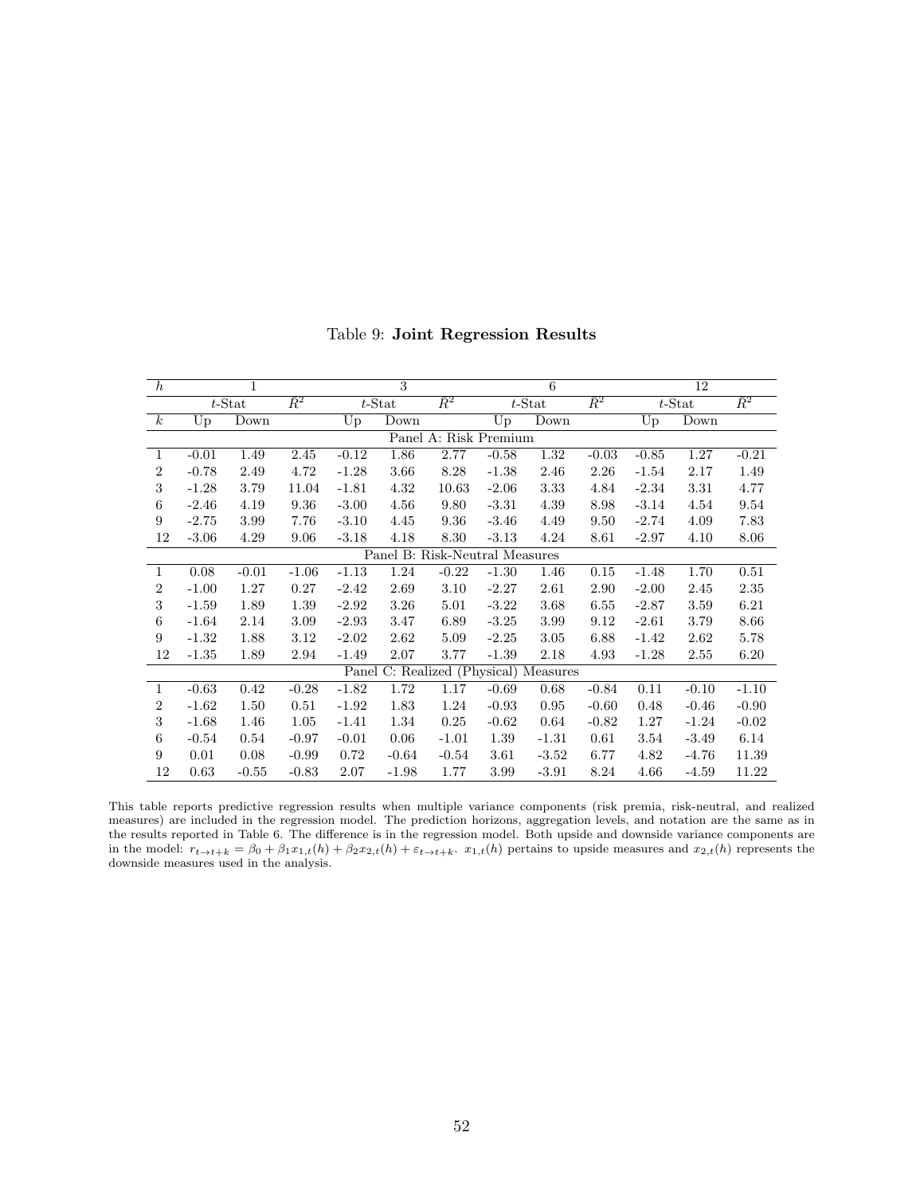Table 9: **Joint Regression Results**

| $h$ | 1 | | | 3 | | | 6 | | | 12 | | |
|---|---|---|---|---|---|---|---|---|---|---|---|---|
| | $t$-Stat | | $\bar{R}^2$ | $t$-Stat | | $\bar{R}^2$ | $t$-Stat | | $\bar{R}^2$ | $t$-Stat | | $\bar{R}^2$ |
| $k$ | Up | Down | | Up | Down | | Up | Down | | Up | Down | |
| | | | | | Panel A: Risk Premium | | | | | | | |
| 1 | -0.01 | 1.49 | 2.45 | -0.12 | 1.86 | 2.77 | -0.58 | 1.32 | -0.03 | -0.85 | 1.27 | -0.21 |
| 2 | -0.78 | 2.49 | 4.72 | -1.28 | 3.66 | 8.28 | -1.38 | 2.46 | 2.26 | -1.54 | 2.17 | 1.49 |
| 3 | -1.28 | 3.79 | 11.04 | -1.81 | 4.32 | 10.63 | -2.06 | 3.33 | 4.84 | -2.34 | 3.31 | 4.77 |
| 6 | -2.46 | 4.19 | 9.36 | -3.00 | 4.56 | 9.80 | -3.31 | 4.39 | 8.98 | -3.14 | 4.54 | 9.54 |
| 9 | -2.75 | 3.99 | 7.76 | -3.10 | 4.45 | 9.36 | -3.46 | 4.49 | 9.50 | -2.74 | 4.09 | 7.83 |
| 12 | -3.06 | 4.29 | 9.06 | -3.18 | 4.18 | 8.30 | -3.13 | 4.24 | 8.61 | -2.97 | 4.10 | 8.06 |
| | | | | | Panel B: Risk-Neutral Measures | | | | | | | |
| 1 | 0.08 | -0.01 | -1.06 | -1.13 | 1.24 | -0.22 | -1.30 | 1.46 | 0.15 | -1.48 | 1.70 | 0.51 |
| 2 | -1.00 | 1.27 | 0.27 | -2.42 | 2.69 | 3.10 | -2.27 | 2.61 | 2.90 | -2.00 | 2.45 | 2.35 |
| 3 | -1.59 | 1.89 | 1.39 | -2.92 | 3.26 | 5.01 | -3.22 | 3.68 | 6.55 | -2.87 | 3.59 | 6.21 |
| 6 | -1.64 | 2.14 | 3.09 | -2.93 | 3.47 | 6.89 | -3.25 | 3.99 | 9.12 | -2.61 | 3.79 | 8.66 |
| 9 | -1.32 | 1.88 | 3.12 | -2.02 | 2.62 | 5.09 | -2.25 | 3.05 | 6.88 | -1.42 | 2.62 | 5.78 |
| 12 | -1.35 | 1.89 | 2.94 | -1.49 | 2.07 | 3.77 | -1.39 | 2.18 | 4.93 | -1.28 | 2.55 | 6.20 |
| | | | | | Panel C: Realized (Physical) Measures | | | | | | | |
| 1 | -0.63 | 0.42 | -0.28 | -1.82 | 1.72 | 1.17 | -0.69 | 0.68 | -0.84 | 0.11 | -0.10 | -1.10 |
| 2 | -1.62 | 1.50 | 0.51 | -1.92 | 1.83 | 1.24 | -0.93 | 0.95 | -0.60 | 0.48 | -0.46 | -0.90 |
| 3 | -1.68 | 1.46 | 1.05 | -1.41 | 1.34 | 0.25 | -0.62 | 0.64 | -0.82 | 1.27 | -1.24 | -0.02 |
| 6 | -0.54 | 0.54 | -0.97 | -0.01 | 0.06 | -1.01 | 1.39 | -1.31 | 0.61 | 3.54 | -3.49 | 6.14 |
| 9 | 0.01 | 0.08 | -0.99 | 0.72 | -0.64 | -0.54 | 3.61 | -3.52 | 6.77 | 4.82 | -4.76 | 11.39 |
| 12 | 0.63 | -0.55 | -0.83 | 2.07 | -1.98 | 1.77 | 3.99 | -3.91 | 8.24 | 4.66 | -4.59 | 11.22 |

This table reports predictive regression results when multiple variance components (risk premia, risk-neutral, and realized measures) are included in the regression model. The prediction horizons, aggregation levels, and notation are the same as in the results reported in Table 6. The difference is in the regression model. Both upside and downside variance components are in the model: $r_{t\to t+k} = \beta_0 + \beta_1 x_{1,t}(h) + \beta_2 x_{2,t}(h) + \varepsilon_{t\to t+k}$. $x_{1,t}(h)$ pertains to upside measures and $x_{2,t}(h)$ represents the downside measures used in the analysis.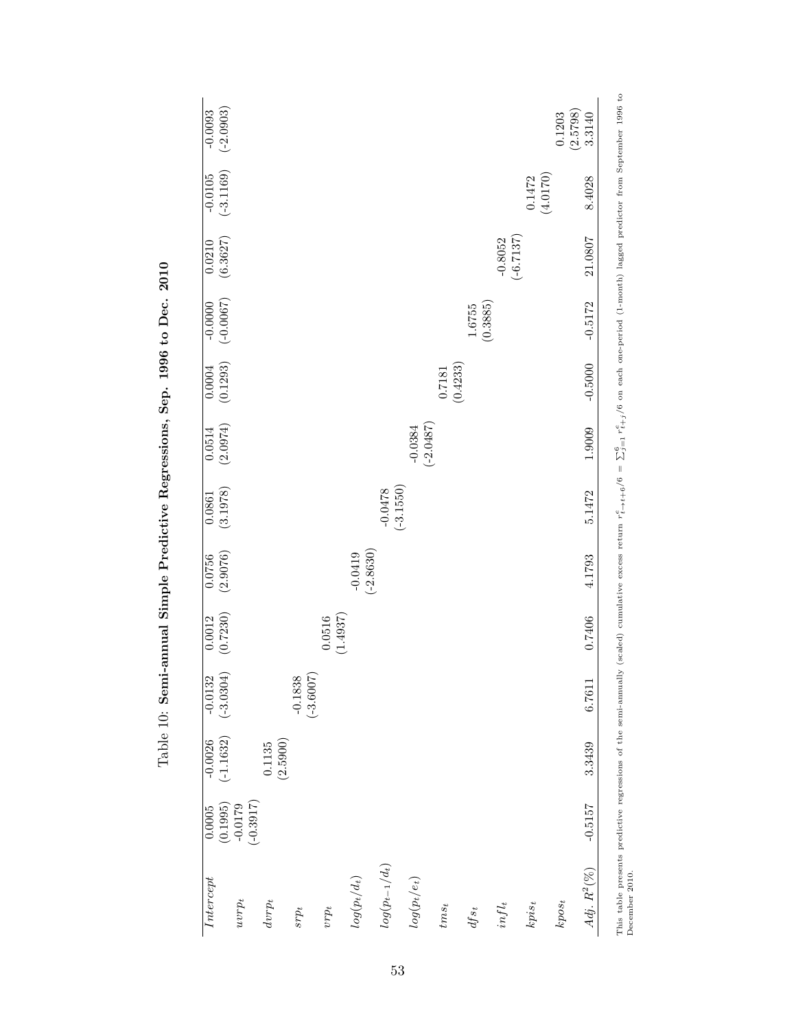Table 10: **Semi-annual Simple Predictive Regressions, Sep. 1996 to Dec. 2010**

| | (1) | (2) | (3) | (4) | (5) | (6) | (7) | (8) | (9) | (10) | (11) | (12) |
|---|---|---|---|---|---|---|---|---|---|---|---|---|
| $Intercept$ | 0.0005 | -0.0026 | -0.0132 | 0.0012 | 0.0756 | 0.0861 | 0.0514 | 0.0004 | -0.0000 | 0.0210 | -0.0105 | -0.0093 |
| | (0.1995) | (-1.1632) | (-3.0304) | (0.7230) | (2.9076) | (3.1978) | (2.0974) | (0.1293) | (-0.0067) | (6.3627) | (-3.1169) | (-2.0903) |
| $uvrp_t$ | -0.0179 | | | | | | | | | | | |
| | (-0.3917) | | | | | | | | | | | |
| $dvrp_t$ | | 0.1135 | | | | | | | | | | |
| | | (2.5900) | | | | | | | | | | |
| $srp_t$ | | | -0.1838 | | | | | | | | | |
| | | | (-3.6007) | | | | | | | | | |
| $vrp_t$ | | | | 0.0516 | | | | | | | | |
| | | | | (1.4937) | | | | | | | | |
| $log(p_t/d_t)$ | | | | | -0.0419 | | | | | | | |
| | | | | | (-2.8630) | | | | | | | |
| $log(p_{t-1}/d_t)$ | | | | | | -0.0478 | | | | | | |
| | | | | | | (-3.1550) | | | | | | |
| $log(p_t/e_t)$ | | | | | | | -0.0384 | | | | | |
| | | | | | | | (-2.0487) | | | | | |
| $tms_t$ | | | | | | | | 0.7181 | | | | |
| | | | | | | | | (0.4233) | | | | |
| $dfs_t$ | | | | | | | | | 1.6755 | | | |
| | | | | | | | | | (0.3885) | | | |
| $infl_t$ | | | | | | | | | | -0.8052 | | |
| | | | | | | | | | | (-6.7137) | | |
| $kpis_t$ | | | | | | | | | | | 0.1472 | |
| | | | | | | | | | | | (4.0170) | |
| $kpos_t$ | | | | | | | | | | | | 0.1203 |
| | | | | | | | | | | | | (2.5798) |
| $Adj.\ R^2(\%)$ | -0.5157 | 3.3439 | 6.7611 | 0.7406 | 4.1793 | 5.1472 | 1.9009 | -0.5000 | -0.5172 | 21.0807 | 8.4028 | 3.3140 |

This table presents predictive regressions of the semi-annually (scaled) cumulative excess return $r^e_{t\to t+6}/6 = \sum_{j=1}^{6} r^e_{t+j}/6$ on each one-period (1-month) lagged predictor from September 1996 to December 2010.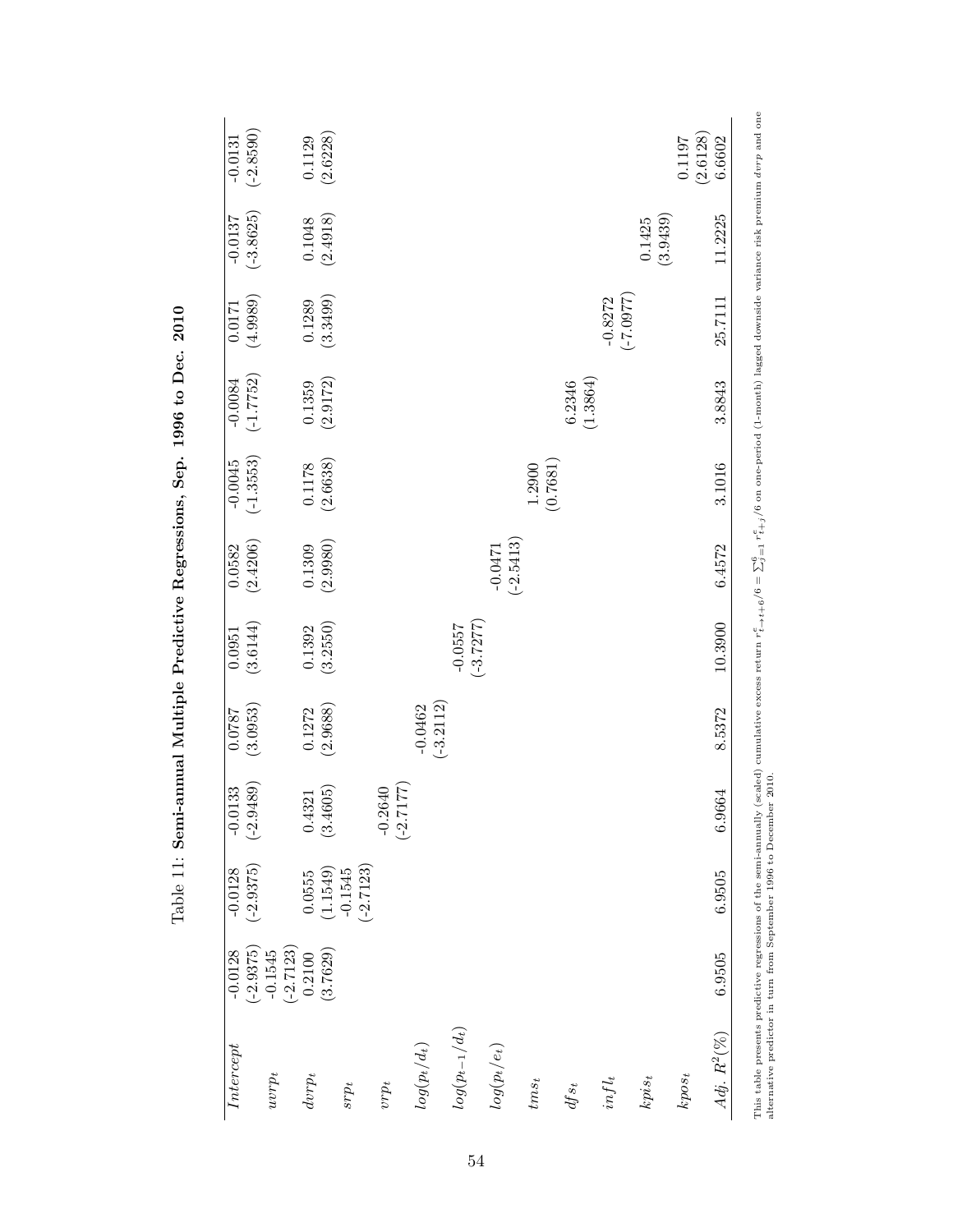Table 11: **Semi-annual Multiple Predictive Regressions, Sep. 1996 to Dec. 2010**

| | | | | | | | | | | | | |
|---|---|---|---|---|---|---|---|---|---|---|---|---|
| $Intercept$ | -0.0128 | -0.0128 | -0.0133 | 0.0787 | 0.0951 | 0.0582 | -0.0045 | -0.0084 | 0.0171 | -0.0137 | -0.0131 |
| | (-2.9375) | (-2.9375) | (-2.9489) | (3.0953) | (3.6144) | (2.4206) | (-1.3553) | (-1.7752) | (4.9989) | (-3.8625) | (-2.8590) |
| $uvrp_t$ | -0.1545 | | | | | | | | | | |
| | (-2.7123) | | | | | | | | | | |
| $dvrp_t$ | 0.2100 | 0.0555 | 0.4321 | 0.1272 | 0.1392 | 0.1309 | 0.1178 | 0.1359 | 0.1289 | 0.1048 | 0.1129 |
| | (3.7629) | (1.1549) | (3.4605) | (2.9688) | (3.2550) | (2.9980) | (2.6638) | (2.9172) | (3.3499) | (2.4918) | (2.6228) |
| $srp_t$ | | -0.1545 | | | | | | | | | |
| | | (-2.7123) | | | | | | | | | |
| $vrp_t$ | | | -0.2640 | | | | | | | | |
| | | | (-2.7177) | | | | | | | | |
| $log(p_t/d_t)$ | | | | -0.0462 | | | | | | | |
| | | | | (-3.2112) | | | | | | | |
| $log(p_{t-1}/d_t)$ | | | | | -0.0557 | | | | | | |
| | | | | | (-3.7277) | | | | | | |
| $log(p_t/e_t)$ | | | | | | -0.0471 | | | | | |
| | | | | | | (-2.5413) | | | | | |
| $tms_t$ | | | | | | | 1.2900 | | | | |
| | | | | | | | (0.7681) | | | | |
| $dfs_t$ | | | | | | | | 6.2346 | | | |
| | | | | | | | | (1.3864) | | | |
| $infl_t$ | | | | | | | | | -0.8272 | | |
| | | | | | | | | | (-7.0977) | | |
| $kpis_t$ | | | | | | | | | | 0.1425 | |
| | | | | | | | | | | (3.9439) | |
| $kpos_t$ | | | | | | | | | | | 0.1197 |
| | | | | | | | | | | | (2.6128) |
| $Adj.\ R^2(\%)$ | 6.9505 | 6.9505 | 6.9664 | 8.5372 | 10.3900 | 6.4572 | 3.1016 | 3.8843 | 25.7111 | 11.2225 | 6.6602 |

This table presents predictive regressions of the semi-annually (scaled) cumulative excess return $r^e_{t\to t+6}/6 = \sum_{j=1}^{6} r^e_{t+j}/6$ on one-period (1-month) lagged downside variance risk premium $dvrp$ and one alternative predictor in turn from September 1996 to December 2010.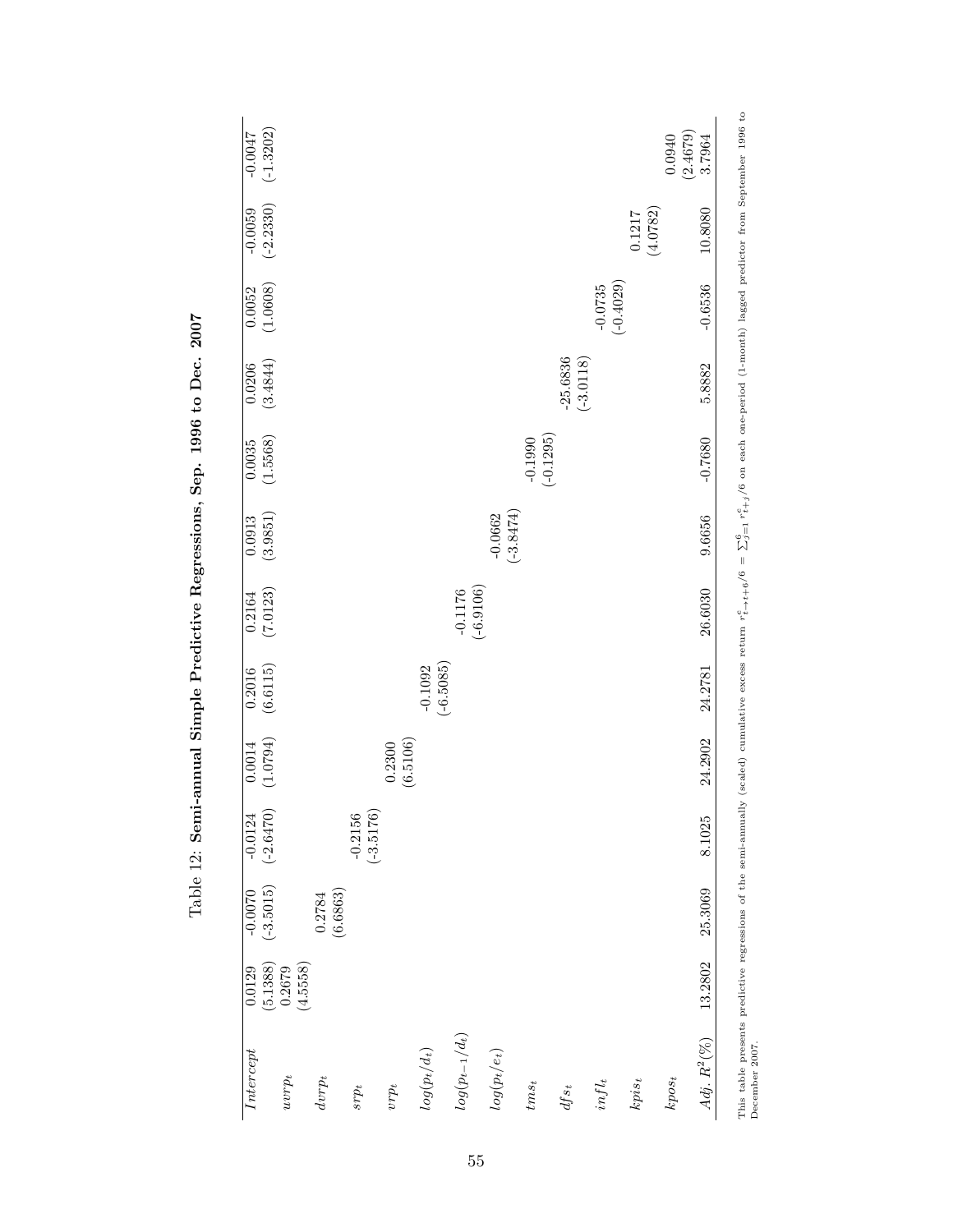Table 12: **Semi-annual Simple Predictive Regressions, Sep. 1996 to Dec. 2007**

| | (1) | (2) | (3) | (4) | (5) | (6) | (7) | (8) | (9) | (10) | (11) | (12) |
|---|---|---|---|---|---|---|---|---|---|---|---|---|
| $Intercept$ | 0.0129 | -0.0070 | -0.0124 | 0.0014 | 0.2016 | 0.2164 | 0.0913 | 0.0035 | 0.0206 | 0.0052 | -0.0059 | -0.0047 |
| | (5.1388) | (-3.5015) | (-2.6470) | (1.0794) | (6.6115) | (7.0123) | (3.9851) | (1.5568) | (3.4844) | (1.0608) | (-2.2330) | (-1.3202) |
| $uvrp_t$ | 0.2679 | | | | | | | | | | | |
| | (4.5558) | | | | | | | | | | | |
| $dvrp_t$ | | 0.2784 | | | | | | | | | | |
| | | (6.6863) | | | | | | | | | | |
| $srp_t$ | | | -0.2156 | | | | | | | | | |
| | | | (-3.5176) | | | | | | | | | |
| $vrp_t$ | | | | 0.2300 | | | | | | | | |
| | | | | (6.5106) | | | | | | | | |
| $log(p_t/d_t)$ | | | | | -0.1092 | | | | | | | |
| | | | | | (-6.5085) | | | | | | | |
| $log(p_{t-1}/d_t)$ | | | | | | -0.1176 | | | | | | |
| | | | | | | (-6.9106) | | | | | | |
| $log(p_t/e_t)$ | | | | | | | -0.0662 | | | | | |
| | | | | | | | (-3.8474) | | | | | |
| $tms_t$ | | | | | | | | -0.1990 | | | | |
| | | | | | | | | (-0.1295) | | | | |
| $dfs_t$ | | | | | | | | | -25.6836 | | | |
| | | | | | | | | | (-3.0118) | | | |
| $infl_t$ | | | | | | | | | | -0.0735 | | |
| | | | | | | | | | | (-0.4029) | | |
| $kpis_t$ | | | | | | | | | | | 0.1217 | |
| | | | | | | | | | | | (4.0782) | |
| $kpos_t$ | | | | | | | | | | | | 0.0940 |
| | | | | | | | | | | | | (2.4679) |
| $Adj.\ R^2(\%)$ | 13.2802 | 25.3069 | 8.1025 | 24.2902 | 24.2781 | 26.6030 | 9.6656 | -0.7680 | 5.8882 | -0.6536 | 10.8080 | 3.7964 |

This table presents predictive regressions of the semi-annually (scaled) cumulative excess return $r^e_{t\to t+6}/6 = \sum_{j=1}^{6} r^e_{t+j}/6$ on each one-period (1-month) lagged predictor from September 1996 to December 2007.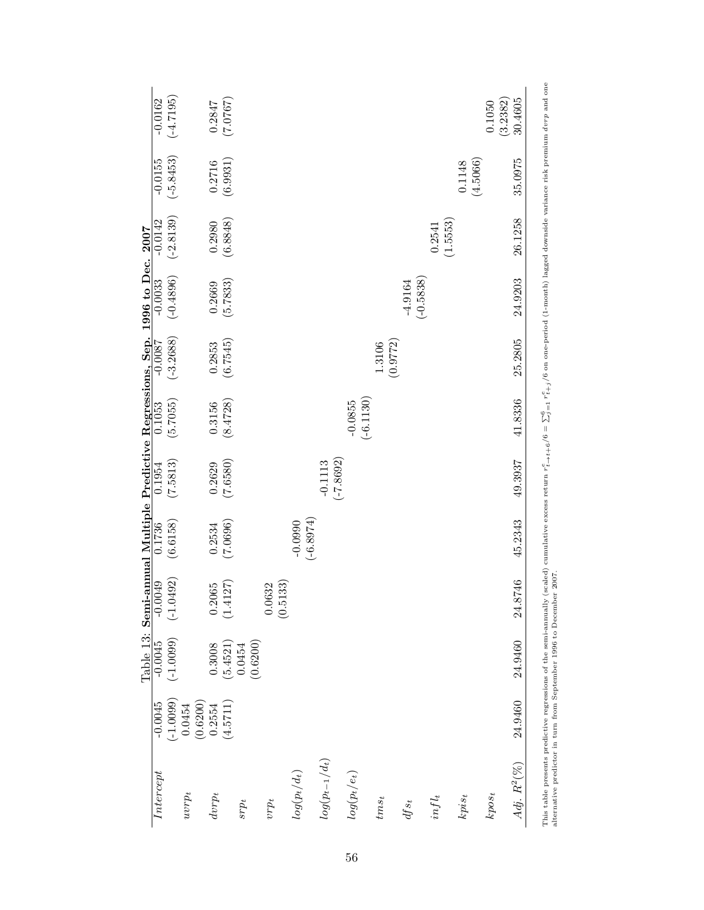Table 13: **Semi-annual Multiple Predictive Regressions, Sep. 1996 to Dec. 2007**

| | | | | | | | | | | | | |
|---|---|---|---|---|---|---|---|---|---|---|---|---|
| $Intercept$ | -0.0045 | -0.0045 | -0.0049 | 0.1736 | 0.1954 | 0.1053 | -0.0087 | -0.0033 | -0.0142 | -0.0155 | -0.0162 |
| | (-1.0099) | (-1.0099) | (-1.0492) | (6.6158) | (7.5813) | (5.7055) | (-3.2688) | (-0.4896) | (-2.8139) | (-5.8453) | (-4.7195) |
| $uvrp_t$ | 0.0454 | | | | | | | | | | |
| | (0.6200) | | | | | | | | | | |
| $dvrp_t$ | 0.2554 | 0.3008 | 0.2065 | 0.2534 | 0.2629 | 0.3156 | 0.2853 | 0.2669 | 0.2980 | 0.2716 | 0.2847 |
| | (4.5711) | (5.4521) | (1.4127) | (7.0696) | (7.6580) | (8.4728) | (6.7545) | (5.7833) | (6.8848) | (6.9931) | (7.0767) |
| $srp_t$ | | 0.0454 | | | | | | | | | |
| | | (0.6200) | | | | | | | | | |
| $vrp_t$ | | | 0.0632 | | | | | | | | |
| | | | (0.5133) | | | | | | | | |
| $log(p_t/d_t)$ | | | | -0.0990 | | | | | | | |
| | | | | (-6.8974) | | | | | | | |
| $log(p_{t-1}/d_t)$ | | | | | -0.1113 | | | | | | |
| | | | | | (-7.8692) | | | | | | |
| $log(p_t/e_t)$ | | | | | | -0.0855 | | | | | |
| | | | | | | (-6.1130) | | | | | |
| $tms_t$ | | | | | | | 1.3106 | | | | |
| | | | | | | | (0.9772) | | | | |
| $dfs_t$ | | | | | | | | -4.9164 | | | |
| | | | | | | | | (-0.5838) | | | |
| $infl_t$ | | | | | | | | | 0.2541 | | |
| | | | | | | | | | (1.5553) | | |
| $kpis_t$ | | | | | | | | | | 0.1148 | |
| | | | | | | | | | | (4.5066) | |
| $kpos_t$ | | | | | | | | | | | 0.1050 |
| | | | | | | | | | | | (3.2382) |
| $Adj.\ R^2(\%)$ | 24.9460 | 24.9460 | 24.8746 | 45.2343 | 49.3937 | 41.8336 | 25.2805 | 24.9203 | 26.1258 | 35.0975 | 30.4605 |

This table presents predictive regressions of the semi-annually (scaled) cumulative excess return $r^e_{t\to t+6}/6 = \sum_{j=1}^{6} r^e_{t+j}/6$ on one-period (1-month) lagged downside variance risk premium $dvrp$ and one alternative predictor in turn from September 1996 to December 2007.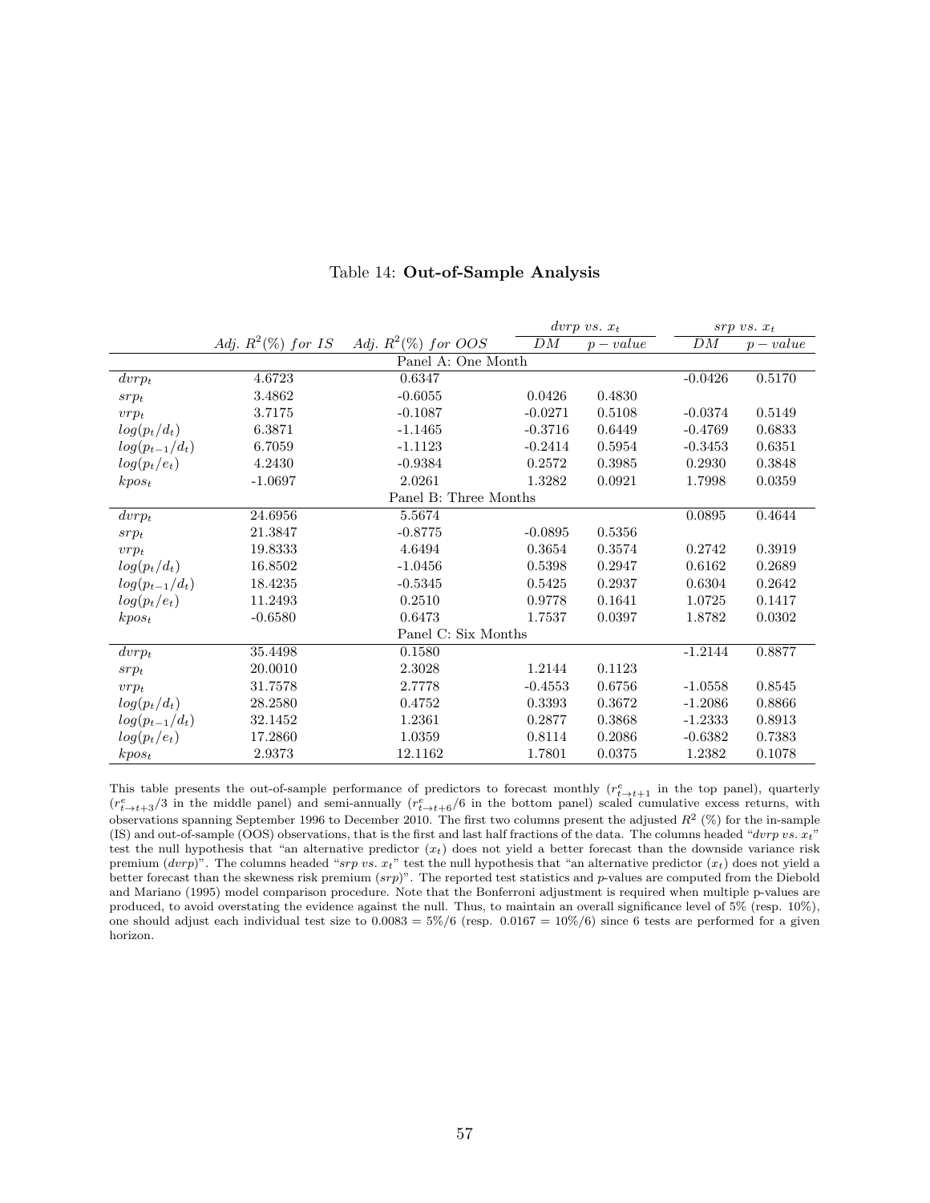Table 14: **Out-of-Sample Analysis**

| | Adj. $R^2$(%) for IS | Adj. $R^2$(%) for OOS | $dvrp$ vs. $x_t$ | | $srp$ vs. $x_t$ | |
|---|---|---|---|---|---|---|
| | | | $DM$ | $p-value$ | $DM$ | $p-value$ |
| **Panel A: One Month** | | | | | | |
| $dvrp_t$ | 4.6723 | 0.6347 | | | -0.0426 | 0.5170 |
| $srp_t$ | 3.4862 | -0.6055 | 0.0426 | 0.4830 | | |
| $vrp_t$ | 3.7175 | -0.1087 | -0.0271 | 0.5108 | -0.0374 | 0.5149 |
| $log(p_t/d_t)$ | 6.3871 | -1.1465 | -0.3716 | 0.6449 | -0.4769 | 0.6833 |
| $log(p_{t-1}/d_t)$ | 6.7059 | -1.1123 | -0.2414 | 0.5954 | -0.3453 | 0.6351 |
| $log(p_t/e_t)$ | 4.2430 | -0.9384 | 0.2572 | 0.3985 | 0.2930 | 0.3848 |
| $kpos_t$ | -1.0697 | 2.0261 | 1.3282 | 0.0921 | 1.7998 | 0.0359 |
| **Panel B: Three Months** | | | | | | |
| $dvrp_t$ | 24.6956 | 5.5674 | | | 0.0895 | 0.4644 |
| $srp_t$ | 21.3847 | -0.8775 | -0.0895 | 0.5356 | | |
| $vrp_t$ | 19.8333 | 4.6494 | 0.3654 | 0.3574 | 0.2742 | 0.3919 |
| $log(p_t/d_t)$ | 16.8502 | -1.0456 | 0.5398 | 0.2947 | 0.6162 | 0.2689 |
| $log(p_{t-1}/d_t)$ | 18.4235 | -0.5345 | 0.5425 | 0.2937 | 0.6304 | 0.2642 |
| $log(p_t/e_t)$ | 11.2493 | 0.2510 | 0.9778 | 0.1641 | 1.0725 | 0.1417 |
| $kpos_t$ | -0.6580 | 0.6473 | 1.7537 | 0.0397 | 1.8782 | 0.0302 |
| **Panel C: Six Months** | | | | | | |
| $dvrp_t$ | 35.4498 | 0.1580 | | | -1.2144 | 0.8877 |
| $srp_t$ | 20.0010 | 2.3028 | 1.2144 | 0.1123 | | |
| $vrp_t$ | 31.7578 | 2.7778 | -0.4553 | 0.6756 | -1.0558 | 0.8545 |
| $log(p_t/d_t)$ | 28.2580 | 0.4752 | 0.3393 | 0.3672 | -1.2086 | 0.8866 |
| $log(p_{t-1}/d_t)$ | 32.1452 | 1.2361 | 0.2877 | 0.3868 | -1.2333 | 0.8913 |
| $log(p_t/e_t)$ | 17.2860 | 1.0359 | 0.8114 | 0.2086 | -0.6382 | 0.7383 |
| $kpos_t$ | 2.9373 | 12.1162 | 1.7801 | 0.0375 | 1.2382 | 0.1078 |

This table presents the out-of-sample performance of predictors to forecast monthly ($r^e_{t\to t+1}$ in the top panel), quarterly ($r^e_{t\to t+3}/3$ in the middle panel) and semi-annually ($r^e_{t\to t+6}/6$ in the bottom panel) scaled cumulative excess returns, with observations spanning September 1996 to December 2010. The first two columns present the adjusted $R^2$ (%) for the in-sample (IS) and out-of-sample (OOS) observations, that is the first and last half fractions of the data. The columns headed "*dvrp vs.* $x_t$" test the null hypothesis that "an alternative predictor ($x_t$) does not yield a better forecast than the downside variance risk premium (*dvrp*)". The columns headed "*srp vs.* $x_t$" test the null hypothesis that "an alternative predictor ($x_t$) does not yield a better forecast than the skewness risk premium (*srp*)". The reported test statistics and *p*-values are computed from the Diebold and Mariano (1995) model comparison procedure. Note that the Bonferroni adjustment is required when multiple p-values are produced, to avoid overstating the evidence against the null. Thus, to maintain an overall significance level of 5% (resp. 10%), one should adjust each individual test size to 0.0083 = 5%/6 (resp. 0.0167 = 10%/6) since 6 tests are performed for a given horizon.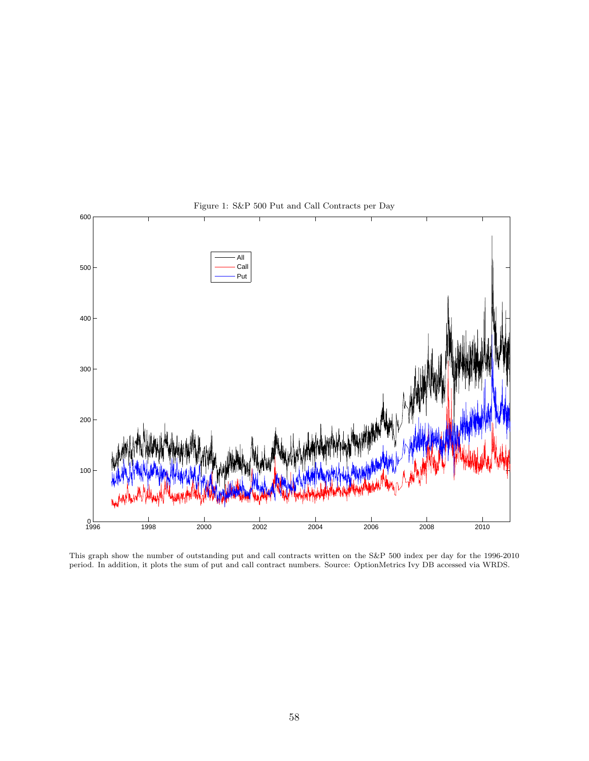Figure 1: S&P 500 Put and Call Contracts per Day

This graph show the number of outstanding put and call contracts written on the S&P 500 index per day for the 1996-2010 period. In addition, it plots the sum of put and call contract numbers. Source: OptionMetrics Ivy DB accessed via WRDS.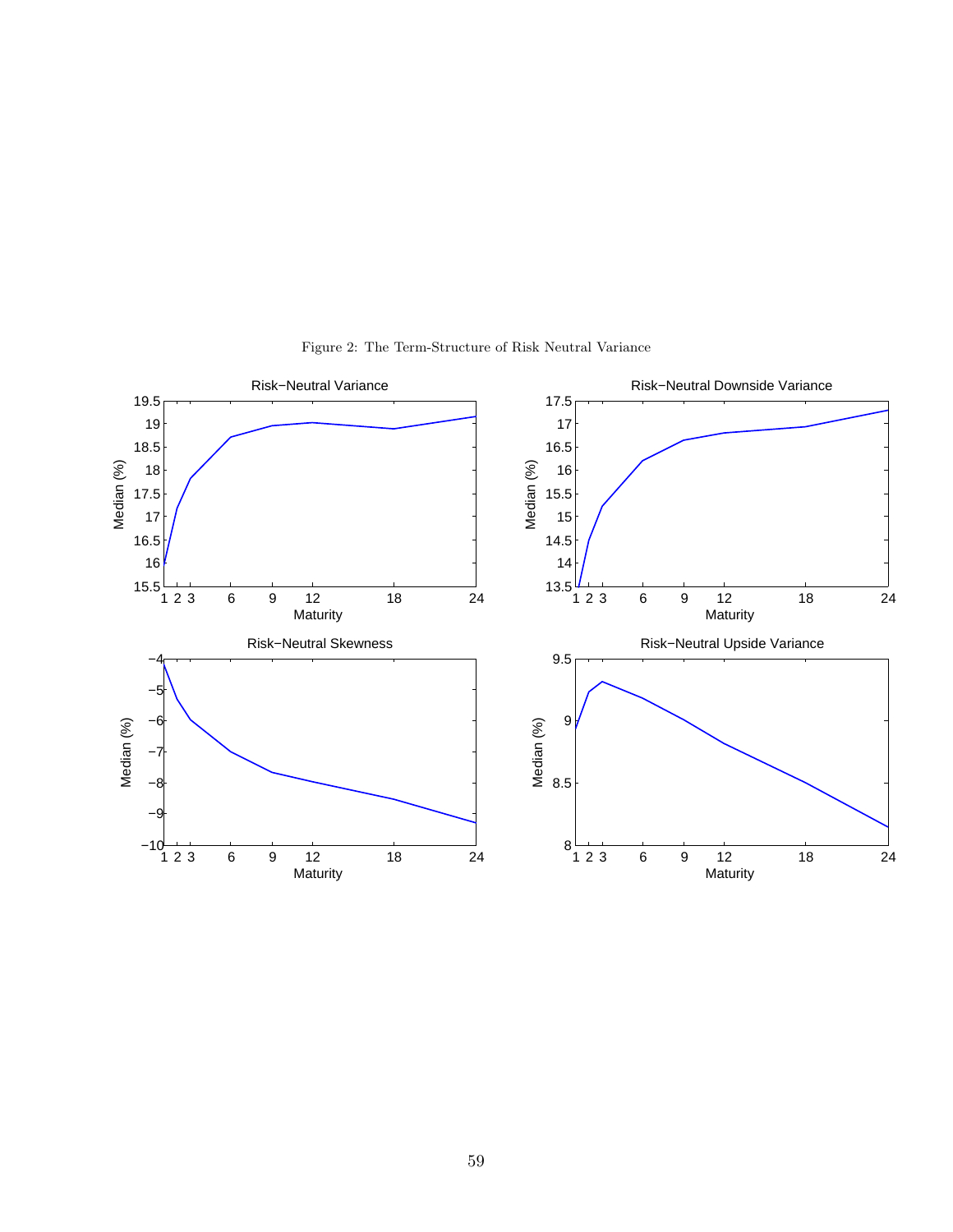Figure 2: The Term-Structure of Risk Neutral Variance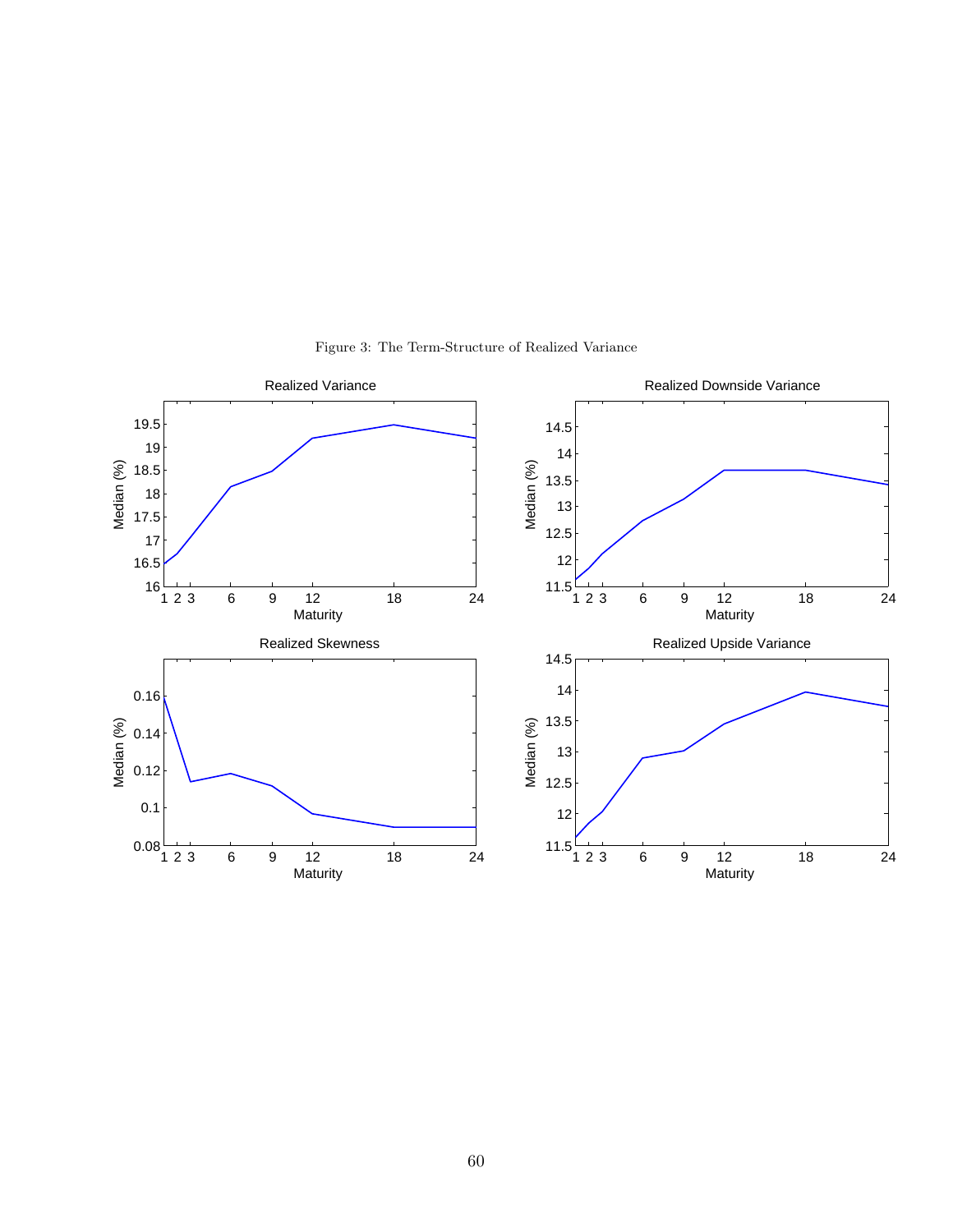Figure 3: The Term-Structure of Realized Variance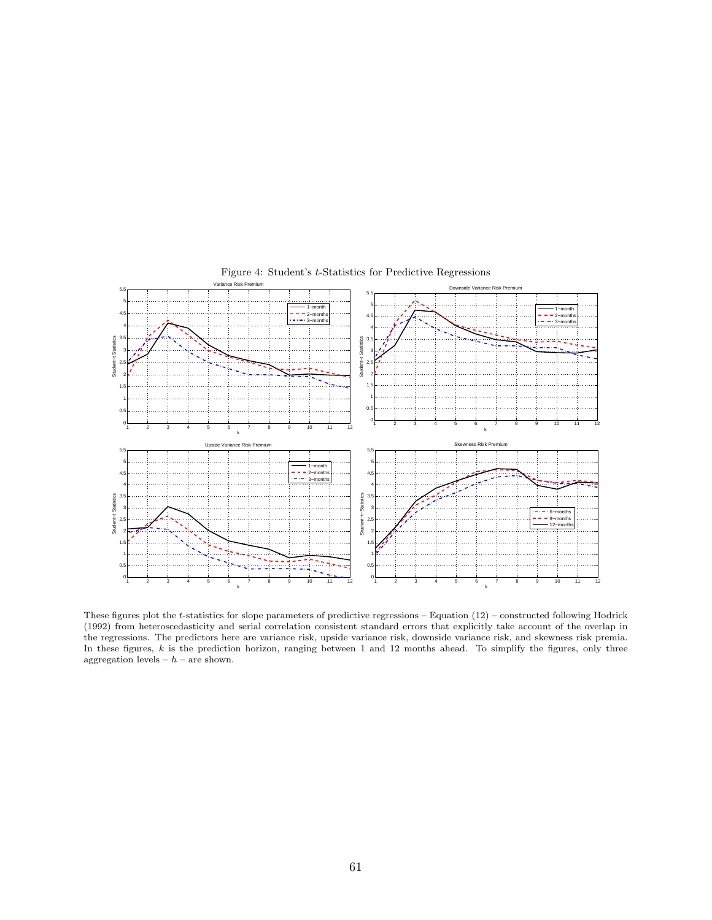Figure 4: Student's $t$-Statistics for Predictive Regressions

These figures plot the $t$-statistics for slope parameters of predictive regressions – Equation (12) – constructed following Hodrick (1992) from heteroscedasticity and serial correlation consistent standard errors that explicitly take account of the overlap in the regressions. The predictors here are variance risk, upside variance risk, downside variance risk, and skewness risk premia. In these figures, $k$ is the prediction horizon, ranging between 1 and 12 months ahead. To simplify the figures, only three aggregation levels – $h$ – are shown.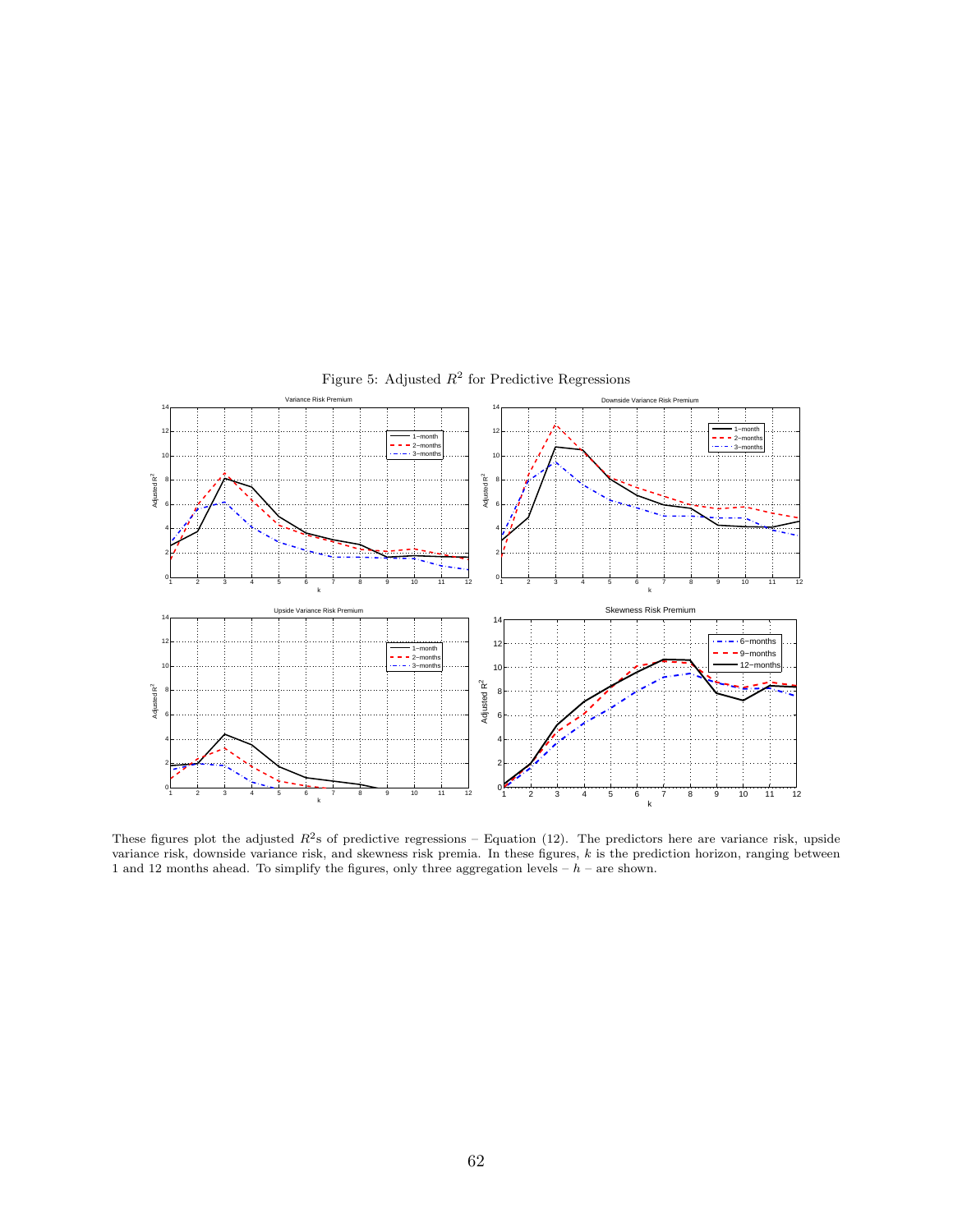Figure 5: Adjusted $R^2$ for Predictive Regressions

These figures plot the adjusted $R^2$s of predictive regressions – Equation (12). The predictors here are variance risk, upside variance risk, downside variance risk, and skewness risk premia. In these figures, $k$ is the prediction horizon, ranging between 1 and 12 months ahead. To simplify the figures, only three aggregation levels – $h$ – are shown.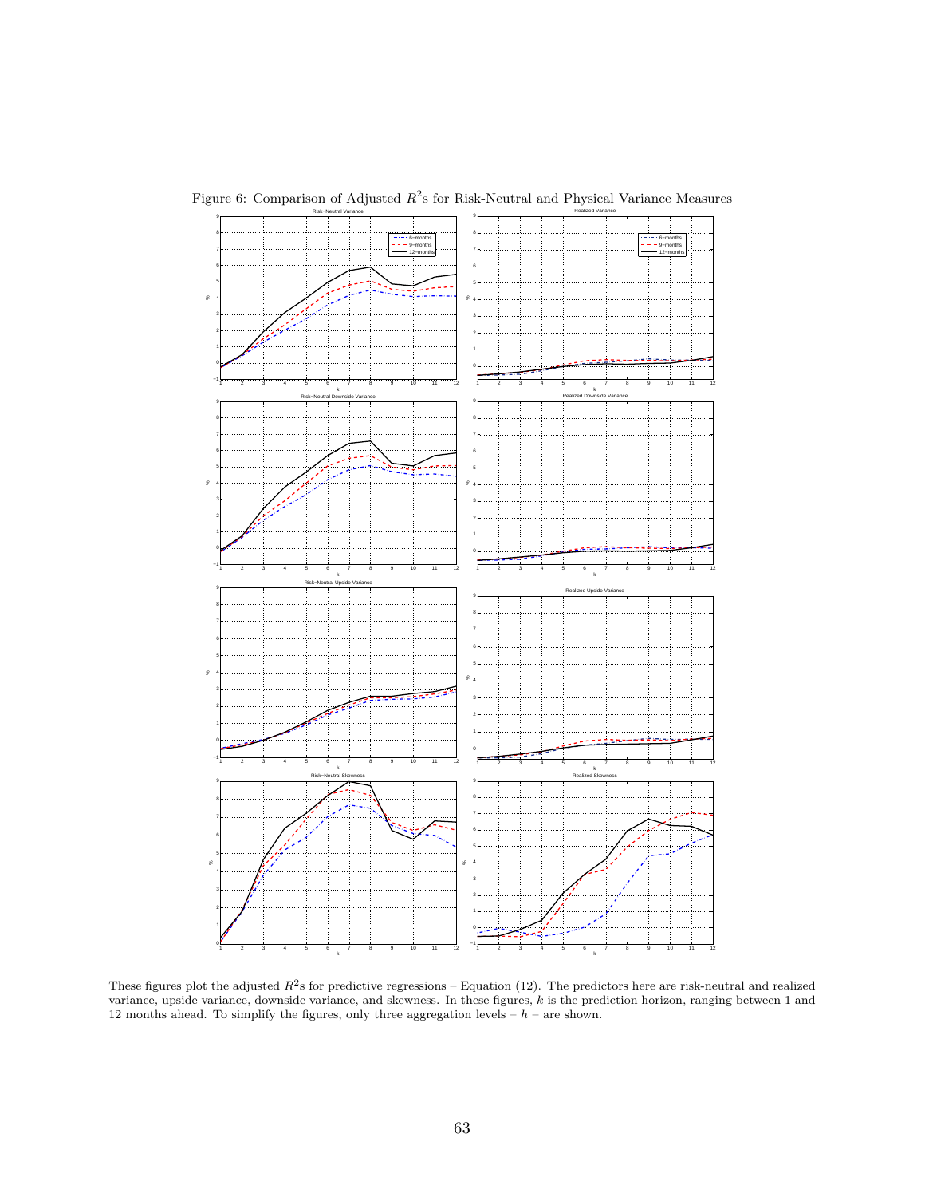Figure 6: Comparison of Adjusted $R^2$s for Risk-Neutral and Physical Variance Measures

These figures plot the adjusted $R^2$s for predictive regressions – Equation (12). The predictors here are risk-neutral and realized variance, upside variance, downside variance, and skewness. In these figures, $k$ is the prediction horizon, ranging between 1 and 12 months ahead. To simplify the figures, only three aggregation levels – $h$ – are shown.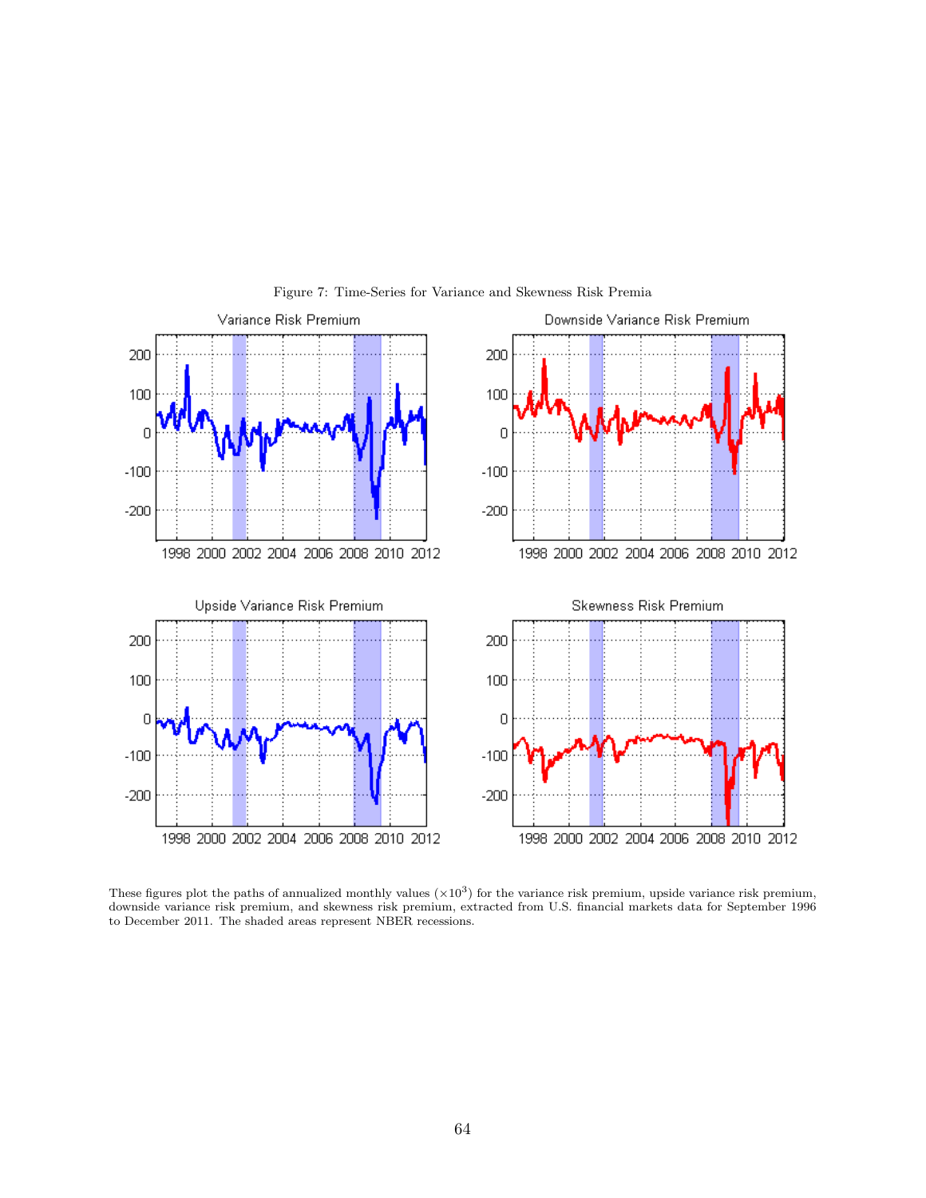Figure 7: Time-Series for Variance and Skewness Risk Premia

Variance Risk Premium

200
100
0
-100
-200

1998 2000 2002 2004 2006 2008 2010 2012

Downside Variance Risk Premium

200
100
0
-100
-200

1998 2000 2002 2004 2006 2008 2010 2012

Upside Variance Risk Premium

200
100
0
-100
-200

1998 2000 2002 2004 2006 2008 2010 2012

Skewness Risk Premium

200
100
0
-100
-200

1998 2000 2002 2004 2006 2008 2010 2012

These figures plot the paths of annualized monthly values ($\times 10^3$) for the variance risk premium, upside variance risk premium, downside variance risk premium, and skewness risk premium, extracted from U.S. financial markets data for September 1996 to December 2011. The shaded areas represent NBER recessions.